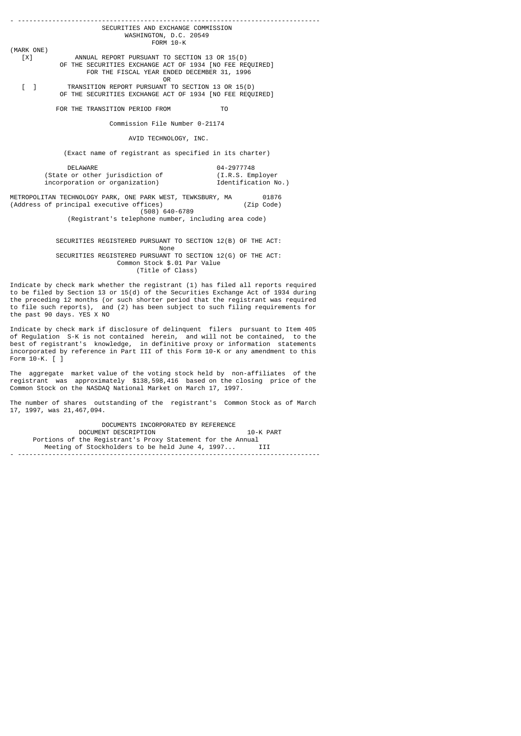# SECURITIES AND EXCHANGE COMMISSION
WASHINGTON, D.C. 20549

## FORM 10-K

(MARK ONE)

[X] ANNUAL REPORT PURSUANT TO SECTION 13 OR 15(D) OF THE SECURITIES EXCHANGE ACT OF 1934 [NO FEE REQUIRED]
FOR THE FISCAL YEAR ENDED DECEMBER 31, 1996

OR

[ ] TRANSITION REPORT PURSUANT TO SECTION 13 OR 15(D) OF THE SECURITIES EXCHANGE ACT OF 1934 [NO FEE REQUIRED]

FOR THE TRANSITION PERIOD FROM TO

Commission File Number 0-21174

## AVID TECHNOLOGY, INC.

(Exact name of registrant as specified in its charter)

| DELAWARE | 04-2977748 |
|---|---|
| (State or other jurisdiction of incorporation or organization) | (I.R.S. Employer Identification No.) |

| METROPOLITAN TECHNOLOGY PARK, ONE PARK WEST, TEWKSBURY, MA | 01876 |
|---|---|
| (Address of principal executive offices) | (Zip Code) |

(508) 640-6789
(Registrant's telephone number, including area code)

SECURITIES REGISTERED PURSUANT TO SECTION 12(B) OF THE ACT:
None

SECURITIES REGISTERED PURSUANT TO SECTION 12(G) OF THE ACT:
Common Stock $.01 Par Value
(Title of Class)

Indicate by check mark whether the registrant (1) has filed all reports required to be filed by Section 13 or 15(d) of the Securities Exchange Act of 1934 during the preceding 12 months (or such shorter period that the registrant was required to file such reports), and (2) has been subject to such filing requirements for the past 90 days. YES X NO

Indicate by check mark if disclosure of delinquent filers pursuant to Item 405 of Regulation S-K is not contained herein, and will not be contained, to the best of registrant's knowledge, in definitive proxy or information statements incorporated by reference in Part III of this Form 10-K or any amendment to this Form 10-K. [ ]

The aggregate market value of the voting stock held by non-affiliates of the registrant was approximately $138,598,416 based on the closing price of the Common Stock on the NASDAQ National Market on March 17, 1997.

The number of shares outstanding of the registrant's Common Stock as of March 17, 1997, was 21,467,094.

DOCUMENTS INCORPORATED BY REFERENCE

| DOCUMENT DESCRIPTION | 10-K PART |
|---|---|
| Portions of the Registrant's Proxy Statement for the Annual Meeting of Stockholders to be held June 4, 1997... | III |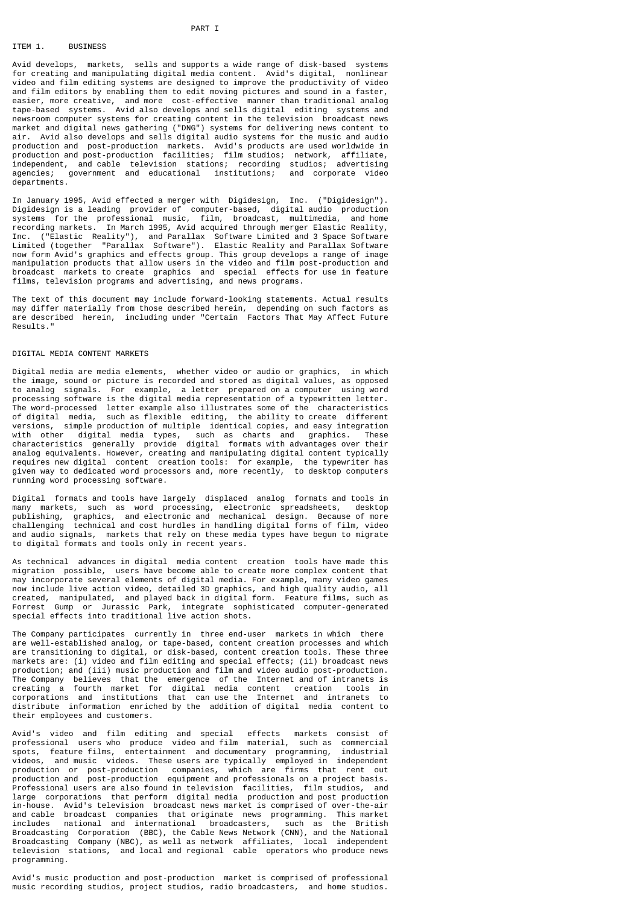# PART I

## ITEM 1. BUSINESS

Avid develops, markets, sells and supports a wide range of disk-based systems for creating and manipulating digital media content. Avid's digital, nonlinear video and film editing systems are designed to improve the productivity of video and film editors by enabling them to edit moving pictures and sound in a faster, easier, more creative, and more cost-effective manner than traditional analog tape-based systems. Avid also develops and sells digital editing systems and newsroom computer systems for creating content in the television broadcast news market and digital news gathering ("DNG") systems for delivering news content to air. Avid also develops and sells digital audio systems for the music and audio production and post-production markets. Avid's products are used worldwide in production and post-production facilities; film studios; network, affiliate, independent, and cable television stations; recording studios; advertising agencies; government and educational institutions; and corporate video departments.

In January 1995, Avid effected a merger with Digidesign, Inc. ("Digidesign"). Digidesign is a leading provider of computer-based, digital audio production systems for the professional music, film, broadcast, multimedia, and home recording markets. In March 1995, Avid acquired through merger Elastic Reality, Inc. ("Elastic Reality"), and Parallax Software Limited and 3 Space Software Limited (together "Parallax Software"). Elastic Reality and Parallax Software now form Avid's graphics and effects group. This group develops a range of image manipulation products that allow users in the video and film post-production and broadcast markets to create graphics and special effects for use in feature films, television programs and advertising, and news programs.

The text of this document may include forward-looking statements. Actual results may differ materially from those described herein, depending on such factors as are described herein, including under "Certain Factors That May Affect Future Results."

### DIGITAL MEDIA CONTENT MARKETS

Digital media are media elements, whether video or audio or graphics, in which the image, sound or picture is recorded and stored as digital values, as opposed to analog signals. For example, a letter prepared on a computer using word processing software is the digital media representation of a typewritten letter. The word-processed letter example also illustrates some of the characteristics of digital media, such as flexible editing, the ability to create different versions, simple production of multiple identical copies, and easy integration with other digital media types, such as charts and graphics. These characteristics generally provide digital formats with advantages over their analog equivalents. However, creating and manipulating digital content typically requires new digital content creation tools: for example, the typewriter has given way to dedicated word processors and, more recently, to desktop computers running word processing software.

Digital formats and tools have largely displaced analog formats and tools in many markets, such as word processing, electronic spreadsheets, desktop publishing, graphics, and electronic and mechanical design. Because of more challenging technical and cost hurdles in handling digital forms of film, video and audio signals, markets that rely on these media types have begun to migrate to digital formats and tools only in recent years.

As technical advances in digital media content creation tools have made this migration possible, users have become able to create more complex content that may incorporate several elements of digital media. For example, many video games now include live action video, detailed 3D graphics, and high quality audio, all created, manipulated, and played back in digital form. Feature films, such as Forrest Gump or Jurassic Park, integrate sophisticated computer-generated special effects into traditional live action shots.

The Company participates currently in three end-user markets in which there are well-established analog, or tape-based, content creation processes and which are transitioning to digital, or disk-based, content creation tools. These three markets are: (i) video and film editing and special effects; (ii) broadcast news production; and (iii) music production and film and video audio post-production. The Company believes that the emergence of the Internet and of intranets is creating a fourth market for digital media content creation tools in corporations and institutions that can use the Internet and intranets to distribute information enriched by the addition of digital media content to their employees and customers.

Avid's video and film editing and special effects markets consist of professional users who produce video and film material, such as commercial spots, feature films, entertainment and documentary programming, industrial videos, and music videos. These users are typically employed in independent production or post-production companies, which are firms that rent out production and post-production equipment and professionals on a project basis. Professional users are also found in television facilities, film studios, and large corporations that perform digital media production and post production in-house. Avid's television broadcast news market is comprised of over-the-air and cable broadcast companies that originate news programming. This market includes national and international broadcasters, such as the British Broadcasting Corporation (BBC), the Cable News Network (CNN), and the National Broadcasting Company (NBC), as well as network affiliates, local independent television stations, and local and regional cable operators who produce news programming.

Avid's music production and post-production market is comprised of professional music recording studios, project studios, radio broadcasters, and home studios.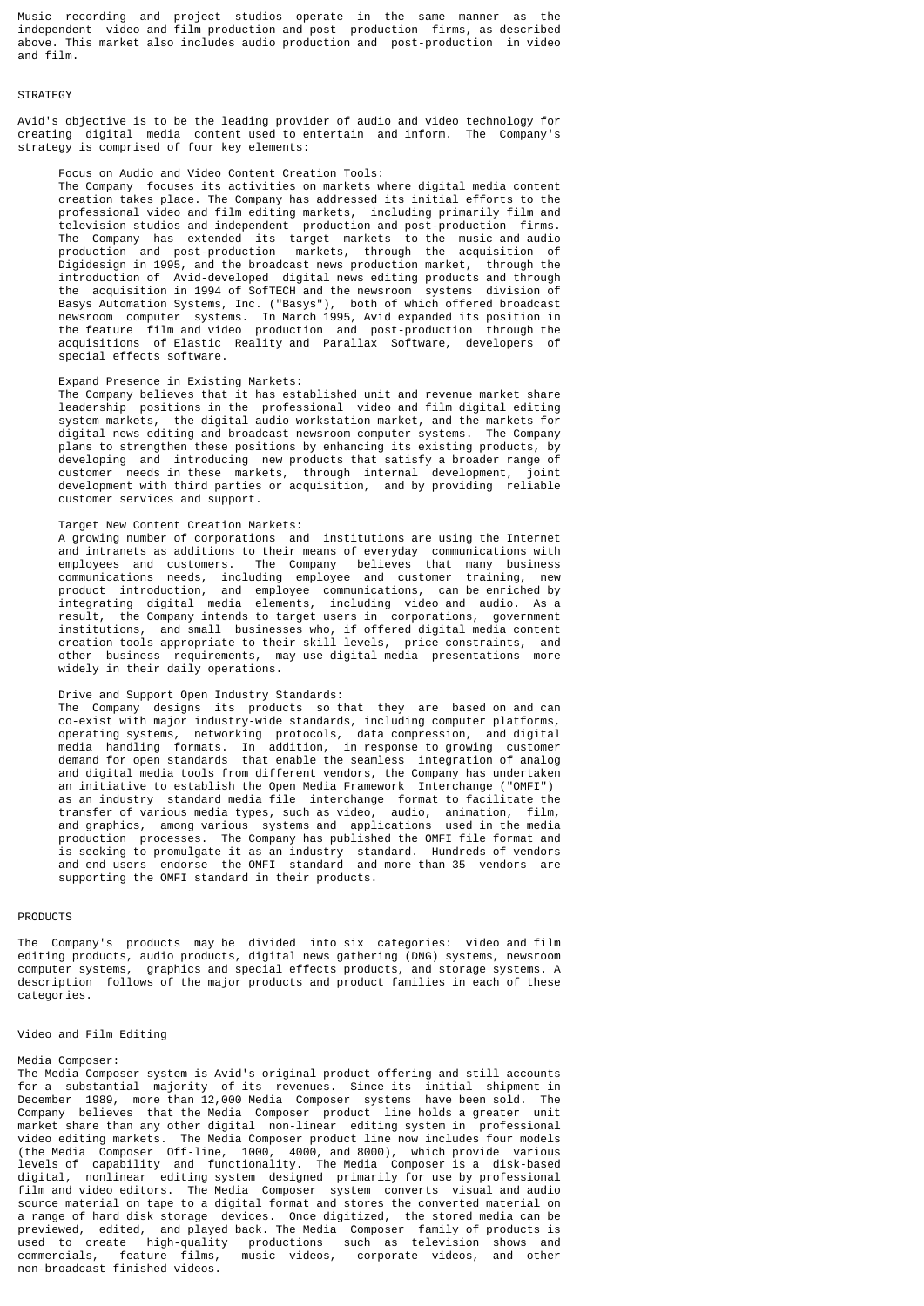Music recording and project studios operate in the same manner as the independent video and film production and post production firms, as described above. This market also includes audio production and post-production in video and film.

## STRATEGY

Avid's objective is to be the leading provider of audio and video technology for creating digital media content used to entertain and inform. The Company's strategy is comprised of four key elements:

Focus on Audio and Video Content Creation Tools:
The Company focuses its activities on markets where digital media content creation takes place. The Company has addressed its initial efforts to the professional video and film editing markets, including primarily film and television studios and independent production and post-production firms. The Company has extended its target markets to the music and audio production and post-production markets, through the acquisition of Digidesign in 1995, and the broadcast news production market, through the introduction of Avid-developed digital news editing products and through the acquisition in 1994 of SofTECH and the newsroom systems division of Basys Automation Systems, Inc. ("Basys"), both of which offered broadcast newsroom computer systems. In March 1995, Avid expanded its position in the feature film and video production and post-production through the acquisitions of Elastic Reality and Parallax Software, developers of special effects software.

Expand Presence in Existing Markets:
The Company believes that it has established unit and revenue market share leadership positions in the professional video and film digital editing system markets, the digital audio workstation market, and the markets for digital news editing and broadcast newsroom computer systems. The Company plans to strengthen these positions by enhancing its existing products, by developing and introducing new products that satisfy a broader range of customer needs in these markets, through internal development, joint development with third parties or acquisition, and by providing reliable customer services and support.

Target New Content Creation Markets:
A growing number of corporations and institutions are using the Internet and intranets as additions to their means of everyday communications with employees and customers. The Company believes that many business communications needs, including employee and customer training, new product introduction, and employee communications, can be enriched by integrating digital media elements, including video and audio. As a result, the Company intends to target users in corporations, government institutions, and small businesses who, if offered digital media content creation tools appropriate to their skill levels, price constraints, and other business requirements, may use digital media presentations more widely in their daily operations.

Drive and Support Open Industry Standards:
The Company designs its products so that they are based on and can co-exist with major industry-wide standards, including computer platforms, operating systems, networking protocols, data compression, and digital media handling formats. In addition, in response to growing customer demand for open standards that enable the seamless integration of analog and digital media tools from different vendors, the Company has undertaken an initiative to establish the Open Media Framework Interchange ("OMFI") as an industry standard media file interchange format to facilitate the transfer of various media types, such as video, audio, animation, film, and graphics, among various systems and applications used in the media production processes. The Company has published the OMFI file format and is seeking to promulgate it as an industry standard. Hundreds of vendors and end users endorse the OMFI standard and more than 35 vendors are supporting the OMFI standard in their products.

## PRODUCTS

The Company's products may be divided into six categories: video and film editing products, audio products, digital news gathering (DNG) systems, newsroom computer systems, graphics and special effects products, and storage systems. A description follows of the major products and product families in each of these categories.

### Video and Film Editing

Media Composer:
The Media Composer system is Avid's original product offering and still accounts for a substantial majority of its revenues. Since its initial shipment in December 1989, more than 12,000 Media Composer systems have been sold. The Company believes that the Media Composer product line holds a greater unit market share than any other digital non-linear editing system in professional video editing markets. The Media Composer product line now includes four models (the Media Composer Off-line, 1000, 4000, and 8000), which provide various levels of capability and functionality. The Media Composer is a disk-based digital, nonlinear editing system designed primarily for use by professional film and video editors. The Media Composer system converts visual and audio source material on tape to a digital format and stores the converted material on a range of hard disk storage devices. Once digitized, the stored media can be previewed, edited, and played back. The Media Composer family of products is used to create high-quality productions such as television shows and commercials, feature films, music videos, corporate videos, and other non-broadcast finished videos.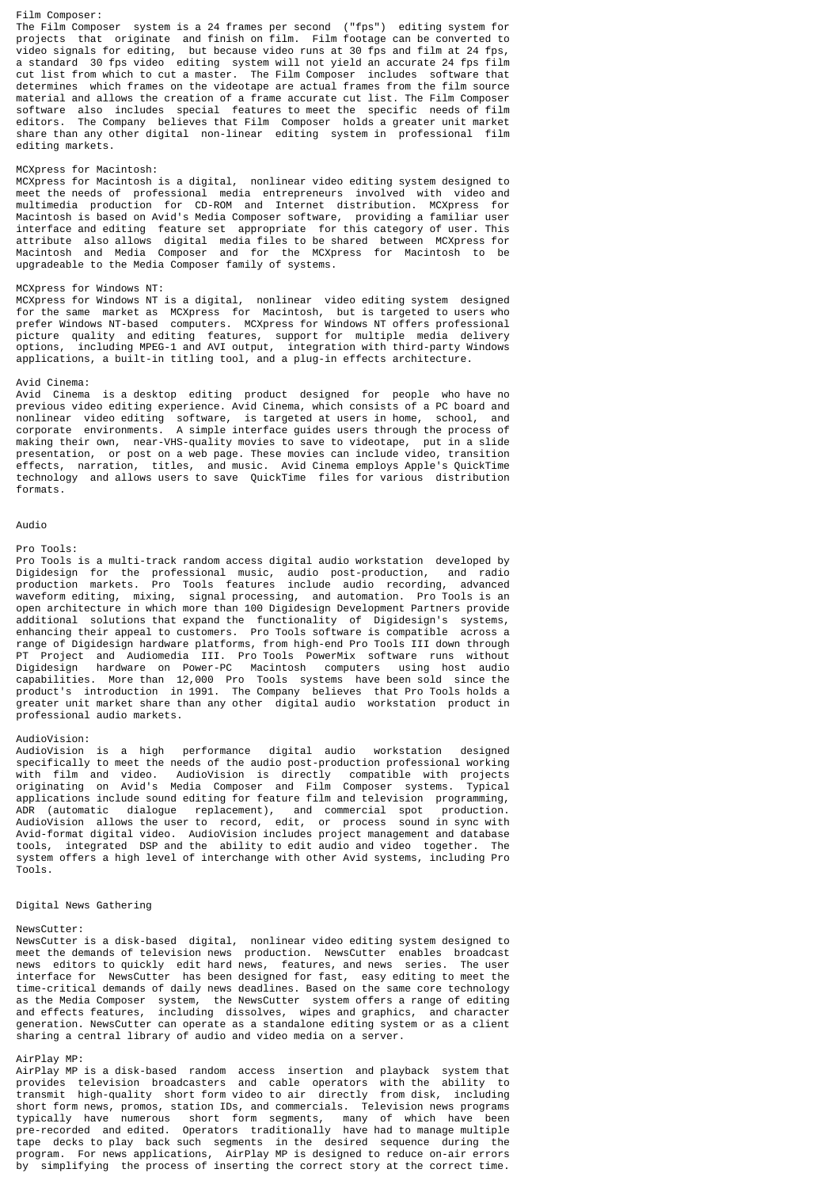Film Composer:

The Film Composer system is a 24 frames per second ("fps") editing system for projects that originate and finish on film. Film footage can be converted to video signals for editing, but because video runs at 30 fps and film at 24 fps, a standard 30 fps video editing system will not yield an accurate 24 fps film cut list from which to cut a master. The Film Composer includes software that determines which frames on the videotape are actual frames from the film source material and allows the creation of a frame accurate cut list. The Film Composer software also includes special features to meet the specific needs of film editors. The Company believes that Film Composer holds a greater unit market share than any other digital non-linear editing system in professional film editing markets.

MCXpress for Macintosh:

MCXpress for Macintosh is a digital, nonlinear video editing system designed to meet the needs of professional media entrepreneurs involved with video and multimedia production for CD-ROM and Internet distribution. MCXpress for Macintosh is based on Avid's Media Composer software, providing a familiar user interface and editing feature set appropriate for this category of user. This attribute also allows digital media files to be shared between MCXpress for Macintosh and Media Composer and for the MCXpress for Macintosh to be upgradeable to the Media Composer family of systems.

MCXpress for Windows NT:

MCXpress for Windows NT is a digital, nonlinear video editing system designed for the same market as MCXpress for Macintosh, but is targeted to users who prefer Windows NT-based computers. MCXpress for Windows NT offers professional picture quality and editing features, support for multiple media delivery options, including MPEG-1 and AVI output, integration with third-party Windows applications, a built-in titling tool, and a plug-in effects architecture.

Avid Cinema:

Avid Cinema is a desktop editing product designed for people who have no previous video editing experience. Avid Cinema, which consists of a PC board and nonlinear video editing software, is targeted at users in home, school, and corporate environments. A simple interface guides users through the process of making their own, near-VHS-quality movies to save to videotape, put in a slide presentation, or post on a web page. These movies can include video, transition effects, narration, titles, and music. Avid Cinema employs Apple's QuickTime technology and allows users to save QuickTime files for various distribution formats.

Audio

Pro Tools:

Pro Tools is a multi-track random access digital audio workstation developed by Digidesign for the professional music, audio post-production, and radio production markets. Pro Tools features include audio recording, advanced waveform editing, mixing, signal processing, and automation. Pro Tools is an open architecture in which more than 100 Digidesign Development Partners provide additional solutions that expand the functionality of Digidesign's systems, enhancing their appeal to customers. Pro Tools software is compatible across a range of Digidesign hardware platforms, from high-end Pro Tools III down through PT Project and Audiomedia III. Pro Tools PowerMix software runs without Digidesign hardware on Power-PC Macintosh computers using host audio capabilities. More than 12,000 Pro Tools systems have been sold since the product's introduction in 1991. The Company believes that Pro Tools holds a greater unit market share than any other digital audio workstation product in professional audio markets.

AudioVision:

AudioVision is a high performance digital audio workstation designed specifically to meet the needs of the audio post-production professional working with film and video. AudioVision is directly compatible with projects originating on Avid's Media Composer and Film Composer systems. Typical applications include sound editing for feature film and television programming, ADR (automatic dialogue replacement), and commercial spot production. AudioVision allows the user to record, edit, or process sound in sync with Avid-format digital video. AudioVision includes project management and database tools, integrated DSP and the ability to edit audio and video together. The system offers a high level of interchange with other Avid systems, including Pro Tools.

Digital News Gathering

NewsCutter:

NewsCutter is a disk-based digital, nonlinear video editing system designed to meet the demands of television news production. NewsCutter enables broadcast news editors to quickly edit hard news, features, and news series. The user interface for NewsCutter has been designed for fast, easy editing to meet the time-critical demands of daily news deadlines. Based on the same core technology as the Media Composer system, the NewsCutter system offers a range of editing and effects features, including dissolves, wipes and graphics, and character generation. NewsCutter can operate as a standalone editing system or as a client sharing a central library of audio and video media on a server.

AirPlay MP:

AirPlay MP is a disk-based random access insertion and playback system that provides television broadcasters and cable operators with the ability to transmit high-quality short form video to air directly from disk, including short form news, promos, station IDs, and commercials. Television news programs typically have numerous short form segments, many of which have been pre-recorded and edited. Operators traditionally have had to manage multiple tape decks to play back such segments in the desired sequence during the program. For news applications, AirPlay MP is designed to reduce on-air errors by simplifying the process of inserting the correct story at the correct time.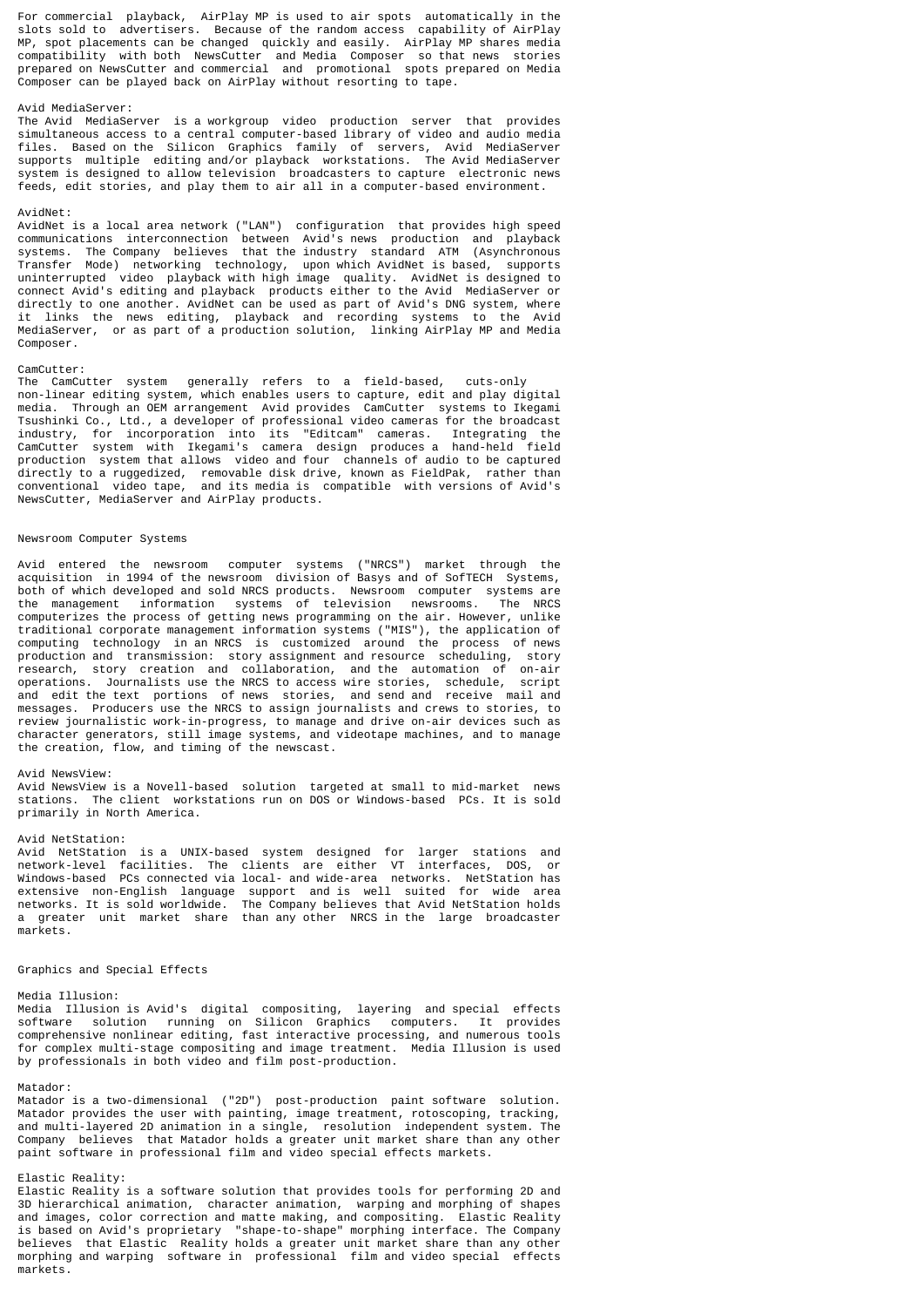For commercial playback, AirPlay MP is used to air spots automatically in the slots sold to advertisers. Because of the random access capability of AirPlay MP, spot placements can be changed quickly and easily. AirPlay MP shares media compatibility with both NewsCutter and Media Composer so that news stories prepared on NewsCutter and commercial and promotional spots prepared on Media Composer can be played back on AirPlay without resorting to tape.

Avid MediaServer:
The Avid MediaServer is a workgroup video production server that provides simultaneous access to a central computer-based library of video and audio media files. Based on the Silicon Graphics family of servers, Avid MediaServer supports multiple editing and/or playback workstations. The Avid MediaServer system is designed to allow television broadcasters to capture electronic news feeds, edit stories, and play them to air all in a computer-based environment.

AvidNet:
AvidNet is a local area network ("LAN") configuration that provides high speed communications interconnection between Avid's news production and playback systems. The Company believes that the industry standard ATM (Asynchronous Transfer Mode) networking technology, upon which AvidNet is based, supports uninterrupted video playback with high image quality. AvidNet is designed to connect Avid's editing and playback products either to the Avid MediaServer or directly to one another. AvidNet can be used as part of Avid's DNG system, where it links the news editing, playback and recording systems to the Avid MediaServer, or as part of a production solution, linking AirPlay MP and Media Composer.

CamCutter:
The CamCutter system generally refers to a field-based, cuts-only non-linear editing system, which enables users to capture, edit and play digital media. Through an OEM arrangement Avid provides CamCutter systems to Ikegami Tsushinki Co., Ltd., a developer of professional video cameras for the broadcast industry, for incorporation into its "Editcam" cameras. Integrating the CamCutter system with Ikegami's camera design produces a hand-held field production system that allows video and four channels of audio to be captured directly to a ruggedized, removable disk drive, known as FieldPak, rather than conventional video tape, and its media is compatible with versions of Avid's NewsCutter, MediaServer and AirPlay products.

## Newsroom Computer Systems

Avid entered the newsroom computer systems ("NRCS") market through the acquisition in 1994 of the newsroom division of Basys and of SofTECH Systems, both of which developed and sold NRCS products. Newsroom computer systems are the management information systems of television newsrooms. The NRCS computerizes the process of getting news programming on the air. However, unlike traditional corporate management information systems ("MIS"), the application of computing technology in an NRCS is customized around the process of news production and transmission: story assignment and resource scheduling, story research, story creation and collaboration, and the automation of on-air operations. Journalists use the NRCS to access wire stories, schedule, script and edit the text portions of news stories, and send and receive mail and messages. Producers use the NRCS to assign journalists and crews to stories, to review journalistic work-in-progress, to manage and drive on-air devices such as character generators, still image systems, and videotape machines, and to manage the creation, flow, and timing of the newscast.

Avid NewsView:
Avid NewsView is a Novell-based solution targeted at small to mid-market news stations. The client workstations run on DOS or Windows-based PCs. It is sold primarily in North America.

Avid NetStation:
Avid NetStation is a UNIX-based system designed for larger stations and network-level facilities. The clients are either VT interfaces, DOS, or Windows-based PCs connected via local- and wide-area networks. NetStation has extensive non-English language support and is well suited for wide area networks. It is sold worldwide. The Company believes that Avid NetStation holds a greater unit market share than any other NRCS in the large broadcaster markets.

## Graphics and Special Effects

Media Illusion:
Media Illusion is Avid's digital compositing, layering and special effects software solution running on Silicon Graphics computers. It provides comprehensive nonlinear editing, fast interactive processing, and numerous tools for complex multi-stage compositing and image treatment. Media Illusion is used by professionals in both video and film post-production.

Matador:
Matador is a two-dimensional ("2D") post-production paint software solution. Matador provides the user with painting, image treatment, rotoscoping, tracking, and multi-layered 2D animation in a single, resolution independent system. The Company believes that Matador holds a greater unit market share than any other paint software in professional film and video special effects markets.

Elastic Reality:
Elastic Reality is a software solution that provides tools for performing 2D and 3D hierarchical animation, character animation, warping and morphing of shapes and images, color correction and matte making, and compositing. Elastic Reality is based on Avid's proprietary "shape-to-shape" morphing interface. The Company believes that Elastic Reality holds a greater unit market share than any other morphing and warping software in professional film and video special effects markets.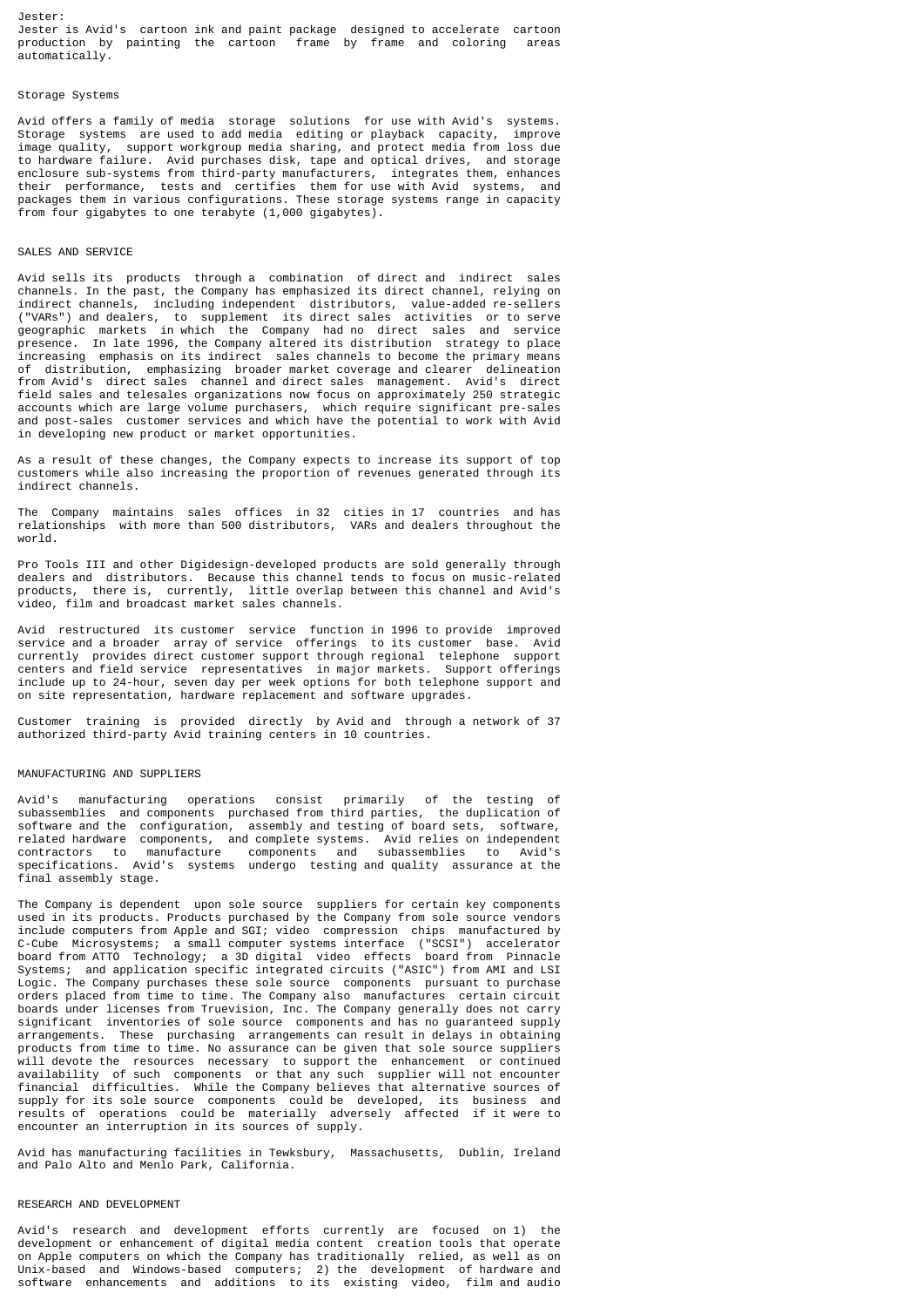Jester:

Jester is Avid's cartoon ink and paint package designed to accelerate cartoon production by painting the cartoon frame by frame and coloring areas automatically.

## Storage Systems

Avid offers a family of media storage solutions for use with Avid's systems. Storage systems are used to add media editing or playback capacity, improve image quality, support workgroup media sharing, and protect media from loss due to hardware failure. Avid purchases disk, tape and optical drives, and storage enclosure sub-systems from third-party manufacturers, integrates them, enhances their performance, tests and certifies them for use with Avid systems, and packages them in various configurations. These storage systems range in capacity from four gigabytes to one terabyte (1,000 gigabytes).

## SALES AND SERVICE

Avid sells its products through a combination of direct and indirect sales channels. In the past, the Company has emphasized its direct channel, relying on indirect channels, including independent distributors, value-added re-sellers ("VARs") and dealers, to supplement its direct sales activities or to serve geographic markets in which the Company had no direct sales and service presence. In late 1996, the Company altered its distribution strategy to place increasing emphasis on its indirect sales channels to become the primary means of distribution, emphasizing broader market coverage and clearer delineation from Avid's direct sales channel and direct sales management. Avid's direct field sales and telesales organizations now focus on approximately 250 strategic accounts which are large volume purchasers, which require significant pre-sales and post-sales customer services and which have the potential to work with Avid in developing new product or market opportunities.

As a result of these changes, the Company expects to increase its support of top customers while also increasing the proportion of revenues generated through its indirect channels.

The Company maintains sales offices in 32 cities in 17 countries and has relationships with more than 500 distributors, VARs and dealers throughout the world.

Pro Tools III and other Digidesign-developed products are sold generally through dealers and distributors. Because this channel tends to focus on music-related products, there is, currently, little overlap between this channel and Avid's video, film and broadcast market sales channels.

Avid restructured its customer service function in 1996 to provide improved service and a broader array of service offerings to its customer base. Avid currently provides direct customer support through regional telephone support centers and field service representatives in major markets. Support offerings include up to 24-hour, seven day per week options for both telephone support and on site representation, hardware replacement and software upgrades.

Customer training is provided directly by Avid and through a network of 37 authorized third-party Avid training centers in 10 countries.

## MANUFACTURING AND SUPPLIERS

Avid's manufacturing operations consist primarily of the testing of subassemblies and components purchased from third parties, the duplication of software and the configuration, assembly and testing of board sets, software, related hardware components, and complete systems. Avid relies on independent contractors to manufacture components and subassemblies to Avid's specifications. Avid's systems undergo testing and quality assurance at the final assembly stage.

The Company is dependent upon sole source suppliers for certain key components used in its products. Products purchased by the Company from sole source vendors include computers from Apple and SGI; video compression chips manufactured by C-Cube Microsystems; a small computer systems interface ("SCSI") accelerator board from ATTO Technology; a 3D digital video effects board from Pinnacle Systems; and application specific integrated circuits ("ASIC") from AMI and LSI Logic. The Company purchases these sole source components pursuant to purchase orders placed from time to time. The Company also manufactures certain circuit boards under licenses from Truevision, Inc. The Company generally does not carry significant inventories of sole source components and has no guaranteed supply arrangements. These purchasing arrangements can result in delays in obtaining products from time to time. No assurance can be given that sole source suppliers will devote the resources necessary to support the enhancement or continued availability of such components or that any such supplier will not encounter financial difficulties. While the Company believes that alternative sources of supply for its sole source components could be developed, its business and results of operations could be materially adversely affected if it were to encounter an interruption in its sources of supply.

Avid has manufacturing facilities in Tewksbury, Massachusetts, Dublin, Ireland and Palo Alto and Menlo Park, California.

## RESEARCH AND DEVELOPMENT

Avid's research and development efforts currently are focused on 1) the development or enhancement of digital media content creation tools that operate on Apple computers on which the Company has traditionally relied, as well as on Unix-based and Windows-based computers; 2) the development of hardware and software enhancements and additions to its existing video, film and audio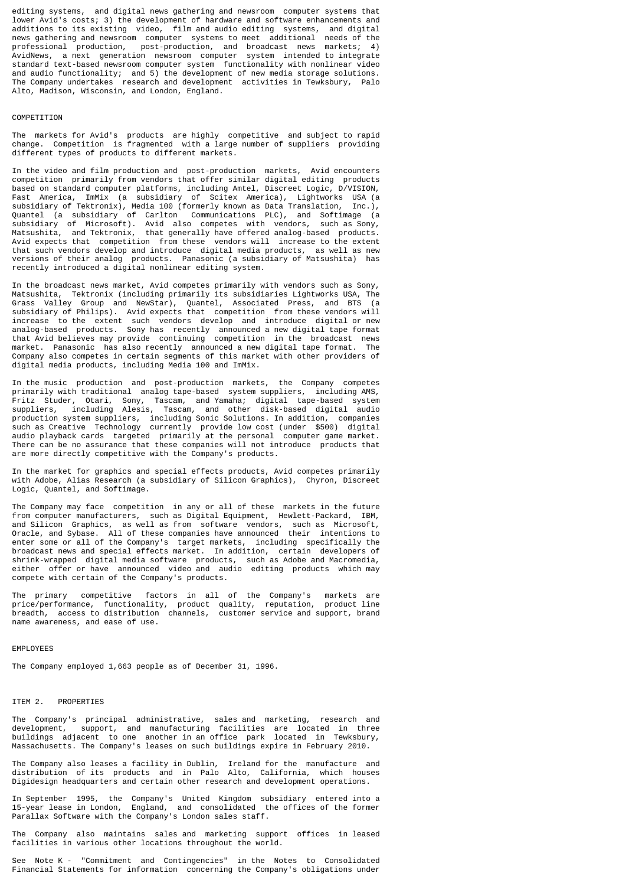editing systems, and digital news gathering and newsroom computer systems that lower Avid's costs; 3) the development of hardware and software enhancements and additions to its existing video, film and audio editing systems, and digital news gathering and newsroom computer systems to meet additional needs of the professional production, post-production, and broadcast news markets; 4) AvidNews, a next generation newsroom computer system intended to integrate standard text-based newsroom computer system functionality with nonlinear video and audio functionality; and 5) the development of new media storage solutions. The Company undertakes research and development activities in Tewksbury, Palo Alto, Madison, Wisconsin, and London, England.

## COMPETITION

The markets for Avid's products are highly competitive and subject to rapid change. Competition is fragmented with a large number of suppliers providing different types of products to different markets.

In the video and film production and post-production markets, Avid encounters competition primarily from vendors that offer similar digital editing products based on standard computer platforms, including Amtel, Discreet Logic, D/VISION, Fast America, ImMix (a subsidiary of Scitex America), Lightworks USA (a subsidiary of Tektronix), Media 100 (formerly known as Data Translation, Inc.), Quantel (a subsidiary of Carlton Communications PLC), and Softimage (a subsidiary of Microsoft). Avid also competes with vendors, such as Sony, Matsushita, and Tektronix, that generally have offered analog-based products. Avid expects that competition from these vendors will increase to the extent that such vendors develop and introduce digital media products, as well as new versions of their analog products. Panasonic (a subsidiary of Matsushita) has recently introduced a digital nonlinear editing system.

In the broadcast news market, Avid competes primarily with vendors such as Sony, Matsushita, Tektronix (including primarily its subsidiaries Lightworks USA, The Grass Valley Group and NewStar), Quantel, Associated Press, and BTS (a subsidiary of Philips). Avid expects that competition from these vendors will increase to the extent such vendors develop and introduce digital or new analog-based products. Sony has recently announced a new digital tape format that Avid believes may provide continuing competition in the broadcast news market. Panasonic has also recently announced a new digital tape format. The Company also competes in certain segments of this market with other providers of digital media products, including Media 100 and ImMix.

In the music production and post-production markets, the Company competes primarily with traditional analog tape-based system suppliers, including AMS, Fritz Studer, Otari, Sony, Tascam, and Yamaha; digital tape-based system suppliers, including Alesis, Tascam, and other disk-based digital audio production system suppliers, including Sonic Solutions. In addition, companies such as Creative Technology currently provide low cost (under $500) digital audio playback cards targeted primarily at the personal computer game market. There can be no assurance that these companies will not introduce products that are more directly competitive with the Company's products.

In the market for graphics and special effects products, Avid competes primarily with Adobe, Alias Research (a subsidiary of Silicon Graphics), Chyron, Discreet Logic, Quantel, and Softimage.

The Company may face competition in any or all of these markets in the future from computer manufacturers, such as Digital Equipment, Hewlett-Packard, IBM, and Silicon Graphics, as well as from software vendors, such as Microsoft, Oracle, and Sybase. All of these companies have announced their intentions to enter some or all of the Company's target markets, including specifically the broadcast news and special effects market. In addition, certain developers of shrink-wrapped digital media software products, such as Adobe and Macromedia, either offer or have announced video and audio editing products which may compete with certain of the Company's products.

The primary competitive factors in all of the Company's markets are price/performance, functionality, product quality, reputation, product line breadth, access to distribution channels, customer service and support, brand name awareness, and ease of use.

## EMPLOYEES

The Company employed 1,663 people as of December 31, 1996.

## ITEM 2. PROPERTIES

The Company's principal administrative, sales and marketing, research and development, support, and manufacturing facilities are located in three buildings adjacent to one another in an office park located in Tewksbury, Massachusetts. The Company's leases on such buildings expire in February 2010.

The Company also leases a facility in Dublin, Ireland for the manufacture and distribution of its products and in Palo Alto, California, which houses Digidesign headquarters and certain other research and development operations.

In September 1995, the Company's United Kingdom subsidiary entered into a 15-year lease in London, England, and consolidated the offices of the former Parallax Software with the Company's London sales staff.

The Company also maintains sales and marketing support offices in leased facilities in various other locations throughout the world.

See Note K - "Commitment and Contingencies" in the Notes to Consolidated Financial Statements for information concerning the Company's obligations under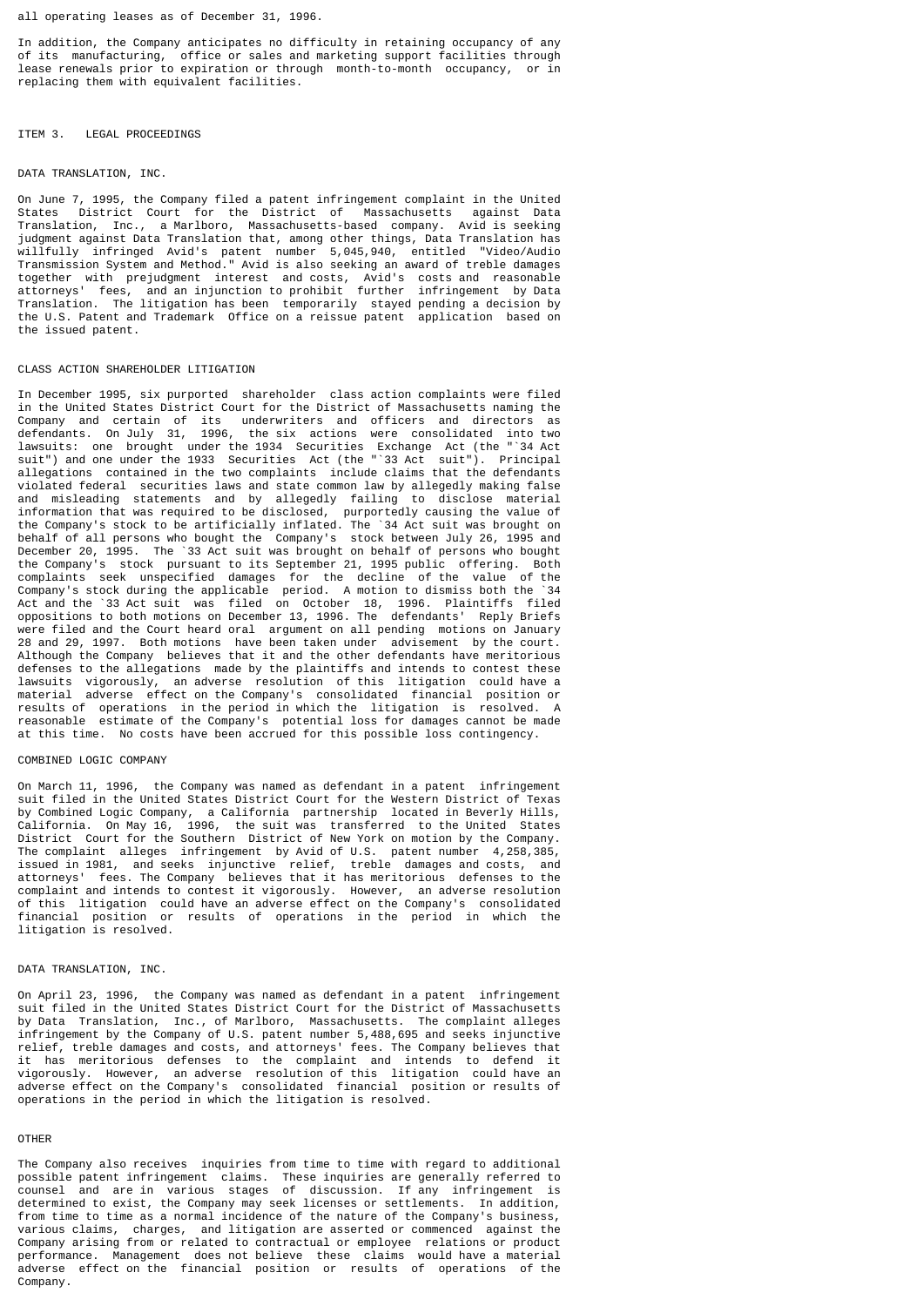all operating leases as of December 31, 1996.

In addition, the Company anticipates no difficulty in retaining occupancy of any of its manufacturing, office or sales and marketing support facilities through lease renewals prior to expiration or through month-to-month occupancy, or in replacing them with equivalent facilities.

## ITEM 3. LEGAL PROCEEDINGS

### DATA TRANSLATION, INC.

On June 7, 1995, the Company filed a patent infringement complaint in the United States District Court for the District of Massachusetts against Data Translation, Inc., a Marlboro, Massachusetts-based company. Avid is seeking judgment against Data Translation that, among other things, Data Translation has willfully infringed Avid's patent number 5,045,940, entitled "Video/Audio Transmission System and Method." Avid is also seeking an award of treble damages together with prejudgment interest and costs, Avid's costs and reasonable attorneys' fees, and an injunction to prohibit further infringement by Data Translation. The litigation has been temporarily stayed pending a decision by the U.S. Patent and Trademark Office on a reissue patent application based on the issued patent.

### CLASS ACTION SHAREHOLDER LITIGATION

In December 1995, six purported shareholder class action complaints were filed in the United States District Court for the District of Massachusetts naming the Company and certain of its underwriters and officers and directors as defendants. On July 31, 1996, the six actions were consolidated into two lawsuits: one brought under the 1934 Securities Exchange Act (the "`34 Act suit") and one under the 1933 Securities Act (the "`33 Act suit"). Principal allegations contained in the two complaints include claims that the defendants violated federal securities laws and state common law by allegedly making false and misleading statements and by allegedly failing to disclose material information that was required to be disclosed, purportedly causing the value of the Company's stock to be artificially inflated. The `34 Act suit was brought on behalf of all persons who bought the Company's stock between July 26, 1995 and December 20, 1995. The `33 Act suit was brought on behalf of persons who bought the Company's stock pursuant to its September 21, 1995 public offering. Both complaints seek unspecified damages for the decline of the value of the Company's stock during the applicable period. A motion to dismiss both the `34 Act and the `33 Act suit was filed on October 18, 1996. Plaintiffs filed oppositions to both motions on December 13, 1996. The defendants' Reply Briefs were filed and the Court heard oral argument on all pending motions on January 28 and 29, 1997. Both motions have been taken under advisement by the court. Although the Company believes that it and the other defendants have meritorious defenses to the allegations made by the plaintiffs and intends to contest these lawsuits vigorously, an adverse resolution of this litigation could have a material adverse effect on the Company's consolidated financial position or results of operations in the period in which the litigation is resolved. A reasonable estimate of the Company's potential loss for damages cannot be made at this time. No costs have been accrued for this possible loss contingency.

### COMBINED LOGIC COMPANY

On March 11, 1996, the Company was named as defendant in a patent infringement suit filed in the United States District Court for the Western District of Texas by Combined Logic Company, a California partnership located in Beverly Hills, California. On May 16, 1996, the suit was transferred to the United States District Court for the Southern District of New York on motion by the Company. The complaint alleges infringement by Avid of U.S. patent number 4,258,385, issued in 1981, and seeks injunctive relief, treble damages and costs, and attorneys' fees. The Company believes that it has meritorious defenses to the complaint and intends to contest it vigorously. However, an adverse resolution of this litigation could have an adverse effect on the Company's consolidated financial position or results of operations in the period in which the litigation is resolved.

### DATA TRANSLATION, INC.

On April 23, 1996, the Company was named as defendant in a patent infringement suit filed in the United States District Court for the District of Massachusetts by Data Translation, Inc., of Marlboro, Massachusetts. The complaint alleges infringement by the Company of U.S. patent number 5,488,695 and seeks injunctive relief, treble damages and costs, and attorneys' fees. The Company believes that it has meritorious defenses to the complaint and intends to defend it vigorously. However, an adverse resolution of this litigation could have an adverse effect on the Company's consolidated financial position or results of operations in the period in which the litigation is resolved.

### OTHER

The Company also receives inquiries from time to time with regard to additional possible patent infringement claims. These inquiries are generally referred to counsel and are in various stages of discussion. If any infringement is determined to exist, the Company may seek licenses or settlements. In addition, from time to time as a normal incidence of the nature of the Company's business, various claims, charges, and litigation are asserted or commenced against the Company arising from or related to contractual or employee relations or product performance. Management does not believe these claims would have a material adverse effect on the financial position or results of operations of the Company.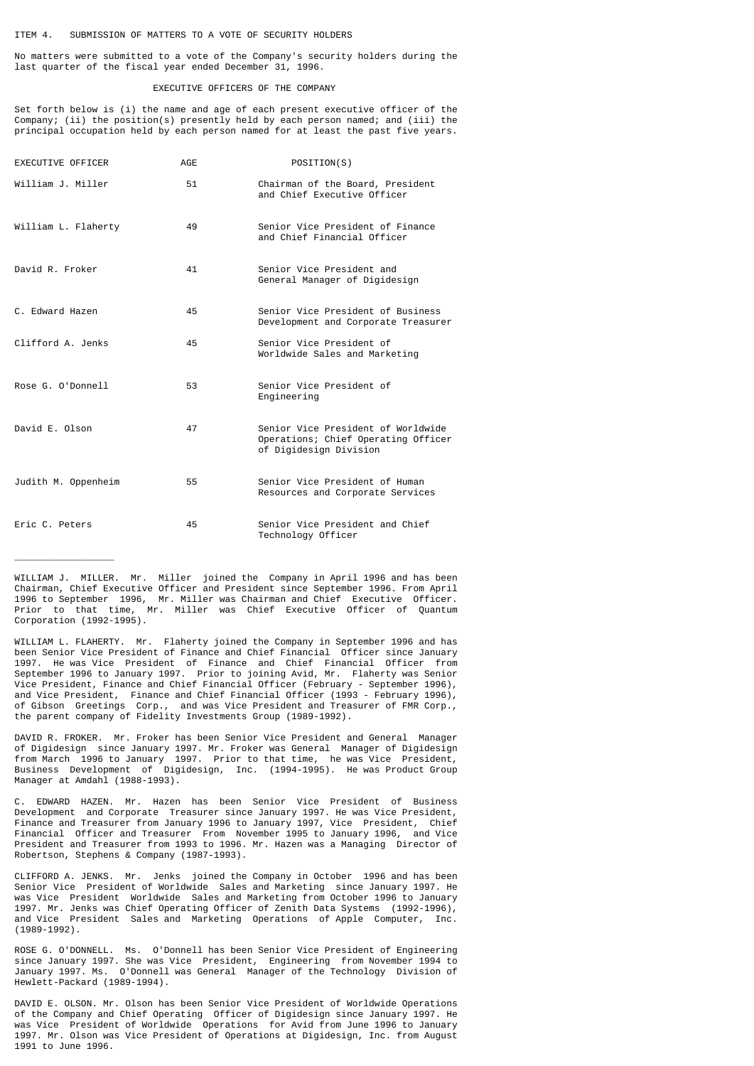ITEM 4. SUBMISSION OF MATTERS TO A VOTE OF SECURITY HOLDERS

No matters were submitted to a vote of the Company's security holders during the last quarter of the fiscal year ended December 31, 1996.

## EXECUTIVE OFFICERS OF THE COMPANY

Set forth below is (i) the name and age of each present executive officer of the Company; (ii) the position(s) presently held by each person named; and (iii) the principal occupation held by each person named for at least the past five years.

| EXECUTIVE OFFICER | AGE | POSITION(S) |
|---|---|---|
| William J. Miller | 51 | Chairman of the Board, President and Chief Executive Officer |
| William L. Flaherty | 49 | Senior Vice President of Finance and Chief Financial Officer |
| David R. Froker | 41 | Senior Vice President and General Manager of Digidesign |
| C. Edward Hazen | 45 | Senior Vice President of Business Development and Corporate Treasurer |
| Clifford A. Jenks | 45 | Senior Vice President of Worldwide Sales and Marketing |
| Rose G. O'Donnell | 53 | Senior Vice President of Engineering |
| David E. Olson | 47 | Senior Vice President of Worldwide Operations; Chief Operating Officer of Digidesign Division |
| Judith M. Oppenheim | 55 | Senior Vice President of Human Resources and Corporate Services |
| Eric C. Peters | 45 | Senior Vice President and Chief Technology Officer |

---

WILLIAM J. MILLER. Mr. Miller joined the Company in April 1996 and has been Chairman, Chief Executive Officer and President since September 1996. From April 1996 to September 1996, Mr. Miller was Chairman and Chief Executive Officer. Prior to that time, Mr. Miller was Chief Executive Officer of Quantum Corporation (1992-1995).

WILLIAM L. FLAHERTY. Mr. Flaherty joined the Company in September 1996 and has been Senior Vice President of Finance and Chief Financial Officer since January 1997. He was Vice President of Finance and Chief Financial Officer from September 1996 to January 1997. Prior to joining Avid, Mr. Flaherty was Senior Vice President, Finance and Chief Financial Officer (February - September 1996), and Vice President, Finance and Chief Financial Officer (1993 - February 1996), of Gibson Greetings Corp., and was Vice President and Treasurer of FMR Corp., the parent company of Fidelity Investments Group (1989-1992).

DAVID R. FROKER. Mr. Froker has been Senior Vice President and General Manager of Digidesign since January 1997. Mr. Froker was General Manager of Digidesign from March 1996 to January 1997. Prior to that time, he was Vice President, Business Development of Digidesign, Inc. (1994-1995). He was Product Group Manager at Amdahl (1988-1993).

C. EDWARD HAZEN. Mr. Hazen has been Senior Vice President of Business Development and Corporate Treasurer since January 1997. He was Vice President, Finance and Treasurer from January 1996 to January 1997, Vice President, Chief Financial Officer and Treasurer From November 1995 to January 1996, and Vice President and Treasurer from 1993 to 1996. Mr. Hazen was a Managing Director of Robertson, Stephens & Company (1987-1993).

CLIFFORD A. JENKS. Mr. Jenks joined the Company in October 1996 and has been Senior Vice President of Worldwide Sales and Marketing since January 1997. He was Vice President Worldwide Sales and Marketing from October 1996 to January 1997. Mr. Jenks was Chief Operating Officer of Zenith Data Systems (1992-1996), and Vice President Sales and Marketing Operations of Apple Computer, Inc. (1989-1992).

ROSE G. O'DONNELL. Ms. O'Donnell has been Senior Vice President of Engineering since January 1997. She was Vice President, Engineering from November 1994 to January 1997. Ms. O'Donnell was General Manager of the Technology Division of Hewlett-Packard (1989-1994).

DAVID E. OLSON. Mr. Olson has been Senior Vice President of Worldwide Operations of the Company and Chief Operating Officer of Digidesign since January 1997. He was Vice President of Worldwide Operations for Avid from June 1996 to January 1997. Mr. Olson was Vice President of Operations at Digidesign, Inc. from August 1991 to June 1996.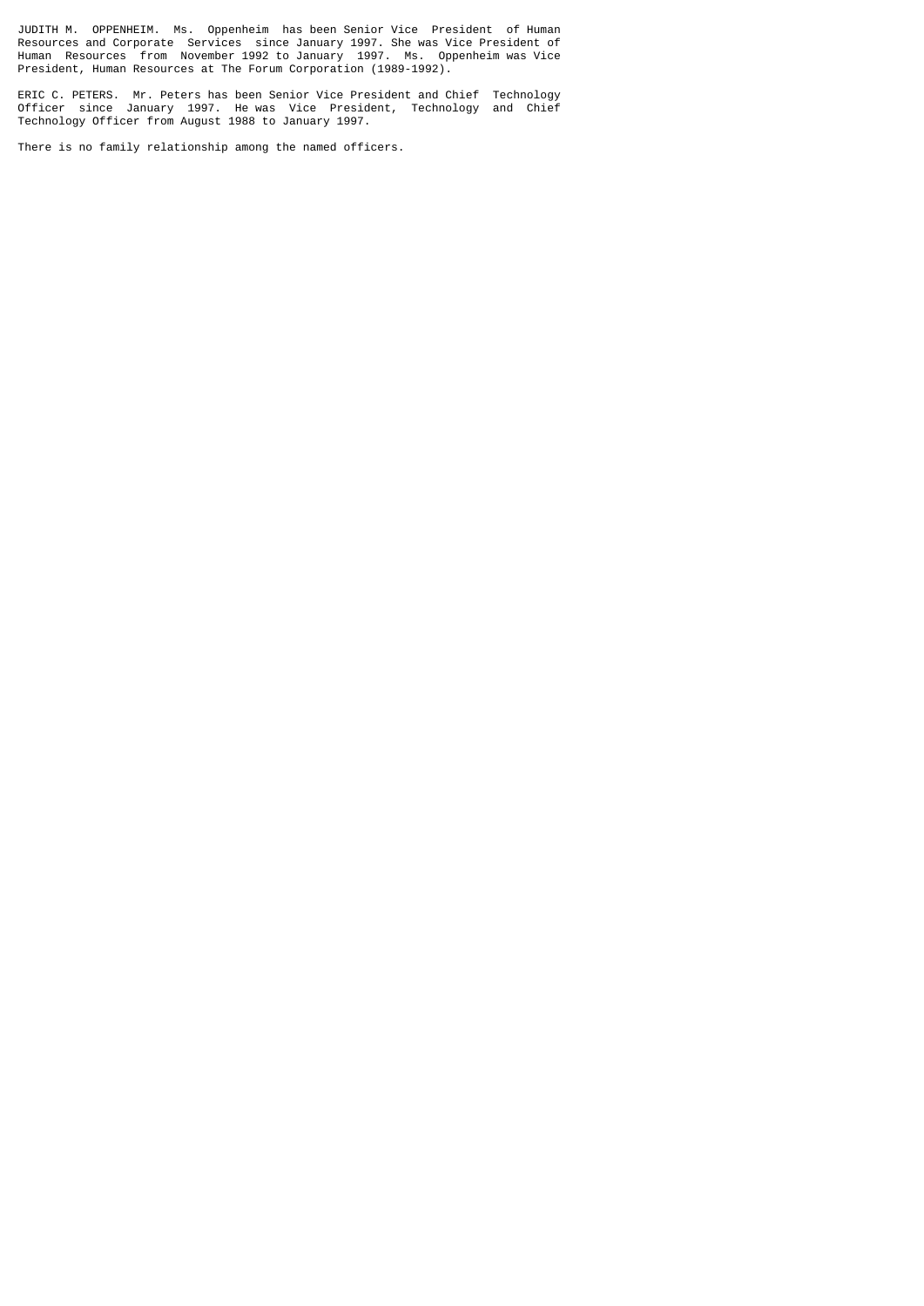JUDITH M. OPPENHEIM. Ms. Oppenheim has been Senior Vice President of Human Resources and Corporate Services since January 1997. She was Vice President of Human Resources from November 1992 to January 1997. Ms. Oppenheim was Vice President, Human Resources at The Forum Corporation (1989-1992).

ERIC C. PETERS. Mr. Peters has been Senior Vice President and Chief Technology Officer since January 1997. He was Vice President, Technology and Chief Technology Officer from August 1988 to January 1997.

There is no family relationship among the named officers.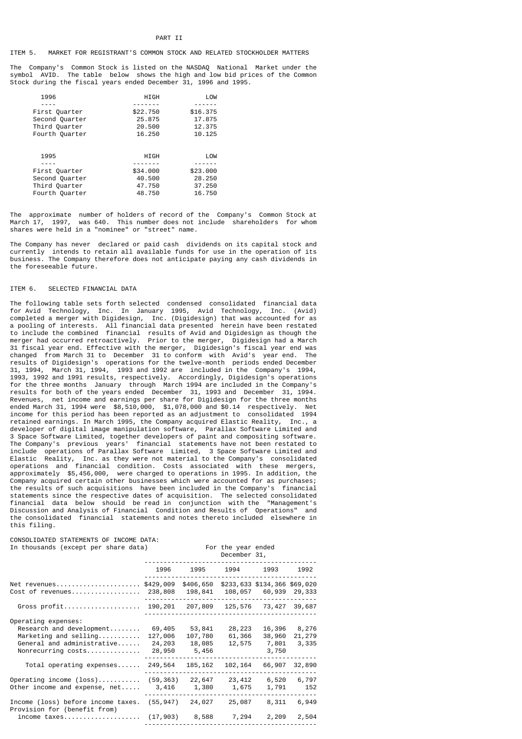# PART II

## ITEM 5. MARKET FOR REGISTRANT'S COMMON STOCK AND RELATED STOCKHOLDER MATTERS

The Company's Common Stock is listed on the NASDAQ National Market under the symbol AVID. The table below shows the high and low bid prices of the Common Stock during the fiscal years ended December 31, 1996 and 1995.

| 1996 | HIGH | LOW |
|---|---|---|
| First Quarter | $22.750 | $16.375 |
| Second Quarter | 25.875 | 17.875 |
| Third Quarter | 20.500 | 12.375 |
| Fourth Quarter | 16.250 | 10.125 |

| 1995 | HIGH | LOW |
|---|---|---|
| First Quarter | $34.000 | $23.000 |
| Second Quarter | 40.500 | 28.250 |
| Third Quarter | 47.750 | 37.250 |
| Fourth Quarter | 48.750 | 16.750 |

The approximate number of holders of record of the Company's Common Stock at March 17, 1997, was 640. This number does not include shareholders for whom shares were held in a "nominee" or "street" name.

The Company has never declared or paid cash dividends on its capital stock and currently intends to retain all available funds for use in the operation of its business. The Company therefore does not anticipate paying any cash dividends in the foreseeable future.

## ITEM 6. SELECTED FINANCIAL DATA

The following table sets forth selected condensed consolidated financial data for Avid Technology, Inc. In January 1995, Avid Technology, Inc. (Avid) completed a merger with Digidesign, Inc. (Digidesign) that was accounted for as a pooling of interests. All financial data presented herein have been restated to include the combined financial results of Avid and Digidesign as though the merger had occurred retroactively. Prior to the merger, Digidesign had a March 31 fiscal year end. Effective with the merger, Digidesign's fiscal year end was changed from March 31 to December 31 to conform with Avid's year end. The results of Digidesign's operations for the twelve-month periods ended December 31, 1994, March 31, 1994, 1993 and 1992 are included in the Company's 1994, 1993, 1992 and 1991 results, respectively. Accordingly, Digidesign's operations for the three months January through March 1994 are included in the Company's results for both of the years ended December 31, 1993 and December 31, 1994. Revenues, net income and earnings per share for Digidesign for the three months ended March 31, 1994 were $8,510,000, $1,078,000 and $0.14 respectively. Net income for this period has been reported as an adjustment to consolidated 1994 retained earnings. In March 1995, the Company acquired Elastic Reality, Inc., a developer of digital image manipulation software, Parallax Software Limited and 3 Space Software Limited, together developers of paint and compositing software. The Company's previous years' financial statements have not been restated to include operations of Parallax Software Limited, 3 Space Software Limited and Elastic Reality, Inc. as they were not material to the Company's consolidated operations and financial condition. Costs associated with these mergers, approximately $5,456,000, were charged to operations in 1995. In addition, the Company acquired certain other businesses which were accounted for as purchases; the results of such acquisitions have been included in the Company's financial statements since the respective dates of acquisition. The selected consolidated financial data below should be read in conjunction with the "Management's Discussion and Analysis of Financial Condition and Results of Operations" and the consolidated financial statements and notes thereto included elsewhere in this filing.

CONSOLIDATED STATEMENTS OF INCOME DATA:
In thousands (except per share data)

| | For the year ended December 31, | | | | |
|---|---|---|---|---|---|
| | 1996 | 1995 | 1994 | 1993 | 1992 |
| Net revenues | $429,009 | $406,650 | $233,633 | $134,366 | $69,020 |
| Cost of revenues | 238,808 | 198,841 | 108,057 | 60,939 | 29,333 |
| Gross profit | 190,201 | 207,809 | 125,576 | 73,427 | 39,687 |
| Operating expenses: | | | | | |
| Research and development | 69,405 | 53,841 | 28,223 | 16,396 | 8,276 |
| Marketing and selling | 127,006 | 107,780 | 61,366 | 38,960 | 21,279 |
| General and administrative | 24,203 | 18,085 | 12,575 | 7,801 | 3,335 |
| Nonrecurring costs | 28,950 | 5,456 | | 3,750 | |
| Total operating expenses | 249,564 | 185,162 | 102,164 | 66,907 | 32,890 |
| Operating income (loss) | (59,363) | 22,647 | 23,412 | 6,520 | 6,797 |
| Other income and expense, net | 3,416 | 1,380 | 1,675 | 1,791 | 152 |
| Income (loss) before income taxes | (55,947) | 24,027 | 25,087 | 8,311 | 6,949 |
| Provision for (benefit from) income taxes | (17,903) | 8,588 | 7,294 | 2,209 | 2,504 |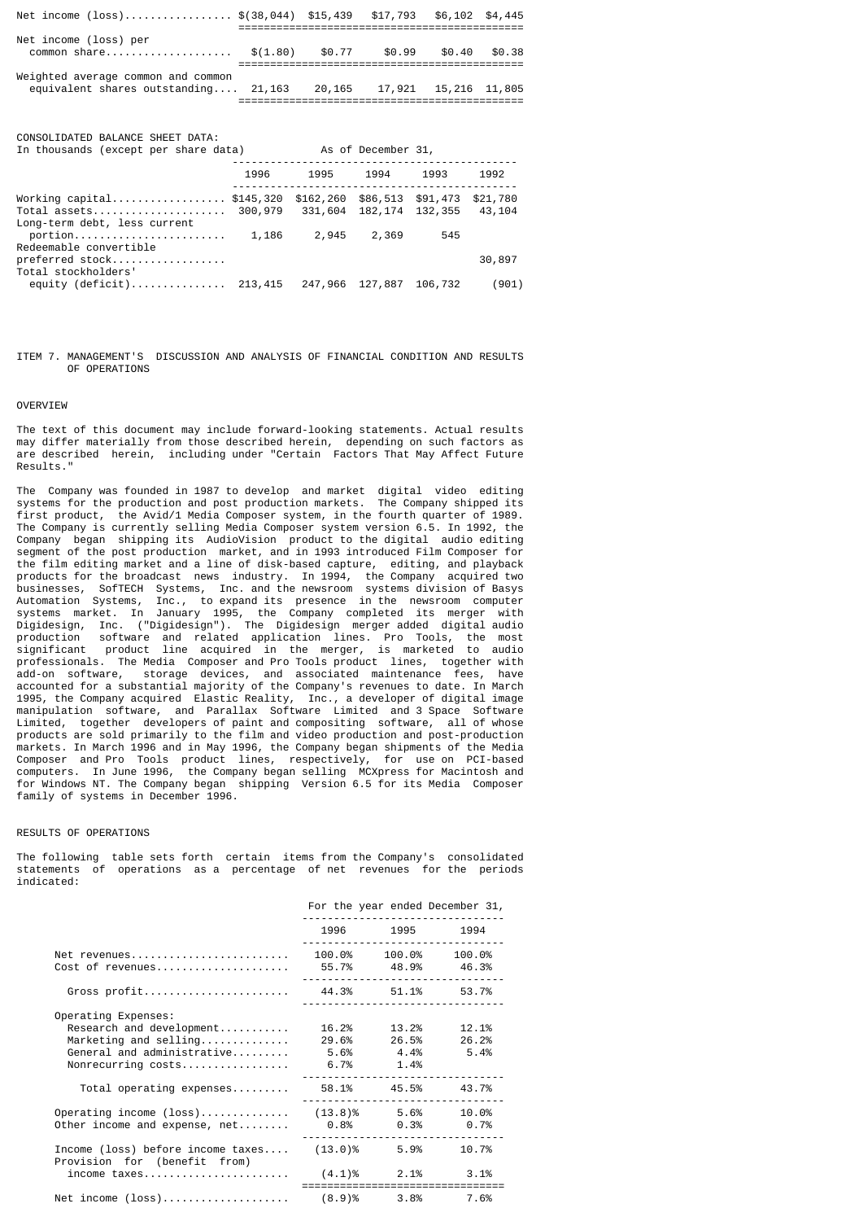| | | | | | |
|---|---|---|---|---|---|
| Net income (loss) | $(38,044) | $15,439 | $17,793 | $6,102 | $4,445 |
| Net income (loss) per common share | $(1.80) | $0.77 | $0.99 | $0.40 | $0.38 |
| Weighted average common and common equivalent shares outstanding | 21,163 | 20,165 | 17,921 | 15,216 | 11,805 |

CONSOLIDATED BALANCE SHEET DATA:

| In thousands (except per share data) | As of December 31, | | | | |
|---|---|---|---|---|---|
| | 1996 | 1995 | 1994 | 1993 | 1992 |
| Working capital | $145,320 | $162,260 | $86,513 | $91,473 | $21,780 |
| Total assets | 300,979 | 331,604 | 182,174 | 132,355 | 43,104 |
| Long-term debt, less current portion | 1,186 | 2,945 | 2,369 | 545 | |
| Redeemable convertible preferred stock | | | | | 30,897 |
| Total stockholders' equity (deficit) | 213,415 | 247,966 | 127,887 | 106,732 | (901) |

## ITEM 7. MANAGEMENT'S DISCUSSION AND ANALYSIS OF FINANCIAL CONDITION AND RESULTS OF OPERATIONS

### OVERVIEW

The text of this document may include forward-looking statements. Actual results may differ materially from those described herein, depending on such factors as are described herein, including under "Certain Factors That May Affect Future Results."

The Company was founded in 1987 to develop and market digital video editing systems for the production and post production markets. The Company shipped its first product, the Avid/1 Media Composer system, in the fourth quarter of 1989. The Company is currently selling Media Composer system version 6.5. In 1992, the Company began shipping its AudioVision product to the digital audio editing segment of the post production market, and in 1993 introduced Film Composer for the film editing market and a line of disk-based capture, editing, and playback products for the broadcast news industry. In 1994, the Company acquired two businesses, SofTECH Systems, Inc. and the newsroom systems division of Basys Automation Systems, Inc., to expand its presence in the newsroom computer systems market. In January 1995, the Company completed its merger with Digidesign, Inc. ("Digidesign"). The Digidesign merger added digital audio production software and related application lines. Pro Tools, the most significant product line acquired in the merger, is marketed to audio professionals. The Media Composer and Pro Tools product lines, together with add-on software, storage devices, and associated maintenance fees, have accounted for a substantial majority of the Company's revenues to date. In March 1995, the Company acquired Elastic Reality, Inc., a developer of digital image manipulation software, and Parallax Software Limited and 3 Space Software Limited, together developers of paint and compositing software, all of whose products are sold primarily to the film and video production and post-production markets. In March 1996 and in May 1996, the Company began shipments of the Media Composer and Pro Tools product lines, respectively, for use on PCI-based computers. In June 1996, the Company began selling MCXpress for Macintosh and for Windows NT. The Company began shipping Version 6.5 for its Media Composer family of systems in December 1996.

### RESULTS OF OPERATIONS

The following table sets forth certain items from the Company's consolidated statements of operations as a percentage of net revenues for the periods indicated:

| | For the year ended December 31, | | |
|---|---|---|---|
| | 1996 | 1995 | 1994 |
| Net revenues | 100.0% | 100.0% | 100.0% |
| Cost of revenues | 55.7% | 48.9% | 46.3% |
| Gross profit | 44.3% | 51.1% | 53.7% |
| Operating Expenses: | | | |
| Research and development | 16.2% | 13.2% | 12.1% |
| Marketing and selling | 29.6% | 26.5% | 26.2% |
| General and administrative | 5.6% | 4.4% | 5.4% |
| Nonrecurring costs | 6.7% | 1.4% | |
| Total operating expenses | 58.1% | 45.5% | 43.7% |
| Operating income (loss) | (13.8)% | 5.6% | 10.0% |
| Other income and expense, net | 0.8% | 0.3% | 0.7% |
| Income (loss) before income taxes | (13.0)% | 5.9% | 10.7% |
| Provision for (benefit from) income taxes | (4.1)% | 2.1% | 3.1% |
| Net income (loss) | (8.9)% | 3.8% | 7.6% |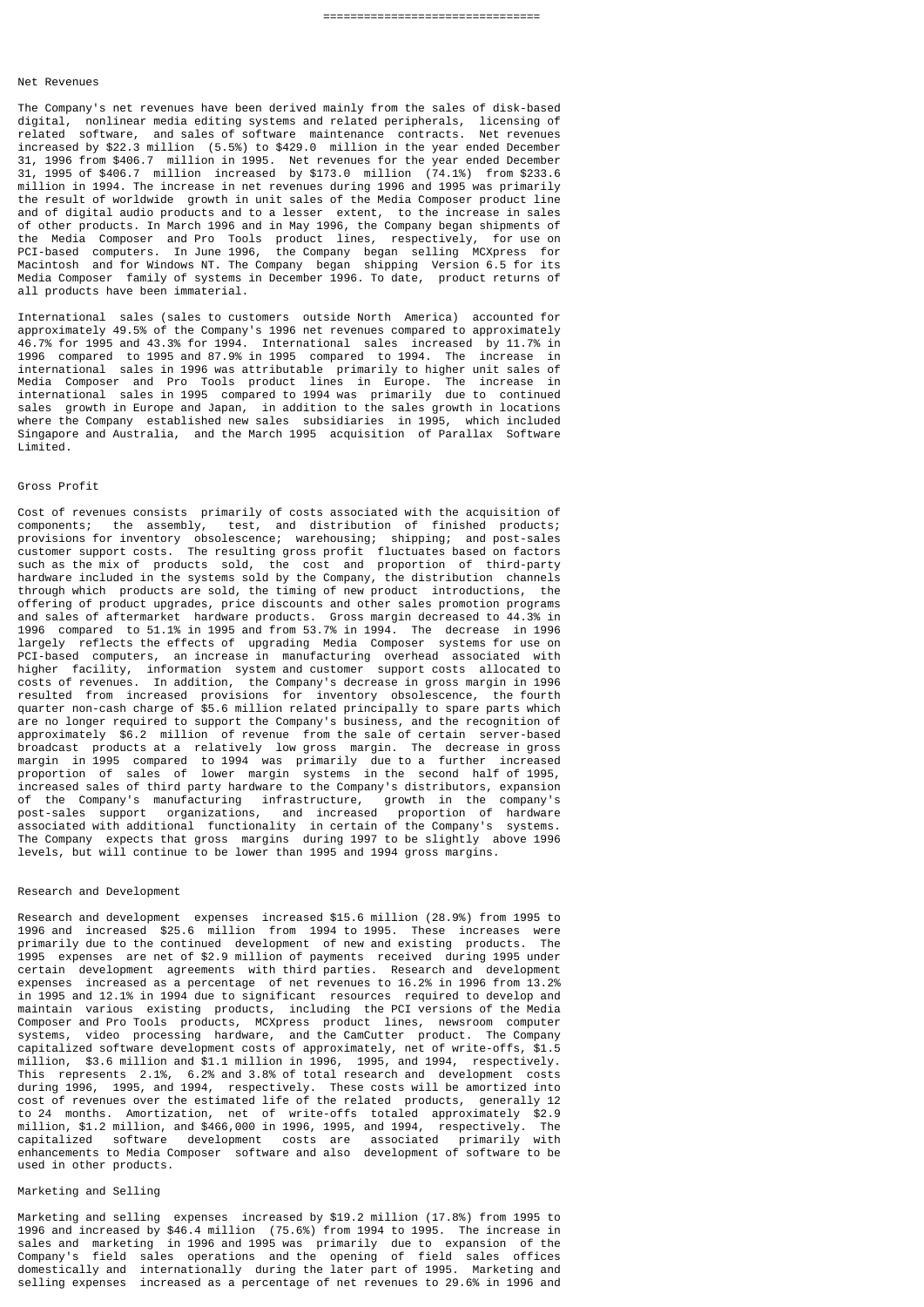## Net Revenues

The Company's net revenues have been derived mainly from the sales of disk-based digital, nonlinear media editing systems and related peripherals, licensing of related software, and sales of software maintenance contracts. Net revenues increased by $22.3 million (5.5%) to $429.0 million in the year ended December 31, 1996 from $406.7 million in 1995. Net revenues for the year ended December 31, 1995 of $406.7 million increased by $173.0 million (74.1%) from $233.6 million in 1994. The increase in net revenues during 1996 and 1995 was primarily the result of worldwide growth in unit sales of the Media Composer product line and of digital audio products and to a lesser extent, to the increase in sales of other products. In March 1996 and in May 1996, the Company began shipments of the Media Composer and Pro Tools product lines, respectively, for use on PCI-based computers. In June 1996, the Company began selling MCXpress for Macintosh and for Windows NT. The Company began shipping Version 6.5 for its Media Composer family of systems in December 1996. To date, product returns of all products have been immaterial.

International sales (sales to customers outside North America) accounted for approximately 49.5% of the Company's 1996 net revenues compared to approximately 46.7% for 1995 and 43.3% for 1994. International sales increased by 11.7% in 1996 compared to 1995 and 87.9% in 1995 compared to 1994. The increase in international sales in 1996 was attributable primarily to higher unit sales of Media Composer and Pro Tools product lines in Europe. The increase in international sales in 1995 compared to 1994 was primarily due to continued sales growth in Europe and Japan, in addition to the sales growth in locations where the Company established new sales subsidiaries in 1995, which included Singapore and Australia, and the March 1995 acquisition of Parallax Software Limited.

## Gross Profit

Cost of revenues consists primarily of costs associated with the acquisition of components; the assembly, test, and distribution of finished products; provisions for inventory obsolescence; warehousing; shipping; and post-sales customer support costs. The resulting gross profit fluctuates based on factors such as the mix of products sold, the cost and proportion of third-party hardware included in the systems sold by the Company, the distribution channels through which products are sold, the timing of new product introductions, the offering of product upgrades, price discounts and other sales promotion programs and sales of aftermarket hardware products. Gross margin decreased to 44.3% in 1996 compared to 51.1% in 1995 and from 53.7% in 1994. The decrease in 1996 largely reflects the effects of upgrading Media Composer systems for use on PCI-based computers, an increase in manufacturing overhead associated with higher facility, information system and customer support costs allocated to costs of revenues. In addition, the Company's decrease in gross margin in 1996 resulted from increased provisions for inventory obsolescence, the fourth quarter non-cash charge of $5.6 million related principally to spare parts which are no longer required to support the Company's business, and the recognition of approximately $6.2 million of revenue from the sale of certain server-based broadcast products at a relatively low gross margin. The decrease in gross margin in 1995 compared to 1994 was primarily due to a further increased proportion of sales of lower margin systems in the second half of 1995, increased sales of third party hardware to the Company's distributors, expansion of the Company's manufacturing infrastructure, growth in the company's post-sales support organizations, and increased proportion of hardware associated with additional functionality in certain of the Company's systems. The Company expects that gross margins during 1997 to be slightly above 1996 levels, but will continue to be lower than 1995 and 1994 gross margins.

## Research and Development

Research and development expenses increased $15.6 million (28.9%) from 1995 to 1996 and increased $25.6 million from 1994 to 1995. These increases were primarily due to the continued development of new and existing products. The 1995 expenses are net of $2.9 million of payments received during 1995 under certain development agreements with third parties. Research and development expenses increased as a percentage of net revenues to 16.2% in 1996 from 13.2% in 1995 and 12.1% in 1994 due to significant resources required to develop and maintain various existing products, including the PCI versions of the Media Composer and Pro Tools products, MCXpress product lines, newsroom computer systems, video processing hardware, and the CamCutter product. The Company capitalized software development costs of approximately, net of write-offs, $1.5 million, $3.6 million and $1.1 million in 1996, 1995, and 1994, respectively. This represents 2.1%, 6.2% and 3.8% of total research and development costs during 1996, 1995, and 1994, respectively. These costs will be amortized into cost of revenues over the estimated life of the related products, generally 12 to 24 months. Amortization, net of write-offs totaled approximately $2.9 million, $1.2 million, and $466,000 in 1996, 1995, and 1994, respectively. The capitalized software development costs are associated primarily with enhancements to Media Composer software and also development of software to be used in other products.

## Marketing and Selling

Marketing and selling expenses increased by $19.2 million (17.8%) from 1995 to 1996 and increased by $46.4 million (75.6%) from 1994 to 1995. The increase in sales and marketing in 1996 and 1995 was primarily due to expansion of the Company's field sales operations and the opening of field sales offices domestically and internationally during the later part of 1995. Marketing and selling expenses increased as a percentage of net revenues to 29.6% in 1996 and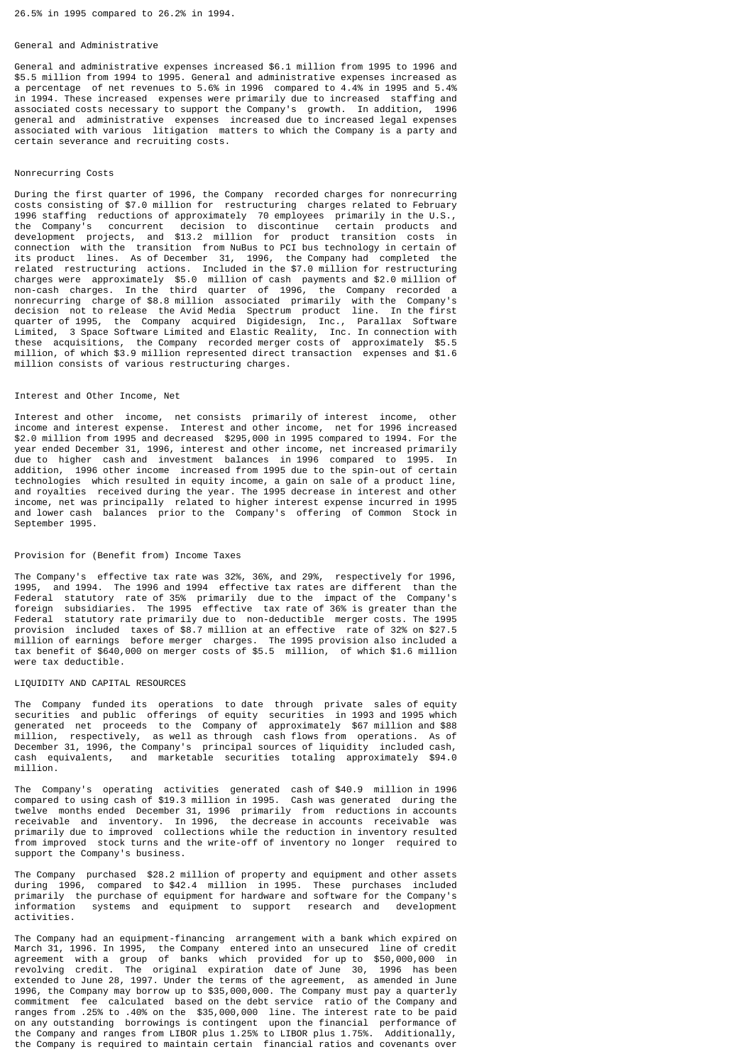26.5% in 1995 compared to 26.2% in 1994.

### General and Administrative

General and administrative expenses increased $6.1 million from 1995 to 1996 and $5.5 million from 1994 to 1995. General and administrative expenses increased as a percentage of net revenues to 5.6% in 1996 compared to 4.4% in 1995 and 5.4% in 1994. These increased expenses were primarily due to increased staffing and associated costs necessary to support the Company's growth. In addition, 1996 general and administrative expenses increased due to increased legal expenses associated with various litigation matters to which the Company is a party and certain severance and recruiting costs.

### Nonrecurring Costs

During the first quarter of 1996, the Company recorded charges for nonrecurring costs consisting of $7.0 million for restructuring charges related to February 1996 staffing reductions of approximately 70 employees primarily in the U.S., the Company's concurrent decision to discontinue certain products and development projects, and $13.2 million for product transition costs in connection with the transition from NuBus to PCI bus technology in certain of its product lines. As of December 31, 1996, the Company had completed the related restructuring actions. Included in the $7.0 million for restructuring charges were approximately $5.0 million of cash payments and $2.0 million of non-cash charges. In the third quarter of 1996, the Company recorded a nonrecurring charge of $8.8 million associated primarily with the Company's decision not to release the Avid Media Spectrum product line. In the first quarter of 1995, the Company acquired Digidesign, Inc., Parallax Software Limited, 3 Space Software Limited and Elastic Reality, Inc. In connection with these acquisitions, the Company recorded merger costs of approximately $5.5 million, of which $3.9 million represented direct transaction expenses and $1.6 million consists of various restructuring charges.

### Interest and Other Income, Net

Interest and other income, net consists primarily of interest income, other income and interest expense. Interest and other income, net for 1996 increased $2.0 million from 1995 and decreased $295,000 in 1995 compared to 1994. For the year ended December 31, 1996, interest and other income, net increased primarily due to higher cash and investment balances in 1996 compared to 1995. In addition, 1996 other income increased from 1995 due to the spin-out of certain technologies which resulted in equity income, a gain on sale of a product line, and royalties received during the year. The 1995 decrease in interest and other income, net was principally related to higher interest expense incurred in 1995 and lower cash balances prior to the Company's offering of Common Stock in September 1995.

### Provision for (Benefit from) Income Taxes

The Company's effective tax rate was 32%, 36%, and 29%, respectively for 1996, 1995, and 1994. The 1996 and 1994 effective tax rates are different than the Federal statutory rate of 35% primarily due to the impact of the Company's foreign subsidiaries. The 1995 effective tax rate of 36% is greater than the Federal statutory rate primarily due to non-deductible merger costs. The 1995 provision included taxes of $8.7 million at an effective rate of 32% on $27.5 million of earnings before merger charges. The 1995 provision also included a tax benefit of $640,000 on merger costs of $5.5 million, of which $1.6 million were tax deductible.

## LIQUIDITY AND CAPITAL RESOURCES

The Company funded its operations to date through private sales of equity securities and public offerings of equity securities in 1993 and 1995 which generated net proceeds to the Company of approximately $67 million and $88 million, respectively, as well as through cash flows from operations. As of December 31, 1996, the Company's principal sources of liquidity included cash, cash equivalents, and marketable securities totaling approximately $94.0 million.

The Company's operating activities generated cash of $40.9 million in 1996 compared to using cash of $19.3 million in 1995. Cash was generated during the twelve months ended December 31, 1996 primarily from reductions in accounts receivable and inventory. In 1996, the decrease in accounts receivable was primarily due to improved collections while the reduction in inventory resulted from improved stock turns and the write-off of inventory no longer required to support the Company's business.

The Company purchased $28.2 million of property and equipment and other assets during 1996, compared to $42.4 million in 1995. These purchases included primarily the purchase of equipment for hardware and software for the Company's information systems and equipment to support research and development activities.

The Company had an equipment-financing arrangement with a bank which expired on March 31, 1996. In 1995, the Company entered into an unsecured line of credit agreement with a group of banks which provided for up to $50,000,000 in revolving credit. The original expiration date of June 30, 1996 has been extended to June 28, 1997. Under the terms of the agreement, as amended in June 1996, the Company may borrow up to $35,000,000. The Company must pay a quarterly commitment fee calculated based on the debt service ratio of the Company and ranges from .25% to .40% on the $35,000,000 line. The interest rate to be paid on any outstanding borrowings is contingent upon the financial performance of the Company and ranges from LIBOR plus 1.25% to LIBOR plus 1.75%. Additionally, the Company is required to maintain certain financial ratios and covenants over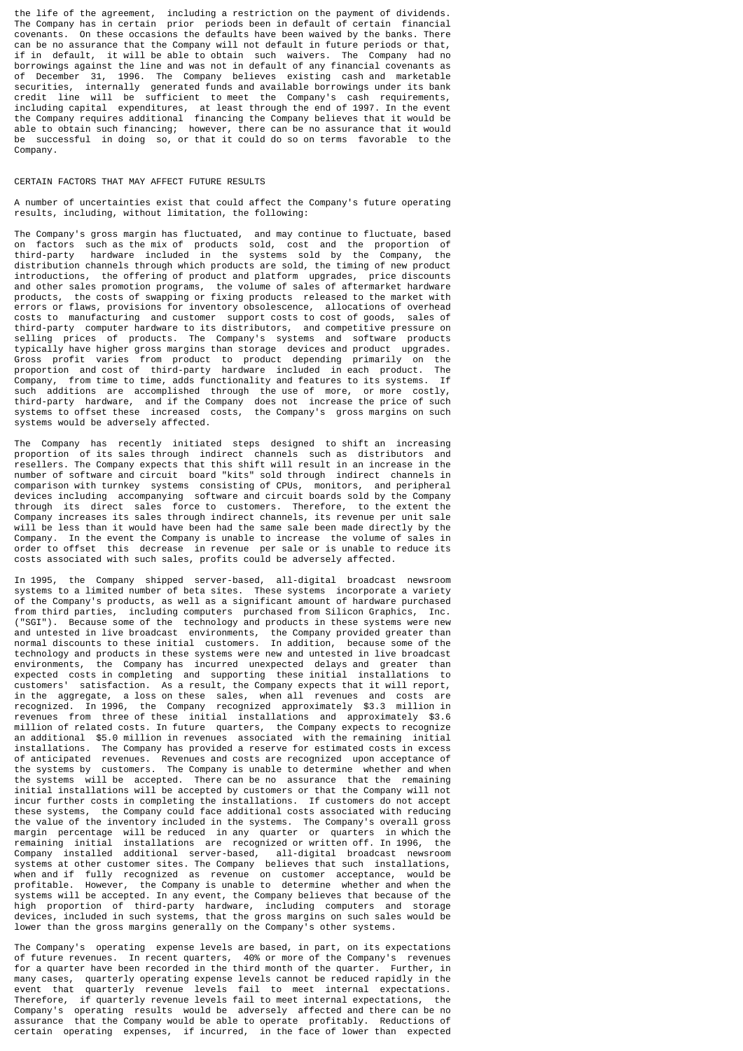the life of the agreement, including a restriction on the payment of dividends. The Company has in certain prior periods been in default of certain financial covenants. On these occasions the defaults have been waived by the banks. There can be no assurance that the Company will not default in future periods or that, if in default, it will be able to obtain such waivers. The Company had no borrowings against the line and was not in default of any financial covenants as of December 31, 1996. The Company believes existing cash and marketable securities, internally generated funds and available borrowings under its bank credit line will be sufficient to meet the Company's cash requirements, including capital expenditures, at least through the end of 1997. In the event the Company requires additional financing the Company believes that it would be able to obtain such financing; however, there can be no assurance that it would be successful in doing so, or that it could do so on terms favorable to the Company.

## CERTAIN FACTORS THAT MAY AFFECT FUTURE RESULTS

A number of uncertainties exist that could affect the Company's future operating results, including, without limitation, the following:

The Company's gross margin has fluctuated, and may continue to fluctuate, based on factors such as the mix of products sold, cost and the proportion of third-party hardware included in the systems sold by the Company, the distribution channels through which products are sold, the timing of new product introductions, the offering of product and platform upgrades, price discounts and other sales promotion programs, the volume of sales of aftermarket hardware products, the costs of swapping or fixing products released to the market with errors or flaws, provisions for inventory obsolescence, allocations of overhead costs to manufacturing and customer support costs to cost of goods, sales of third-party computer hardware to its distributors, and competitive pressure on selling prices of products. The Company's systems and software products typically have higher gross margins than storage devices and product upgrades. Gross profit varies from product to product depending primarily on the proportion and cost of third-party hardware included in each product. The Company, from time to time, adds functionality and features to its systems. If such additions are accomplished through the use of more, or more costly, third-party hardware, and if the Company does not increase the price of such systems to offset these increased costs, the Company's gross margins on such systems would be adversely affected.

The Company has recently initiated steps designed to shift an increasing proportion of its sales through indirect channels such as distributors and resellers. The Company expects that this shift will result in an increase in the number of software and circuit board "kits" sold through indirect channels in comparison with turnkey systems consisting of CPUs, monitors, and peripheral devices including accompanying software and circuit boards sold by the Company through its direct sales force to customers. Therefore, to the extent the Company increases its sales through indirect channels, its revenue per unit sale will be less than it would have been had the same sale been made directly by the Company. In the event the Company is unable to increase the volume of sales in order to offset this decrease in revenue per sale or is unable to reduce its costs associated with such sales, profits could be adversely affected.

In 1995, the Company shipped server-based, all-digital broadcast newsroom systems to a limited number of beta sites. These systems incorporate a variety of the Company's products, as well as a significant amount of hardware purchased from third parties, including computers purchased from Silicon Graphics, Inc. ("SGI"). Because some of the technology and products in these systems were new and untested in live broadcast environments, the Company provided greater than normal discounts to these initial customers. In addition, because some of the technology and products in these systems were new and untested in live broadcast environments, the Company has incurred unexpected delays and greater than expected costs in completing and supporting these initial installations to customers' satisfaction. As a result, the Company expects that it will report, in the aggregate, a loss on these sales, when all revenues and costs are recognized. In 1996, the Company recognized approximately $3.3 million in revenues from three of these initial installations and approximately $3.6 million of related costs. In future quarters, the Company expects to recognize an additional $5.0 million in revenues associated with the remaining initial installations. The Company has provided a reserve for estimated costs in excess of anticipated revenues. Revenues and costs are recognized upon acceptance of the systems by customers. The Company is unable to determine whether and when the systems will be accepted. There can be no assurance that the remaining initial installations will be accepted by customers or that the Company will not incur further costs in completing the installations. If customers do not accept these systems, the Company could face additional costs associated with reducing the value of the inventory included in the systems. The Company's overall gross margin percentage will be reduced in any quarter or quarters in which the remaining initial installations are recognized or written off. In 1996, the Company installed additional server-based, all-digital broadcast newsroom systems at other customer sites. The Company believes that such installations, when and if fully recognized as revenue on customer acceptance, would be profitable. However, the Company is unable to determine whether and when the systems will be accepted. In any event, the Company believes that because of the high proportion of third-party hardware, including computers and storage devices, included in such systems, that the gross margins on such sales would be lower than the gross margins generally on the Company's other systems.

The Company's operating expense levels are based, in part, on its expectations of future revenues. In recent quarters, 40% or more of the Company's revenues for a quarter have been recorded in the third month of the quarter. Further, in many cases, quarterly operating expense levels cannot be reduced rapidly in the event that quarterly revenue levels fail to meet internal expectations. Therefore, if quarterly revenue levels fail to meet internal expectations, the Company's operating results would be adversely affected and there can be no assurance that the Company would be able to operate profitably. Reductions of certain operating expenses, if incurred, in the face of lower than expected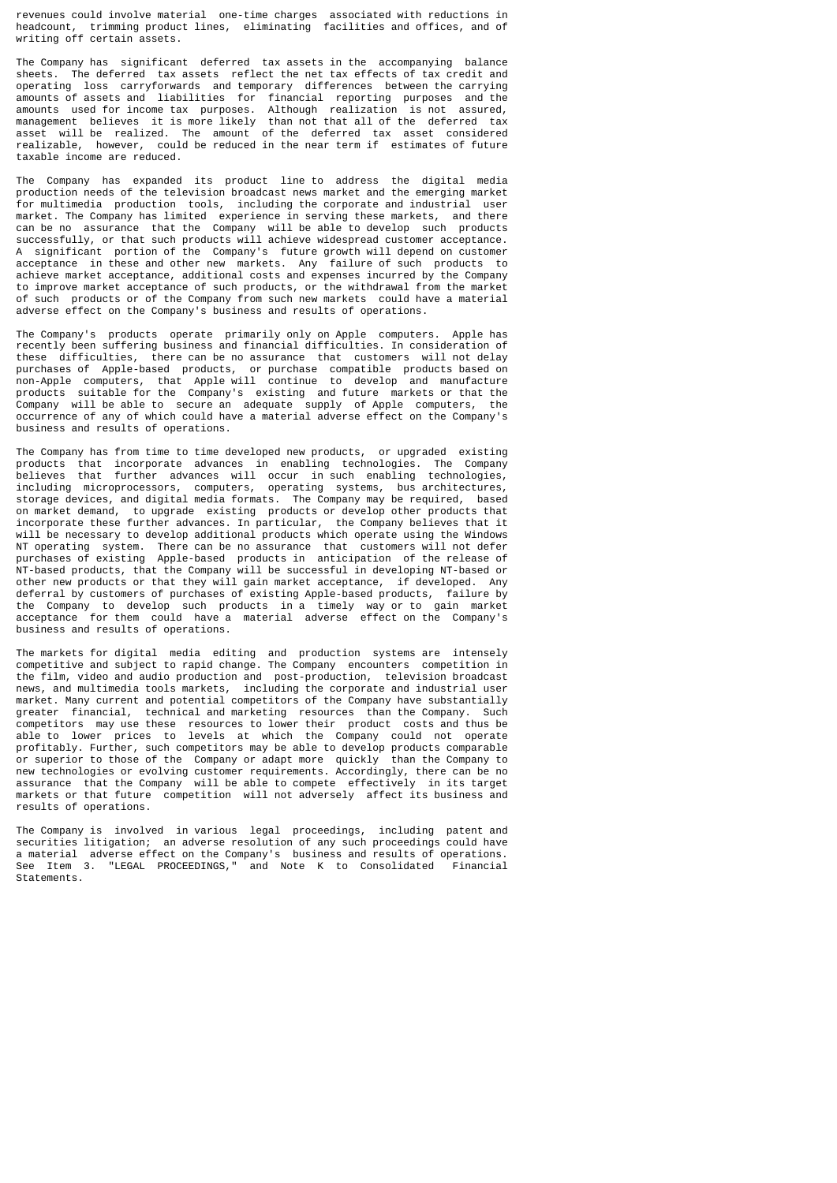revenues could involve material one-time charges associated with reductions in headcount, trimming product lines, eliminating facilities and offices, and of writing off certain assets.

The Company has significant deferred tax assets in the accompanying balance sheets. The deferred tax assets reflect the net tax effects of tax credit and operating loss carryforwards and temporary differences between the carrying amounts of assets and liabilities for financial reporting purposes and the amounts used for income tax purposes. Although realization is not assured, management believes it is more likely than not that all of the deferred tax asset will be realized. The amount of the deferred tax asset considered realizable, however, could be reduced in the near term if estimates of future taxable income are reduced.

The Company has expanded its product line to address the digital media production needs of the television broadcast news market and the emerging market for multimedia production tools, including the corporate and industrial user market. The Company has limited experience in serving these markets, and there can be no assurance that the Company will be able to develop such products successfully, or that such products will achieve widespread customer acceptance. A significant portion of the Company's future growth will depend on customer acceptance in these and other new markets. Any failure of such products to achieve market acceptance, additional costs and expenses incurred by the Company to improve market acceptance of such products, or the withdrawal from the market of such products or of the Company from such new markets could have a material adverse effect on the Company's business and results of operations.

The Company's products operate primarily only on Apple computers. Apple has recently been suffering business and financial difficulties. In consideration of these difficulties, there can be no assurance that customers will not delay purchases of Apple-based products, or purchase compatible products based on non-Apple computers, that Apple will continue to develop and manufacture products suitable for the Company's existing and future markets or that the Company will be able to secure an adequate supply of Apple computers, the occurrence of any of which could have a material adverse effect on the Company's business and results of operations.

The Company has from time to time developed new products, or upgraded existing products that incorporate advances in enabling technologies. The Company believes that further advances will occur in such enabling technologies, including microprocessors, computers, operating systems, bus architectures, storage devices, and digital media formats. The Company may be required, based on market demand, to upgrade existing products or develop other products that incorporate these further advances. In particular, the Company believes that it will be necessary to develop additional products which operate using the Windows NT operating system. There can be no assurance that customers will not defer purchases of existing Apple-based products in anticipation of the release of NT-based products, that the Company will be successful in developing NT-based or other new products or that they will gain market acceptance, if developed. Any deferral by customers of purchases of existing Apple-based products, failure by the Company to develop such products in a timely way or to gain market acceptance for them could have a material adverse effect on the Company's business and results of operations.

The markets for digital media editing and production systems are intensely competitive and subject to rapid change. The Company encounters competition in the film, video and audio production and post-production, television broadcast news, and multimedia tools markets, including the corporate and industrial user market. Many current and potential competitors of the Company have substantially greater financial, technical and marketing resources than the Company. Such competitors may use these resources to lower their product costs and thus be able to lower prices to levels at which the Company could not operate profitably. Further, such competitors may be able to develop products comparable or superior to those of the Company or adapt more quickly than the Company to new technologies or evolving customer requirements. Accordingly, there can be no assurance that the Company will be able to compete effectively in its target markets or that future competition will not adversely affect its business and results of operations.

The Company is involved in various legal proceedings, including patent and securities litigation; an adverse resolution of any such proceedings could have a material adverse effect on the Company's business and results of operations. See Item 3. "LEGAL PROCEEDINGS," and Note K to Consolidated Financial Statements.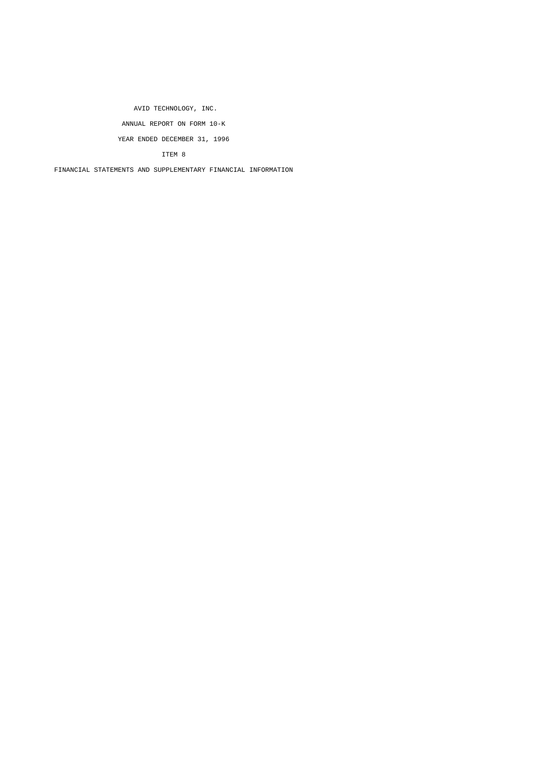AVID TECHNOLOGY, INC.

ANNUAL REPORT ON FORM 10-K

YEAR ENDED DECEMBER 31, 1996

ITEM 8

FINANCIAL STATEMENTS AND SUPPLEMENTARY FINANCIAL INFORMATION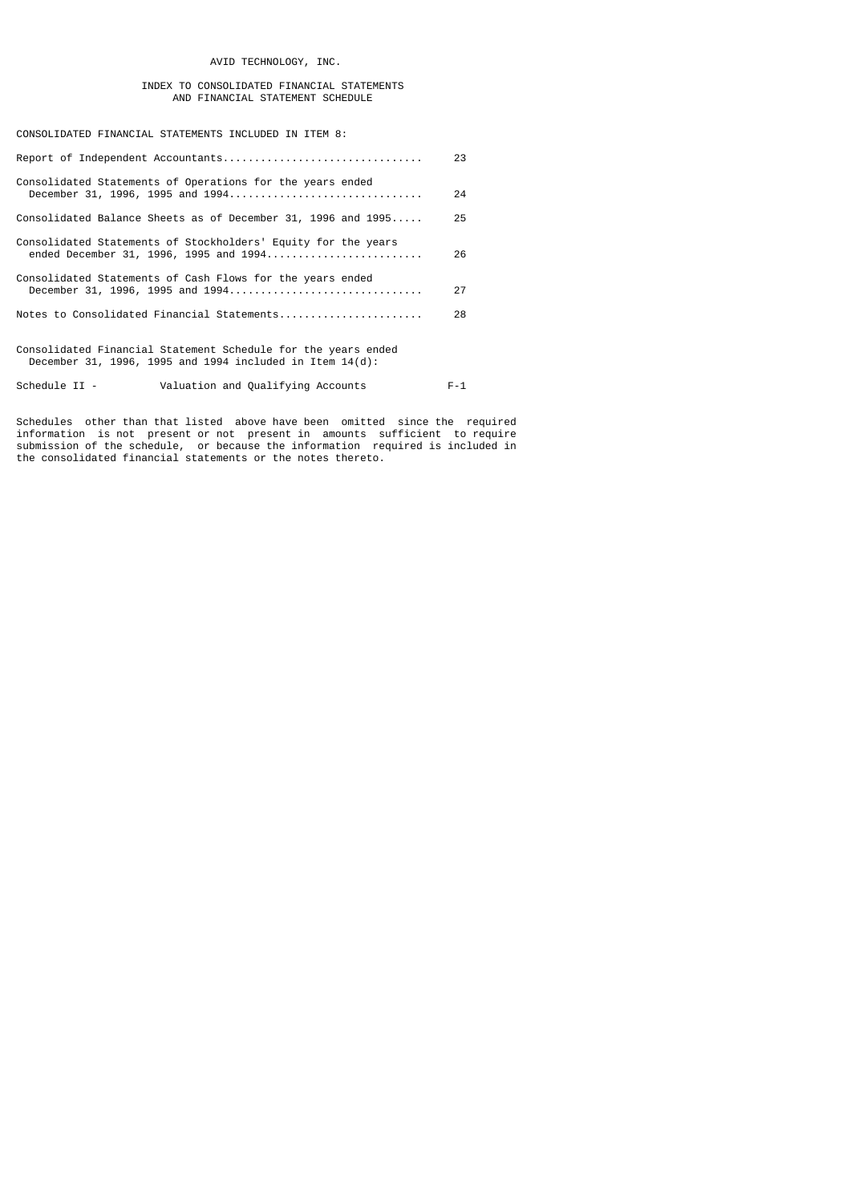# AVID TECHNOLOGY, INC.

## INDEX TO CONSOLIDATED FINANCIAL STATEMENTS AND FINANCIAL STATEMENT SCHEDULE

CONSOLIDATED FINANCIAL STATEMENTS INCLUDED IN ITEM 8:

| | |
|---|---|
| Report of Independent Accountants | 23 |
| Consolidated Statements of Operations for the years ended December 31, 1996, 1995 and 1994 | 24 |
| Consolidated Balance Sheets as of December 31, 1996 and 1995 | 25 |
| Consolidated Statements of Stockholders' Equity for the years ended December 31, 1996, 1995 and 1994 | 26 |
| Consolidated Statements of Cash Flows for the years ended December 31, 1996, 1995 and 1994 | 27 |
| Notes to Consolidated Financial Statements | 28 |

Consolidated Financial Statement Schedule for the years ended December 31, 1996, 1995 and 1994 included in Item 14(d):

| | | |
|---|---|---|
| Schedule II - | Valuation and Qualifying Accounts | F-1 |

Schedules other than that listed above have been omitted since the required information is not present or not present in amounts sufficient to require submission of the schedule, or because the information required is included in the consolidated financial statements or the notes thereto.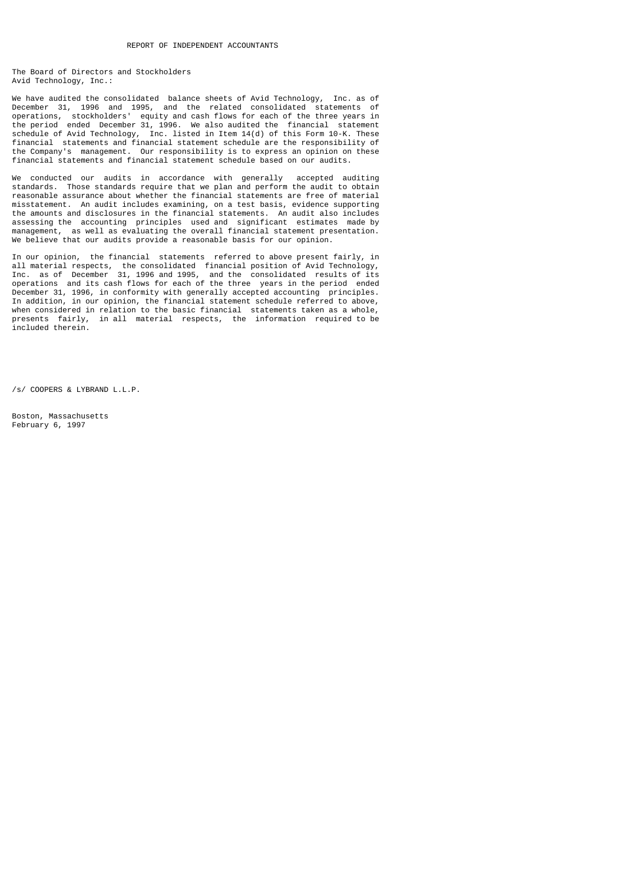# REPORT OF INDEPENDENT ACCOUNTANTS

The Board of Directors and Stockholders
Avid Technology, Inc.:

We have audited the consolidated balance sheets of Avid Technology, Inc. as of December 31, 1996 and 1995, and the related consolidated statements of operations, stockholders' equity and cash flows for each of the three years in the period ended December 31, 1996. We also audited the financial statement schedule of Avid Technology, Inc. listed in Item 14(d) of this Form 10-K. These financial statements and financial statement schedule are the responsibility of the Company's management. Our responsibility is to express an opinion on these financial statements and financial statement schedule based on our audits.

We conducted our audits in accordance with generally accepted auditing standards. Those standards require that we plan and perform the audit to obtain reasonable assurance about whether the financial statements are free of material misstatement. An audit includes examining, on a test basis, evidence supporting the amounts and disclosures in the financial statements. An audit also includes assessing the accounting principles used and significant estimates made by management, as well as evaluating the overall financial statement presentation. We believe that our audits provide a reasonable basis for our opinion.

In our opinion, the financial statements referred to above present fairly, in all material respects, the consolidated financial position of Avid Technology, Inc. as of December 31, 1996 and 1995, and the consolidated results of its operations and its cash flows for each of the three years in the period ended December 31, 1996, in conformity with generally accepted accounting principles. In addition, in our opinion, the financial statement schedule referred to above, when considered in relation to the basic financial statements taken as a whole, presents fairly, in all material respects, the information required to be included therein.

/s/ COOPERS & LYBRAND L.L.P.

Boston, Massachusetts
February 6, 1997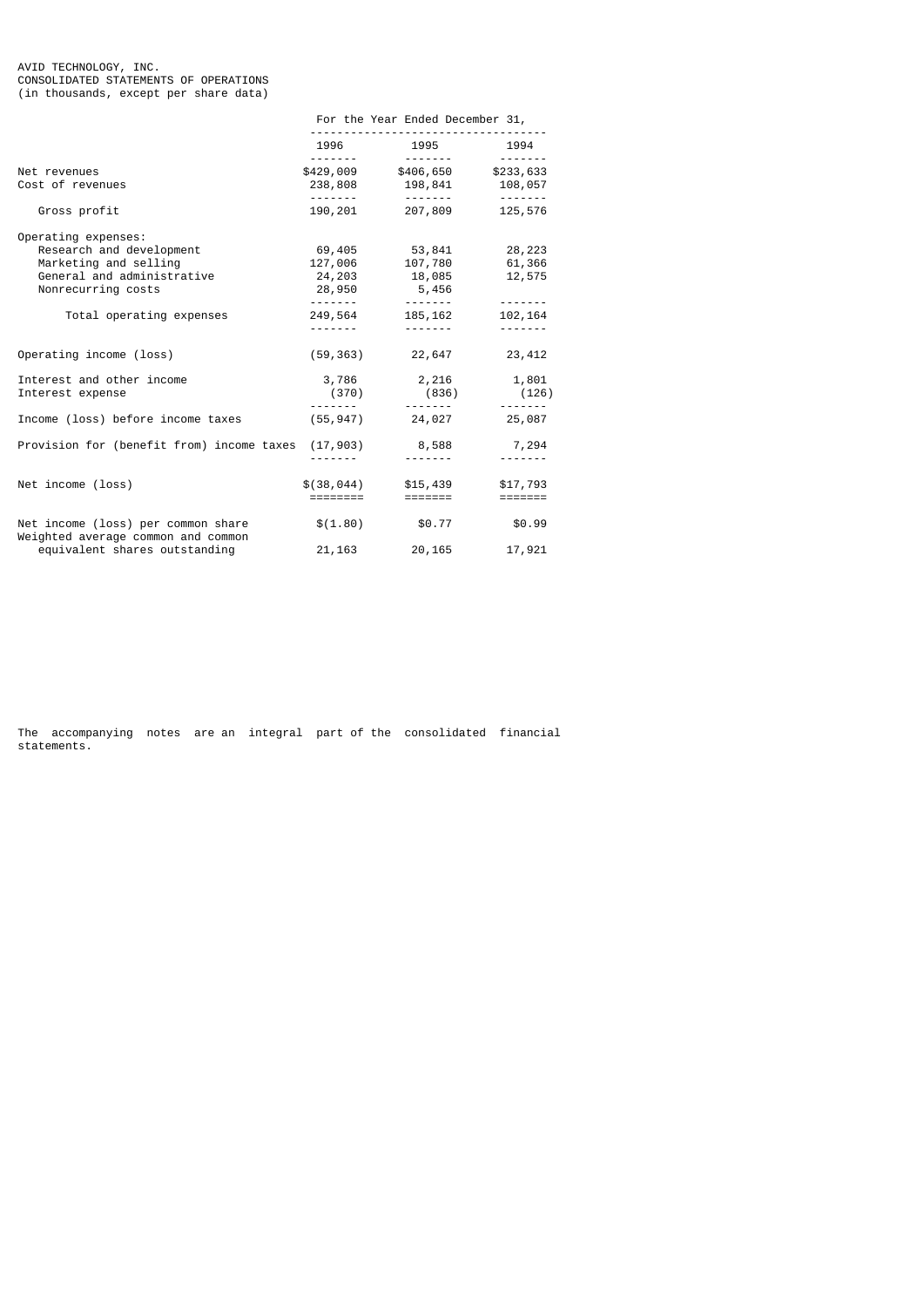AVID TECHNOLOGY, INC.
CONSOLIDATED STATEMENTS OF OPERATIONS
(in thousands, except per share data)

| | For the Year Ended December 31, | | |
|---|---|---|---|
| | 1996 | 1995 | 1994 |
| Net revenues | $429,009 | $406,650 | $233,633 |
| Cost of revenues | 238,808 | 198,841 | 108,057 |
| Gross profit | 190,201 | 207,809 | 125,576 |
| Operating expenses: | | | |
| Research and development | 69,405 | 53,841 | 28,223 |
| Marketing and selling | 127,006 | 107,780 | 61,366 |
| General and administrative | 24,203 | 18,085 | 12,575 |
| Nonrecurring costs | 28,950 | 5,456 | |
| Total operating expenses | 249,564 | 185,162 | 102,164 |
| Operating income (loss) | (59,363) | 22,647 | 23,412 |
| Interest and other income | 3,786 | 2,216 | 1,801 |
| Interest expense | (370) | (836) | (126) |
| Income (loss) before income taxes | (55,947) | 24,027 | 25,087 |
| Provision for (benefit from) income taxes | (17,903) | 8,588 | 7,294 |
| Net income (loss) | $(38,044) | $15,439 | $17,793 |
| Net income (loss) per common share | $(1.80) | $0.77 | $0.99 |
| Weighted average common and common equivalent shares outstanding | 21,163 | 20,165 | 17,921 |

The accompanying notes are an integral part of the consolidated financial statements.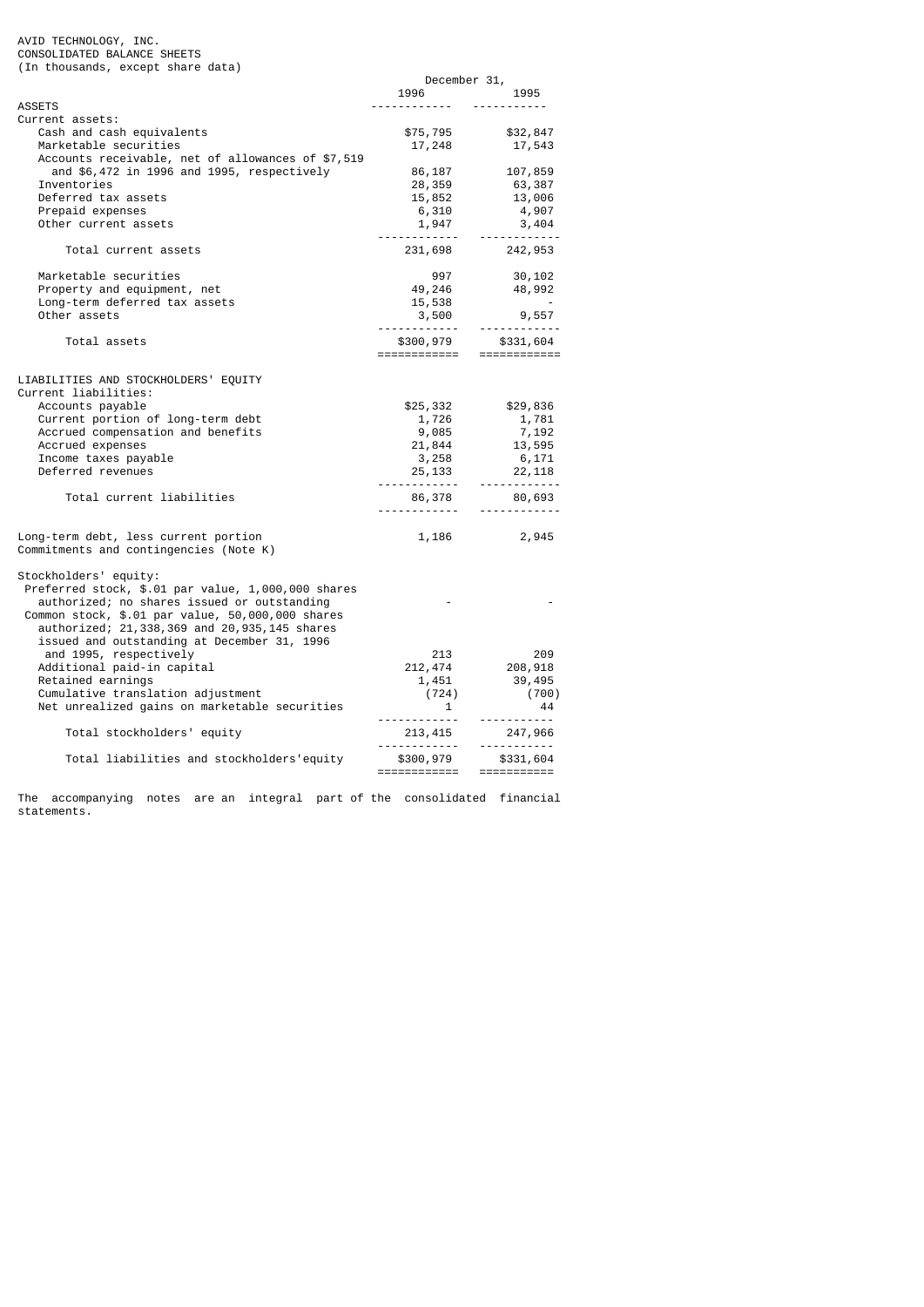AVID TECHNOLOGY, INC.
CONSOLIDATED BALANCE SHEETS
(In thousands, except share data)

| | December 31, 1996 | December 31, 1995 |
|---|---|---|
| **ASSETS** | | |
| Current assets: | | |
| Cash and cash equivalents | $75,795 | $32,847 |
| Marketable securities | 17,248 | 17,543 |
| Accounts receivable, net of allowances of $7,519 and $6,472 in 1996 and 1995, respectively | 86,187 | 107,859 |
| Inventories | 28,359 | 63,387 |
| Deferred tax assets | 15,852 | 13,006 |
| Prepaid expenses | 6,310 | 4,907 |
| Other current assets | 1,947 | 3,404 |
| Total current assets | 231,698 | 242,953 |
| Marketable securities | 997 | 30,102 |
| Property and equipment, net | 49,246 | 48,992 |
| Long-term deferred tax assets | 15,538 | - |
| Other assets | 3,500 | 9,557 |
| Total assets | $300,979 | $331,604 |
| **LIABILITIES AND STOCKHOLDERS' EQUITY** | | |
| Current liabilities: | | |
| Accounts payable | $25,332 | $29,836 |
| Current portion of long-term debt | 1,726 | 1,781 |
| Accrued compensation and benefits | 9,085 | 7,192 |
| Accrued expenses | 21,844 | 13,595 |
| Income taxes payable | 3,258 | 6,171 |
| Deferred revenues | 25,133 | 22,118 |
| Total current liabilities | 86,378 | 80,693 |
| Long-term debt, less current portion | 1,186 | 2,945 |
| Commitments and contingencies (Note K) | | |
| Stockholders' equity: | | |
| Preferred stock, $.01 par value, 1,000,000 shares authorized; no shares issued or outstanding | - | - |
| Common stock, $.01 par value, 50,000,000 shares authorized; 21,338,369 and 20,935,145 shares issued and outstanding at December 31, 1996 and 1995, respectively | 213 | 209 |
| Additional paid-in capital | 212,474 | 208,918 |
| Retained earnings | 1,451 | 39,495 |
| Cumulative translation adjustment | (724) | (700) |
| Net unrealized gains on marketable securities | 1 | 44 |
| Total stockholders' equity | 213,415 | 247,966 |
| Total liabilities and stockholders' equity | $300,979 | $331,604 |

The accompanying notes are an integral part of the consolidated financial statements.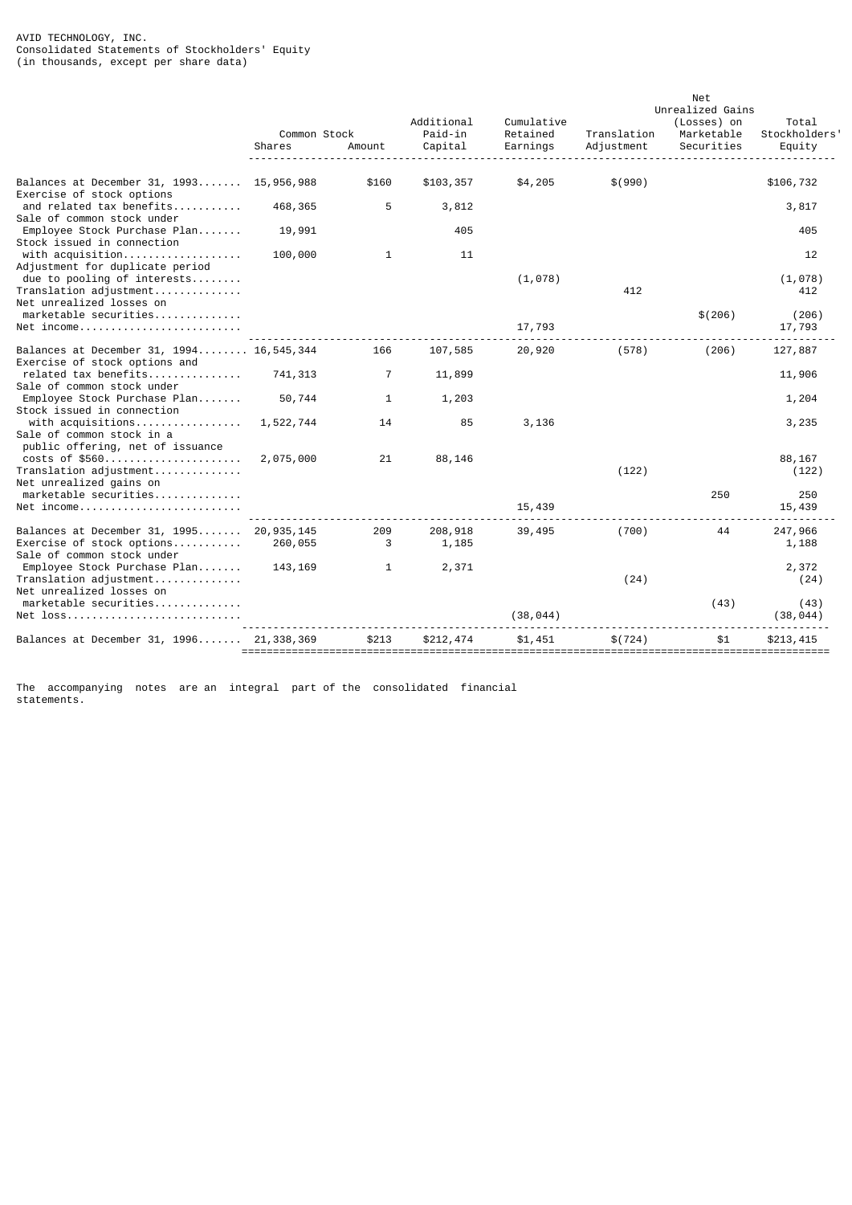AVID TECHNOLOGY, INC.
Consolidated Statements of Stockholders' Equity
(in thousands, except per share data)

| | Common Stock Shares | Common Stock Amount | Additional Paid-in Capital | Cumulative Retained Earnings | Translation Adjustment | Net Unrealized Gains (Losses) on Marketable Securities | Total Stockholders' Equity |
|---|---|---|---|---|---|---|---|
| Balances at December 31, 1993 | 15,956,988 | $160 | $103,357 | $4,205 | $(990) | | $106,732 |
| Exercise of stock options and related tax benefits | 468,365 | 5 | 3,812 | | | | 3,817 |
| Sale of common stock under Employee Stock Purchase Plan | 19,991 | | 405 | | | | 405 |
| Stock issued in connection with acquisition | 100,000 | 1 | 11 | | | | 12 |
| Adjustment for duplicate period due to pooling of interests | | | | (1,078) | | | (1,078) |
| Translation adjustment | | | | | 412 | | 412 |
| Net unrealized losses on marketable securities | | | | | | $(206) | (206) |
| Net income | | | | 17,793 | | | 17,793 |
| Balances at December 31, 1994 | 16,545,344 | 166 | 107,585 | 20,920 | (578) | (206) | 127,887 |
| Exercise of stock options and related tax benefits | 741,313 | 7 | 11,899 | | | | 11,906 |
| Sale of common stock under Employee Stock Purchase Plan | 50,744 | 1 | 1,203 | | | | 1,204 |
| Stock issued in connection with acquisitions | 1,522,744 | 14 | 85 | 3,136 | | | 3,235 |
| Sale of common stock in a public offering, net of issuance costs of $560 | 2,075,000 | 21 | 88,146 | | | | 88,167 |
| Translation adjustment | | | | | (122) | | (122) |
| Net unrealized gains on marketable securities | | | | | | 250 | 250 |
| Net income | | | | 15,439 | | | 15,439 |
| Balances at December 31, 1995 | 20,935,145 | 209 | 208,918 | 39,495 | (700) | 44 | 247,966 |
| Exercise of stock options | 260,055 | 3 | 1,185 | | | | 1,188 |
| Sale of common stock under Employee Stock Purchase Plan | 143,169 | 1 | 2,371 | | | | 2,372 |
| Translation adjustment | | | | | (24) | | (24) |
| Net unrealized losses on marketable securities | | | | | | (43) | (43) |
| Net loss | | | | (38,044) | | | (38,044) |
| Balances at December 31, 1996 | 21,338,369 | $213 | $212,474 | $1,451 | $(724) | $1 | $213,415 |

The accompanying notes are an integral part of the consolidated financial statements.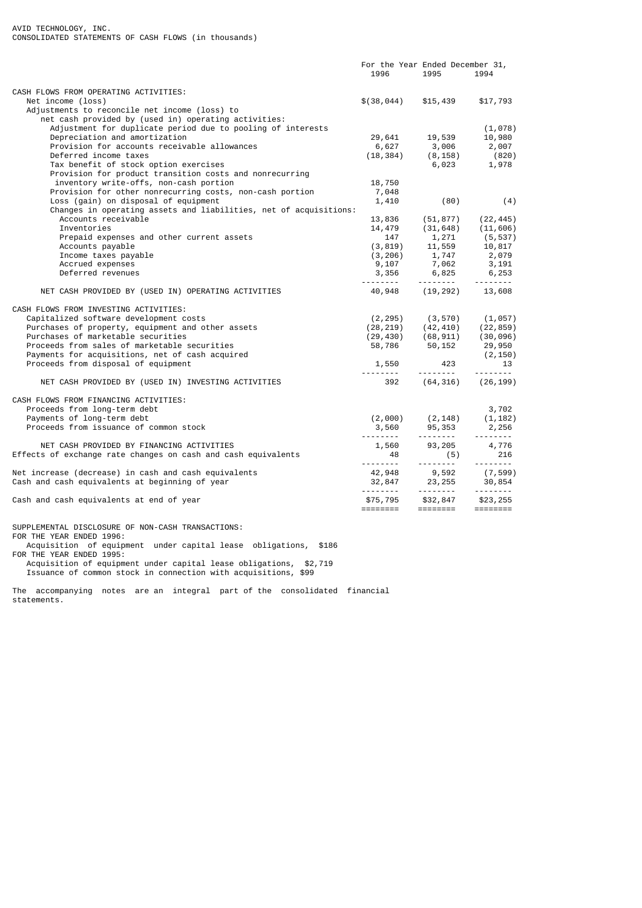AVID TECHNOLOGY, INC.
CONSOLIDATED STATEMENTS OF CASH FLOWS (in thousands)

| | For the Year Ended December 31, 1996 | 1995 | 1994 |
|---|---|---|---|
| CASH FLOWS FROM OPERATING ACTIVITIES: | | | |
| Net income (loss) | $(38,044) | $15,439 | $17,793 |
| Adjustments to reconcile net income (loss) to net cash provided by (used in) operating activities: | | | |
| Adjustment for duplicate period due to pooling of interests | | | (1,078) |
| Depreciation and amortization | 29,641 | 19,539 | 10,980 |
| Provision for accounts receivable allowances | 6,627 | 3,006 | 2,007 |
| Deferred income taxes | (18,384) | (8,158) | (820) |
| Tax benefit of stock option exercises | | 6,023 | 1,978 |
| Provision for product transition costs and nonrecurring inventory write-offs, non-cash portion | 18,750 | | |
| Provision for other nonrecurring costs, non-cash portion | 7,048 | | |
| Loss (gain) on disposal of equipment | 1,410 | (80) | (4) |
| Changes in operating assets and liabilities, net of acquisitions: | | | |
| Accounts receivable | 13,836 | (51,877) | (22,445) |
| Inventories | 14,479 | (31,648) | (11,606) |
| Prepaid expenses and other current assets | 147 | 1,271 | (5,537) |
| Accounts payable | (3,819) | 11,559 | 10,817 |
| Income taxes payable | (3,206) | 1,747 | 2,079 |
| Accrued expenses | 9,107 | 7,062 | 3,191 |
| Deferred revenues | 3,356 | 6,825 | 6,253 |
| NET CASH PROVIDED BY (USED IN) OPERATING ACTIVITIES | 40,948 | (19,292) | 13,608 |
| CASH FLOWS FROM INVESTING ACTIVITIES: | | | |
| Capitalized software development costs | (2,295) | (3,570) | (1,057) |
| Purchases of property, equipment and other assets | (28,219) | (42,410) | (22,859) |
| Purchases of marketable securities | (29,430) | (68,911) | (30,096) |
| Proceeds from sales of marketable securities | 58,786 | 50,152 | 29,950 |
| Payments for acquisitions, net of cash acquired | | | (2,150) |
| Proceeds from disposal of equipment | 1,550 | 423 | 13 |
| NET CASH PROVIDED BY (USED IN) INVESTING ACTIVITIES | 392 | (64,316) | (26,199) |
| CASH FLOWS FROM FINANCING ACTIVITIES: | | | |
| Proceeds from long-term debt | | | 3,702 |
| Payments of long-term debt | (2,000) | (2,148) | (1,182) |
| Proceeds from issuance of common stock | 3,560 | 95,353 | 2,256 |
| NET CASH PROVIDED BY FINANCING ACTIVITIES | 1,560 | 93,205 | 4,776 |
| Effects of exchange rate changes on cash and cash equivalents | 48 | (5) | 216 |
| Net increase (decrease) in cash and cash equivalents | 42,948 | 9,592 | (7,599) |
| Cash and cash equivalents at beginning of year | 32,847 | 23,255 | 30,854 |
| Cash and cash equivalents at end of year | $75,795 | $32,847 | $23,255 |

SUPPLEMENTAL DISCLOSURE OF NON-CASH TRANSACTIONS:
FOR THE YEAR ENDED 1996:
Acquisition of equipment under capital lease obligations, $186
FOR THE YEAR ENDED 1995:
Acquisition of equipment under capital lease obligations, $2,719
Issuance of common stock in connection with acquisitions, $99

The accompanying notes are an integral part of the consolidated financial statements.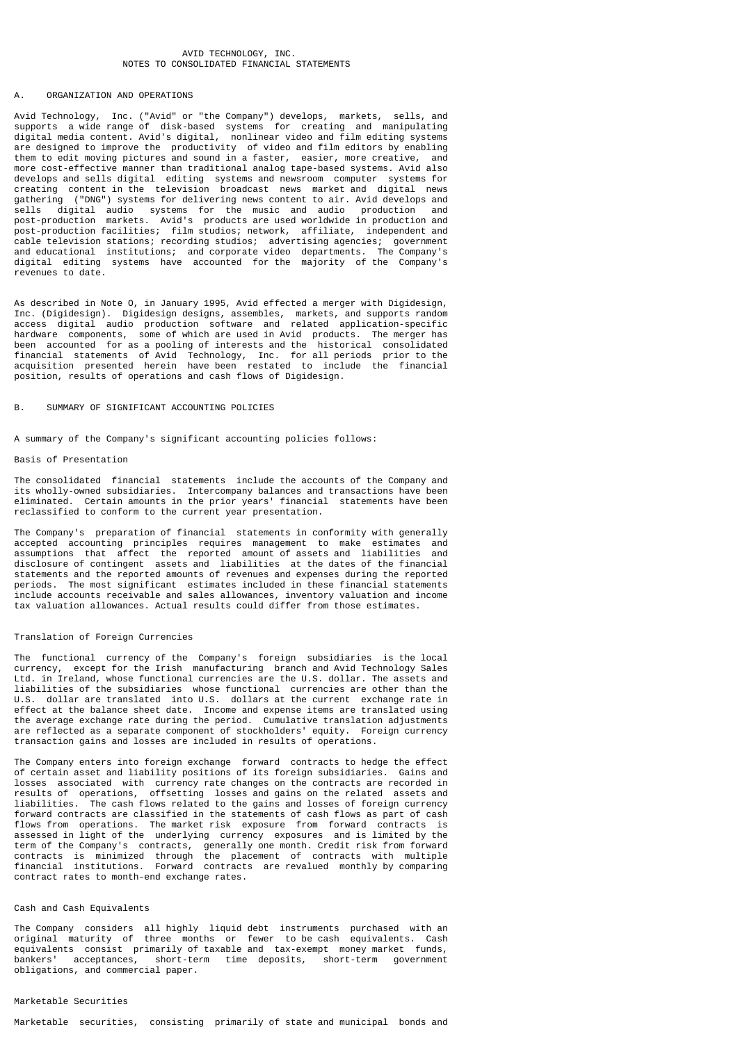AVID TECHNOLOGY, INC.
NOTES TO CONSOLIDATED FINANCIAL STATEMENTS

## A. ORGANIZATION AND OPERATIONS

Avid Technology, Inc. ("Avid" or "the Company") develops, markets, sells, and supports a wide range of disk-based systems for creating and manipulating digital media content. Avid's digital, nonlinear video and film editing systems are designed to improve the productivity of video and film editors by enabling them to edit moving pictures and sound in a faster, easier, more creative, and more cost-effective manner than traditional analog tape-based systems. Avid also develops and sells digital editing systems and newsroom computer systems for creating content in the television broadcast news market and digital news gathering ("DNG") systems for delivering news content to air. Avid develops and sells digital audio systems for the music and audio production and post-production markets. Avid's products are used worldwide in production and post-production facilities; film studios; network, affiliate, independent and cable television stations; recording studios; advertising agencies; government and educational institutions; and corporate video departments. The Company's digital editing systems have accounted for the majority of the Company's revenues to date.

As described in Note O, in January 1995, Avid effected a merger with Digidesign, Inc. (Digidesign). Digidesign designs, assembles, markets, and supports random access digital audio production software and related application-specific hardware components, some of which are used in Avid products. The merger has been accounted for as a pooling of interests and the historical consolidated financial statements of Avid Technology, Inc. for all periods prior to the acquisition presented herein have been restated to include the financial position, results of operations and cash flows of Digidesign.

## B. SUMMARY OF SIGNIFICANT ACCOUNTING POLICIES

A summary of the Company's significant accounting policies follows:

### Basis of Presentation

The consolidated financial statements include the accounts of the Company and its wholly-owned subsidiaries. Intercompany balances and transactions have been eliminated. Certain amounts in the prior years' financial statements have been reclassified to conform to the current year presentation.

The Company's preparation of financial statements in conformity with generally accepted accounting principles requires management to make estimates and assumptions that affect the reported amount of assets and liabilities and disclosure of contingent assets and liabilities at the dates of the financial statements and the reported amounts of revenues and expenses during the reported periods. The most significant estimates included in these financial statements include accounts receivable and sales allowances, inventory valuation and income tax valuation allowances. Actual results could differ from those estimates.

### Translation of Foreign Currencies

The functional currency of the Company's foreign subsidiaries is the local currency, except for the Irish manufacturing branch and Avid Technology Sales Ltd. in Ireland, whose functional currencies are the U.S. dollar. The assets and liabilities of the subsidiaries whose functional currencies are other than the U.S. dollar are translated into U.S. dollars at the current exchange rate in effect at the balance sheet date. Income and expense items are translated using the average exchange rate during the period. Cumulative translation adjustments are reflected as a separate component of stockholders' equity. Foreign currency transaction gains and losses are included in results of operations.

The Company enters into foreign exchange forward contracts to hedge the effect of certain asset and liability positions of its foreign subsidiaries. Gains and losses associated with currency rate changes on the contracts are recorded in results of operations, offsetting losses and gains on the related assets and liabilities. The cash flows related to the gains and losses of foreign currency forward contracts are classified in the statements of cash flows as part of cash flows from operations. The market risk exposure from forward contracts is assessed in light of the underlying currency exposures and is limited by the term of the Company's contracts, generally one month. Credit risk from forward contracts is minimized through the placement of contracts with multiple financial institutions. Forward contracts are revalued monthly by comparing contract rates to month-end exchange rates.

### Cash and Cash Equivalents

The Company considers all highly liquid debt instruments purchased with an original maturity of three months or fewer to be cash equivalents. Cash equivalents consist primarily of taxable and tax-exempt money market funds, bankers' acceptances, short-term time deposits, short-term government obligations, and commercial paper.

### Marketable Securities

Marketable securities, consisting primarily of state and municipal bonds and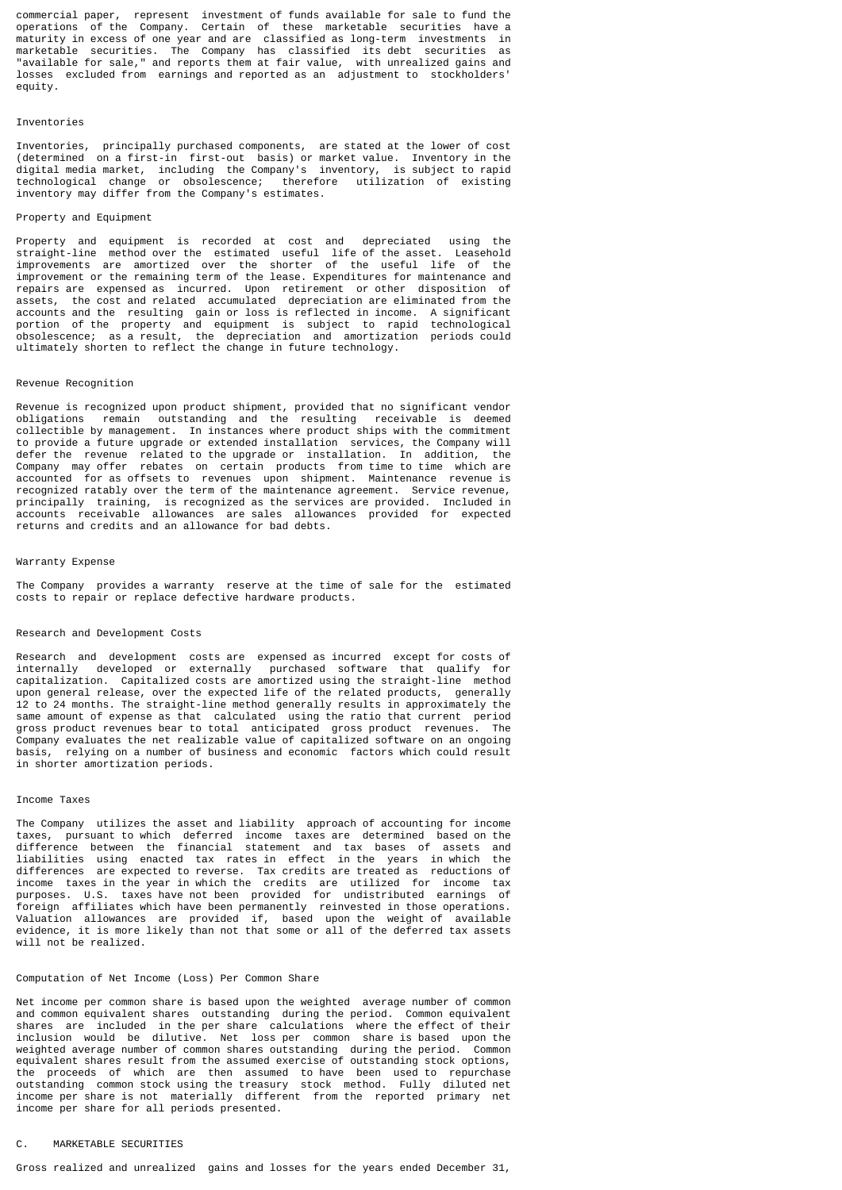commercial paper, represent investment of funds available for sale to fund the operations of the Company. Certain of these marketable securities have a maturity in excess of one year and are classified as long-term investments in marketable securities. The Company has classified its debt securities as "available for sale," and reports them at fair value, with unrealized gains and losses excluded from earnings and reported as an adjustment to stockholders' equity.

### Inventories

Inventories, principally purchased components, are stated at the lower of cost (determined on a first-in first-out basis) or market value. Inventory in the digital media market, including the Company's inventory, is subject to rapid technological change or obsolescence; therefore utilization of existing inventory may differ from the Company's estimates.

### Property and Equipment

Property and equipment is recorded at cost and depreciated using the straight-line method over the estimated useful life of the asset. Leasehold improvements are amortized over the shorter of the useful life of the improvement or the remaining term of the lease. Expenditures for maintenance and repairs are expensed as incurred. Upon retirement or other disposition of assets, the cost and related accumulated depreciation are eliminated from the accounts and the resulting gain or loss is reflected in income. A significant portion of the property and equipment is subject to rapid technological obsolescence; as a result, the depreciation and amortization periods could ultimately shorten to reflect the change in future technology.

### Revenue Recognition

Revenue is recognized upon product shipment, provided that no significant vendor obligations remain outstanding and the resulting receivable is deemed collectible by management. In instances where product ships with the commitment to provide a future upgrade or extended installation services, the Company will defer the revenue related to the upgrade or installation. In addition, the Company may offer rebates on certain products from time to time which are accounted for as offsets to revenues upon shipment. Maintenance revenue is recognized ratably over the term of the maintenance agreement. Service revenue, principally training, is recognized as the services are provided. Included in accounts receivable allowances are sales allowances provided for expected returns and credits and an allowance for bad debts.

### Warranty Expense

The Company provides a warranty reserve at the time of sale for the estimated costs to repair or replace defective hardware products.

### Research and Development Costs

Research and development costs are expensed as incurred except for costs of internally developed or externally purchased software that qualify for capitalization. Capitalized costs are amortized using the straight-line method upon general release, over the expected life of the related products, generally 12 to 24 months. The straight-line method generally results in approximately the same amount of expense as that calculated using the ratio that current period gross product revenues bear to total anticipated gross product revenues. The Company evaluates the net realizable value of capitalized software on an ongoing basis, relying on a number of business and economic factors which could result in shorter amortization periods.

### Income Taxes

The Company utilizes the asset and liability approach of accounting for income taxes, pursuant to which deferred income taxes are determined based on the difference between the financial statement and tax bases of assets and liabilities using enacted tax rates in effect in the years in which the differences are expected to reverse. Tax credits are treated as reductions of income taxes in the year in which the credits are utilized for income tax purposes. U.S. taxes have not been provided for undistributed earnings of foreign affiliates which have been permanently reinvested in those operations. Valuation allowances are provided if, based upon the weight of available evidence, it is more likely than not that some or all of the deferred tax assets will not be realized.

### Computation of Net Income (Loss) Per Common Share

Net income per common share is based upon the weighted average number of common and common equivalent shares outstanding during the period. Common equivalent shares are included in the per share calculations where the effect of their inclusion would be dilutive. Net loss per common share is based upon the weighted average number of common shares outstanding during the period. Common equivalent shares result from the assumed exercise of outstanding stock options, the proceeds of which are then assumed to have been used to repurchase outstanding common stock using the treasury stock method. Fully diluted net income per share is not materially different from the reported primary net income per share for all periods presented.

## C. MARKETABLE SECURITIES

Gross realized and unrealized gains and losses for the years ended December 31,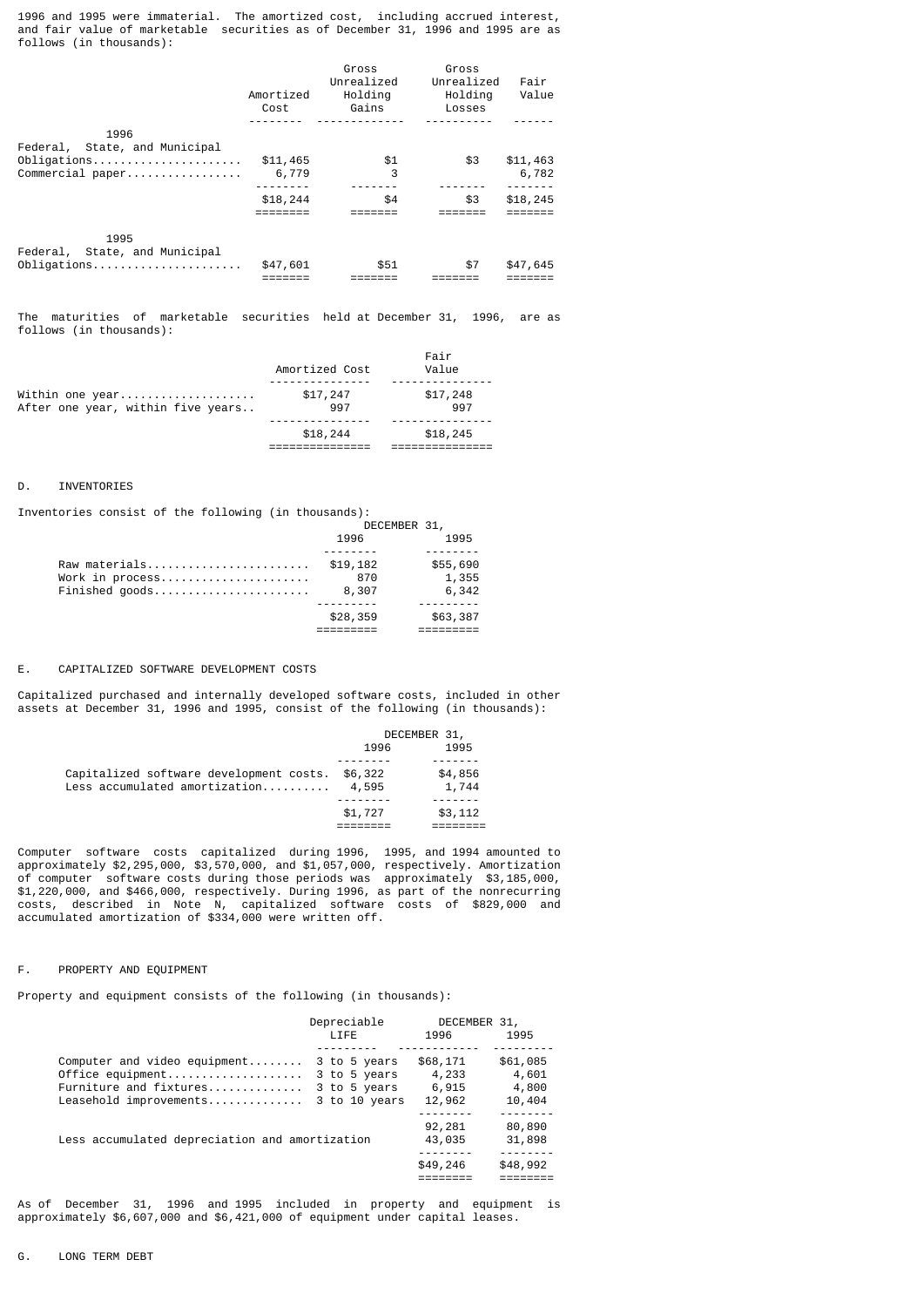1996 and 1995 were immaterial. The amortized cost, including accrued interest, and fair value of marketable securities as of December 31, 1996 and 1995 are as follows (in thousands):

| | Amortized Cost | Gross Unrealized Holding Gains | Gross Unrealized Holding Losses | Fair Value |
|---|---|---|---|---|
| **1996** | | | | |
| Federal, State, and Municipal Obligations | $11,465 | $1 | $3 | $11,463 |
| Commercial paper | 6,779 | 3 | | 6,782 |
| | $18,244 | $4 | $3 | $18,245 |
| **1995** | | | | |
| Federal, State, and Municipal Obligations | $47,601 | $51 | $7 | $47,645 |

The maturities of marketable securities held at December 31, 1996, are as follows (in thousands):

| | Amortized Cost | Fair Value |
|---|---|---|
| Within one year | $17,247 | $17,248 |
| After one year, within five years | 997 | 997 |
| | $18,244 | $18,245 |

## D. INVENTORIES

Inventories consist of the following (in thousands):

| | DECEMBER 31, 1996 | DECEMBER 31, 1995 |
|---|---|---|
| Raw materials | $19,182 | $55,690 |
| Work in process | 870 | 1,355 |
| Finished goods | 8,307 | 6,342 |
| | $28,359 | $63,387 |

## E. CAPITALIZED SOFTWARE DEVELOPMENT COSTS

Capitalized purchased and internally developed software costs, included in other assets at December 31, 1996 and 1995, consist of the following (in thousands):

| | DECEMBER 31, 1996 | DECEMBER 31, 1995 |
|---|---|---|
| Capitalized software development costs | $6,322 | $4,856 |
| Less accumulated amortization | 4,595 | 1,744 |
| | $1,727 | $3,112 |

Computer software costs capitalized during 1996, 1995, and 1994 amounted to approximately $2,295,000, $3,570,000, and $1,057,000, respectively. Amortization of computer software costs during those periods was approximately $3,185,000, $1,220,000, and $466,000, respectively. During 1996, as part of the nonrecurring costs, described in Note N, capitalized software costs of $829,000 and accumulated amortization of $334,000 were written off.

## F. PROPERTY AND EQUIPMENT

Property and equipment consists of the following (in thousands):

| | Depreciable LIFE | DECEMBER 31, 1996 | DECEMBER 31, 1995 |
|---|---|---|---|
| Computer and video equipment | 3 to 5 years | $68,171 | $61,085 |
| Office equipment | 3 to 5 years | 4,233 | 4,601 |
| Furniture and fixtures | 3 to 5 years | 6,915 | 4,800 |
| Leasehold improvements | 3 to 10 years | 12,962 | 10,404 |
| | | 92,281 | 80,890 |
| Less accumulated depreciation and amortization | | 43,035 | 31,898 |
| | | $49,246 | $48,992 |

As of December 31, 1996 and 1995 included in property and equipment is approximately $6,607,000 and $6,421,000 of equipment under capital leases.

## G. LONG TERM DEBT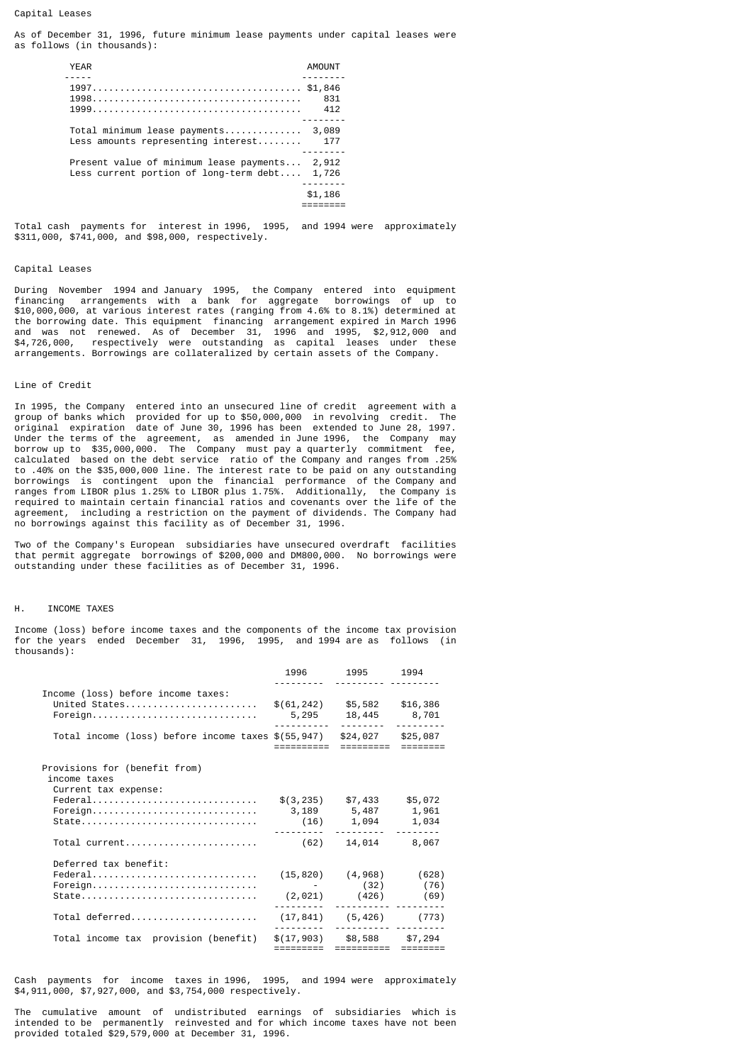Capital Leases

As of December 31, 1996, future minimum lease payments under capital leases were as follows (in thousands):

| YEAR | AMOUNT |
|---|---|
| 1997 | $1,846 |
| 1998 | 831 |
| 1999 | 412 |
| Total minimum lease payments | 3,089 |
| Less amounts representing interest | 177 |
| Present value of minimum lease payments | 2,912 |
| Less current portion of long-term debt | 1,726 |
| | $1,186 |

Total cash payments for interest in 1996, 1995, and 1994 were approximately $311,000, $741,000, and $98,000, respectively.

Capital Leases

During November 1994 and January 1995, the Company entered into equipment financing arrangements with a bank for aggregate borrowings of up to $10,000,000, at various interest rates (ranging from 4.6% to 8.1%) determined at the borrowing date. This equipment financing arrangement expired in March 1996 and was not renewed. As of December 31, 1996 and 1995, $2,912,000 and $4,726,000, respectively were outstanding as capital leases under these arrangements. Borrowings are collateralized by certain assets of the Company.

Line of Credit

In 1995, the Company entered into an unsecured line of credit agreement with a group of banks which provided for up to $50,000,000 in revolving credit. The original expiration date of June 30, 1996 has been extended to June 28, 1997. Under the terms of the agreement, as amended in June 1996, the Company may borrow up to $35,000,000. The Company must pay a quarterly commitment fee, calculated based on the debt service ratio of the Company and ranges from .25% to .40% on the $35,000,000 line. The interest rate to be paid on any outstanding borrowings is contingent upon the financial performance of the Company and ranges from LIBOR plus 1.25% to LIBOR plus 1.75%. Additionally, the Company is required to maintain certain financial ratios and covenants over the life of the agreement, including a restriction on the payment of dividends. The Company had no borrowings against this facility as of December 31, 1996.

Two of the Company's European subsidiaries have unsecured overdraft facilities that permit aggregate borrowings of $200,000 and DM800,000. No borrowings were outstanding under these facilities as of December 31, 1996.

## H. INCOME TAXES

Income (loss) before income taxes and the components of the income tax provision for the years ended December 31, 1996, 1995, and 1994 are as follows (in thousands):

| | 1996 | 1995 | 1994 |
|---|---|---|---|
| Income (loss) before income taxes: | | | |
| United States | $(61,242) | $5,582 | $16,386 |
| Foreign | 5,295 | 18,445 | 8,701 |
| Total income (loss) before income taxes | $(55,947) | $24,027 | $25,087 |
| Provisions for (benefit from) income taxes | | | |
| Current tax expense: | | | |
| Federal | $(3,235) | $7,433 | $5,072 |
| Foreign | 3,189 | 5,487 | 1,961 |
| State | (16) | 1,094 | 1,034 |
| Total current | (62) | 14,014 | 8,067 |
| Deferred tax benefit: | | | |
| Federal | (15,820) | (4,968) | (628) |
| Foreign | - | (32) | (76) |
| State | (2,021) | (426) | (69) |
| Total deferred | (17,841) | (5,426) | (773) |
| Total income tax provision (benefit) | $(17,903) | $8,588 | $7,294 |

Cash payments for income taxes in 1996, 1995, and 1994 were approximately $4,911,000, $7,927,000, and $3,754,000 respectively.

The cumulative amount of undistributed earnings of subsidiaries which is intended to be permanently reinvested and for which income taxes have not been provided totaled $29,579,000 at December 31, 1996.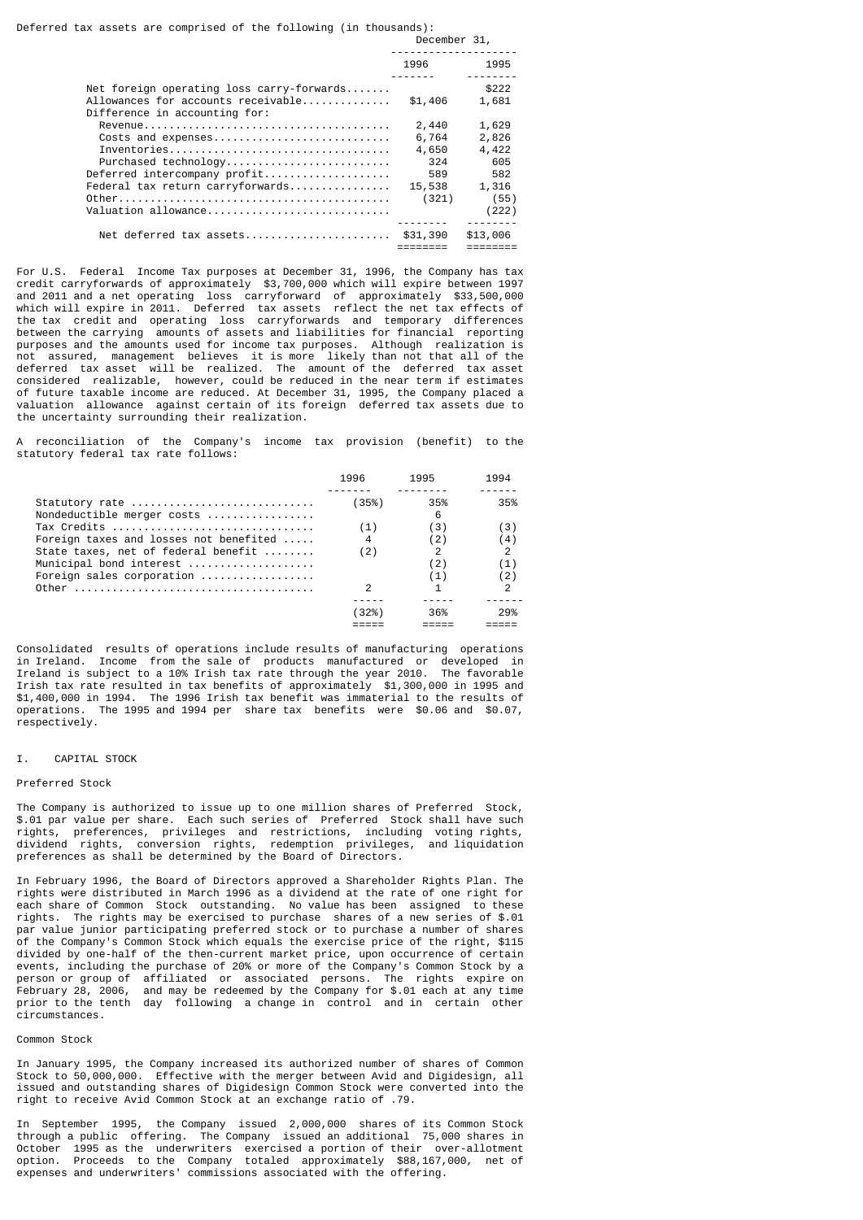Deferred tax assets are comprised of the following (in thousands):

| | December 31, 1996 | December 31, 1995 |
|---|---|---|
| Net foreign operating loss carry-forwards | | $222 |
| Allowances for accounts receivable | $1,406 | 1,681 |
| Difference in accounting for: | | |
| Revenue | 2,440 | 1,629 |
| Costs and expenses | 6,764 | 2,826 |
| Inventories | 4,650 | 4,422 |
| Purchased technology | 324 | 605 |
| Deferred intercompany profit | 589 | 582 |
| Federal tax return carryforwards | 15,538 | 1,316 |
| Other | (321) | (55) |
| Valuation allowance | | (222) |
| Net deferred tax assets | $31,390 | $13,006 |

For U.S. Federal Income Tax purposes at December 31, 1996, the Company has tax credit carryforwards of approximately $3,700,000 which will expire between 1997 and 2011 and a net operating loss carryforward of approximately $33,500,000 which will expire in 2011. Deferred tax assets reflect the net tax effects of the tax credit and operating loss carryforwards and temporary differences between the carrying amounts of assets and liabilities for financial reporting purposes and the amounts used for income tax purposes. Although realization is not assured, management believes it is more likely than not that all of the deferred tax asset will be realized. The amount of the deferred tax asset considered realizable, however, could be reduced in the near term if estimates of future taxable income are reduced. At December 31, 1995, the Company placed a valuation allowance against certain of its foreign deferred tax assets due to the uncertainty surrounding their realization.

A reconciliation of the Company's income tax provision (benefit) to the statutory federal tax rate follows:

| | 1996 | 1995 | 1994 |
|---|---|---|---|
| Statutory rate | (35%) | 35% | 35% |
| Nondeductible merger costs | | 6 | |
| Tax Credits | (1) | (3) | (3) |
| Foreign taxes and losses not benefited | 4 | (2) | (4) |
| State taxes, net of federal benefit | (2) | 2 | 2 |
| Municipal bond interest | | (2) | (1) |
| Foreign sales corporation | | (1) | (2) |
| Other | 2 | 1 | 2 |
| | (32%) | 36% | 29% |

Consolidated results of operations include results of manufacturing operations in Ireland. Income from the sale of products manufactured or developed in Ireland is subject to a 10% Irish tax rate through the year 2010. The favorable Irish tax rate resulted in tax benefits of approximately $1,300,000 in 1995 and $1,400,000 in 1994. The 1996 Irish tax benefit was immaterial to the results of operations. The 1995 and 1994 per share tax benefits were $0.06 and $0.07, respectively.

## I. CAPITAL STOCK

### Preferred Stock

The Company is authorized to issue up to one million shares of Preferred Stock, $.01 par value per share. Each such series of Preferred Stock shall have such rights, preferences, privileges and restrictions, including voting rights, dividend rights, conversion rights, redemption privileges, and liquidation preferences as shall be determined by the Board of Directors.

In February 1996, the Board of Directors approved a Shareholder Rights Plan. The rights were distributed in March 1996 as a dividend at the rate of one right for each share of Common Stock outstanding. No value has been assigned to these rights. The rights may be exercised to purchase shares of a new series of $.01 par value junior participating preferred stock or to purchase a number of shares of the Company's Common Stock which equals the exercise price of the right, $115 divided by one-half of the then-current market price, upon occurrence of certain events, including the purchase of 20% or more of the Company's Common Stock by a person or group of affiliated or associated persons. The rights expire on February 28, 2006, and may be redeemed by the Company for $.01 each at any time prior to the tenth day following a change in control and in certain other circumstances.

### Common Stock

In January 1995, the Company increased its authorized number of shares of Common Stock to 50,000,000. Effective with the merger between Avid and Digidesign, all issued and outstanding shares of Digidesign Common Stock were converted into the right to receive Avid Common Stock at an exchange ratio of .79.

In September 1995, the Company issued 2,000,000 shares of its Common Stock through a public offering. The Company issued an additional 75,000 shares in October 1995 as the underwriters exercised a portion of their over-allotment option. Proceeds to the Company totaled approximately $88,167,000, net of expenses and underwriters' commissions associated with the offering.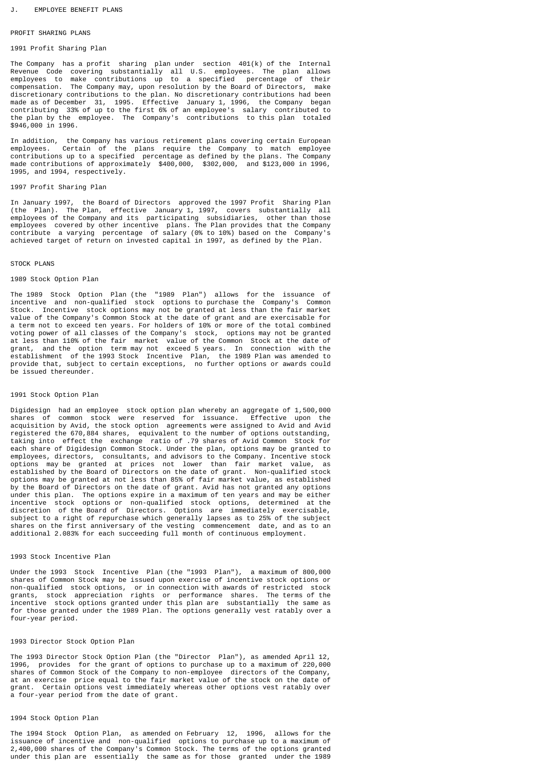## J. EMPLOYEE BENEFIT PLANS

### PROFIT SHARING PLANS

#### 1991 Profit Sharing Plan

The Company has a profit sharing plan under section 401(k) of the Internal Revenue Code covering substantially all U.S. employees. The plan allows employees to make contributions up to a specified percentage of their compensation. The Company may, upon resolution by the Board of Directors, make discretionary contributions to the plan. No discretionary contributions had been made as of December 31, 1995. Effective January 1, 1996, the Company began contributing 33% of up to the first 6% of an employee's salary contributed to the plan by the employee. The Company's contributions to this plan totaled $946,000 in 1996.

In addition, the Company has various retirement plans covering certain European employees. Certain of the plans require the Company to match employee contributions up to a specified percentage as defined by the plans. The Company made contributions of approximately $400,000, $302,000, and $123,000 in 1996, 1995, and 1994, respectively.

#### 1997 Profit Sharing Plan

In January 1997, the Board of Directors approved the 1997 Profit Sharing Plan (the Plan). The Plan, effective January 1, 1997, covers substantially all employees of the Company and its participating subsidiaries, other than those employees covered by other incentive plans. The Plan provides that the Company contribute a varying percentage of salary (0% to 10%) based on the Company's achieved target of return on invested capital in 1997, as defined by the Plan.

### STOCK PLANS

#### 1989 Stock Option Plan

The 1989 Stock Option Plan (the "1989 Plan") allows for the issuance of incentive and non-qualified stock options to purchase the Company's Common Stock. Incentive stock options may not be granted at less than the fair market value of the Company's Common Stock at the date of grant and are exercisable for a term not to exceed ten years. For holders of 10% or more of the total combined voting power of all classes of the Company's stock, options may not be granted at less than 110% of the fair market value of the Common Stock at the date of grant, and the option term may not exceed 5 years. In connection with the establishment of the 1993 Stock Incentive Plan, the 1989 Plan was amended to provide that, subject to certain exceptions, no further options or awards could be issued thereunder.

#### 1991 Stock Option Plan

Digidesign had an employee stock option plan whereby an aggregate of 1,500,000 shares of common stock were reserved for issuance. Effective upon the acquisition by Avid, the stock option agreements were assigned to Avid and Avid registered the 670,884 shares, equivalent to the number of options outstanding, taking into effect the exchange ratio of .79 shares of Avid Common Stock for each share of Digidesign Common Stock. Under the plan, options may be granted to employees, directors, consultants, and advisors to the Company. Incentive stock options may be granted at prices not lower than fair market value, as established by the Board of Directors on the date of grant. Non-qualified stock options may be granted at not less than 85% of fair market value, as established by the Board of Directors on the date of grant. Avid has not granted any options under this plan. The options expire in a maximum of ten years and may be either incentive stock options or non-qualified stock options, determined at the discretion of the Board of Directors. Options are immediately exercisable, subject to a right of repurchase which generally lapses as to 25% of the subject shares on the first anniversary of the vesting commencement date, and as to an additional 2.083% for each succeeding full month of continuous employment.

#### 1993 Stock Incentive Plan

Under the 1993 Stock Incentive Plan (the "1993 Plan"), a maximum of 800,000 shares of Common Stock may be issued upon exercise of incentive stock options or non-qualified stock options, or in connection with awards of restricted stock grants, stock appreciation rights or performance shares. The terms of the incentive stock options granted under this plan are substantially the same as for those granted under the 1989 Plan. The options generally vest ratably over a four-year period.

#### 1993 Director Stock Option Plan

The 1993 Director Stock Option Plan (the "Director Plan"), as amended April 12, 1996, provides for the grant of options to purchase up to a maximum of 220,000 shares of Common Stock of the Company to non-employee directors of the Company, at an exercise price equal to the fair market value of the stock on the date of grant. Certain options vest immediately whereas other options vest ratably over a four-year period from the date of grant.

#### 1994 Stock Option Plan

The 1994 Stock Option Plan, as amended on February 12, 1996, allows for the issuance of incentive and non-qualified options to purchase up to a maximum of 2,400,000 shares of the Company's Common Stock. The terms of the options granted under this plan are essentially the same as for those granted under the 1989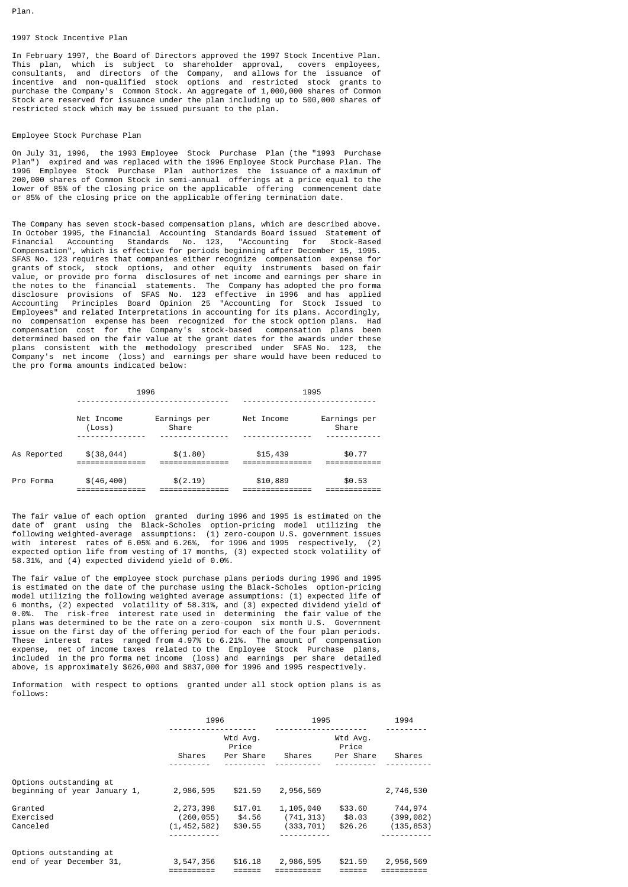Plan.

### 1997 Stock Incentive Plan

In February 1997, the Board of Directors approved the 1997 Stock Incentive Plan. This plan, which is subject to shareholder approval, covers employees, consultants, and directors of the Company, and allows for the issuance of incentive and non-qualified stock options and restricted stock grants to purchase the Company's Common Stock. An aggregate of 1,000,000 shares of Common Stock are reserved for issuance under the plan including up to 500,000 shares of restricted stock which may be issued pursuant to the plan.

### Employee Stock Purchase Plan

On July 31, 1996, the 1993 Employee Stock Purchase Plan (the "1993 Purchase Plan") expired and was replaced with the 1996 Employee Stock Purchase Plan. The 1996 Employee Stock Purchase Plan authorizes the issuance of a maximum of 200,000 shares of Common Stock in semi-annual offerings at a price equal to the lower of 85% of the closing price on the applicable offering commencement date or 85% of the closing price on the applicable offering termination date.

The Company has seven stock-based compensation plans, which are described above. In October 1995, the Financial Accounting Standards Board issued Statement of Financial Accounting Standards No. 123, "Accounting for Stock-Based Compensation", which is effective for periods beginning after December 15, 1995. SFAS No. 123 requires that companies either recognize compensation expense for grants of stock, stock options, and other equity instruments based on fair value, or provide pro forma disclosures of net income and earnings per share in the notes to the financial statements. The Company has adopted the pro forma disclosure provisions of SFAS No. 123 effective in 1996 and has applied Accounting Principles Board Opinion 25 "Accounting for Stock Issued to Employees" and related Interpretations in accounting for its plans. Accordingly, no compensation expense has been recognized for the stock option plans. Had compensation cost for the Company's stock-based compensation plans been determined based on the fair value at the grant dates for the awards under these plans consistent with the methodology prescribed under SFAS No. 123, the Company's net income (loss) and earnings per share would have been reduced to the pro forma amounts indicated below:

| | 1996 | | 1995 | |
|---|---|---|---|---|
| | Net Income (Loss) | Earnings per Share | Net Income | Earnings per Share |
| As Reported | $(38,044) | $(1.80) | $15,439 | $0.77 |
| Pro Forma | $(46,400) | $(2.19) | $10,889 | $0.53 |

The fair value of each option granted during 1996 and 1995 is estimated on the date of grant using the Black-Scholes option-pricing model utilizing the following weighted-average assumptions: (1) zero-coupon U.S. government issues with interest rates of 6.05% and 6.26%, for 1996 and 1995 respectively, (2) expected option life from vesting of 17 months, (3) expected stock volatility of 58.31%, and (4) expected dividend yield of 0.0%.

The fair value of the employee stock purchase plans periods during 1996 and 1995 is estimated on the date of the purchase using the Black-Scholes option-pricing model utilizing the following weighted average assumptions: (1) expected life of 6 months, (2) expected volatility of 58.31%, and (3) expected dividend yield of 0.0%. The risk-free interest rate used in determining the fair value of the plans was determined to be the rate on a zero-coupon six month U.S. Government issue on the first day of the offering period for each of the four plan periods. These interest rates ranged from 4.97% to 6.21%. The amount of compensation expense, net of income taxes related to the Employee Stock Purchase plans, included in the pro forma net income (loss) and earnings per share detailed above, is approximately $626,000 and $837,000 for 1996 and 1995 respectively.

Information with respect to options granted under all stock option plans is as follows:

| | 1996 | | 1995 | | 1994 |
|---|---|---|---|---|---|
| | Shares | Wtd Avg. Price Per Share | Shares | Wtd Avg. Price Per Share | Shares |
| Options outstanding at beginning of year January 1, | 2,986,595 | $21.59 | 2,956,569 | | 2,746,530 |
| Granted | 2,273,398 | $17.01 | 1,105,040 | $33.60 | 744,974 |
| Exercised | (260,055) | $4.56 | (741,313) | $8.03 | (399,082) |
| Canceled | (1,452,582) | $30.55 | (333,701) | $26.26 | (135,853) |
| Options outstanding at end of year December 31, | 3,547,356 | $16.18 | 2,986,595 | $21.59 | 2,956,569 |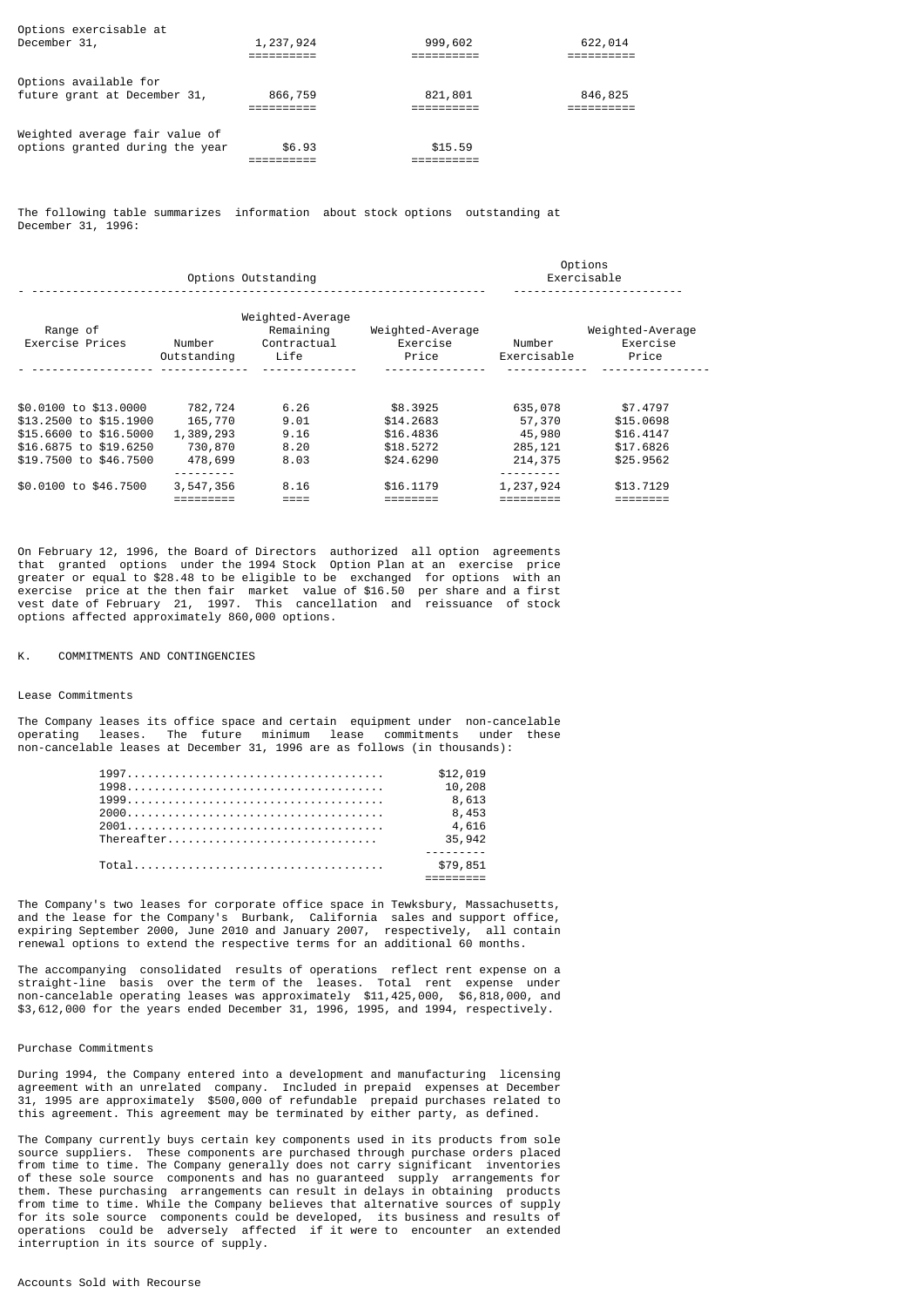| | | | |
|---|---|---|---|
| Options exercisable at December 31, | 1,237,924 | 999,602 | 622,014 |
| Options available for future grant at December 31, | 866,759 | 821,801 | 846,825 |
| Weighted average fair value of options granted during the year | $6.93 | $15.59 | |

The following table summarizes information about stock options outstanding at December 31, 1996:

| | Options Outstanding | | | Options Exercisable | |
|---|---|---|---|---|---|
| Range of Exercise Prices | Number Outstanding | Weighted-Average Remaining Contractual Life | Weighted-Average Exercise Price | Number Exercisable | Weighted-Average Exercise Price |
| $0.0100 to $13.0000 | 782,724 | 6.26 | $8.3925 | 635,078 | $7.4797 |
| $13.2500 to $15.1900 | 165,770 | 9.01 | $14.2683 | 57,370 | $15.0698 |
| $15.6600 to $16.5000 | 1,389,293 | 9.16 | $16.4836 | 45,980 | $16.4147 |
| $16.6875 to $19.6250 | 730,870 | 8.20 | $18.5272 | 285,121 | $17.6826 |
| $19.7500 to $46.7500 | 478,699 | 8.03 | $24.6290 | 214,375 | $25.9562 |
| $0.0100 to $46.7500 | 3,547,356 | 8.16 | $16.1179 | 1,237,924 | $13.7129 |

On February 12, 1996, the Board of Directors authorized all option agreements that granted options under the 1994 Stock Option Plan at an exercise price greater or equal to $28.48 to be eligible to be exchanged for options with an exercise price at the then fair market value of $16.50 per share and a first vest date of February 21, 1997. This cancellation and reissuance of stock options affected approximately 860,000 options.

## K. COMMITMENTS AND CONTINGENCIES

### Lease Commitments

The Company leases its office space and certain equipment under non-cancelable operating leases. The future minimum lease commitments under these non-cancelable leases at December 31, 1996 are as follows (in thousands):

| | |
|---|---|
| 1997 | $12,019 |
| 1998 | 10,208 |
| 1999 | 8,613 |
| 2000 | 8,453 |
| 2001 | 4,616 |
| Thereafter | 35,942 |
| Total | $79,851 |

The Company's two leases for corporate office space in Tewksbury, Massachusetts, and the lease for the Company's Burbank, California sales and support office, expiring September 2000, June 2010 and January 2007, respectively, all contain renewal options to extend the respective terms for an additional 60 months.

The accompanying consolidated results of operations reflect rent expense on a straight-line basis over the term of the leases. Total rent expense under non-cancelable operating leases was approximately $11,425,000, $6,818,000, and $3,612,000 for the years ended December 31, 1996, 1995, and 1994, respectively.

### Purchase Commitments

During 1994, the Company entered into a development and manufacturing licensing agreement with an unrelated company. Included in prepaid expenses at December 31, 1995 are approximately $500,000 of refundable prepaid purchases related to this agreement. This agreement may be terminated by either party, as defined.

The Company currently buys certain key components used in its products from sole source suppliers. These components are purchased through purchase orders placed from time to time. The Company generally does not carry significant inventories of these sole source components and has no guaranteed supply arrangements for them. These purchasing arrangements can result in delays in obtaining products from time to time. While the Company believes that alternative sources of supply for its sole source components could be developed, its business and results of operations could be adversely affected if it were to encounter an extended interruption in its source of supply.

### Accounts Sold with Recourse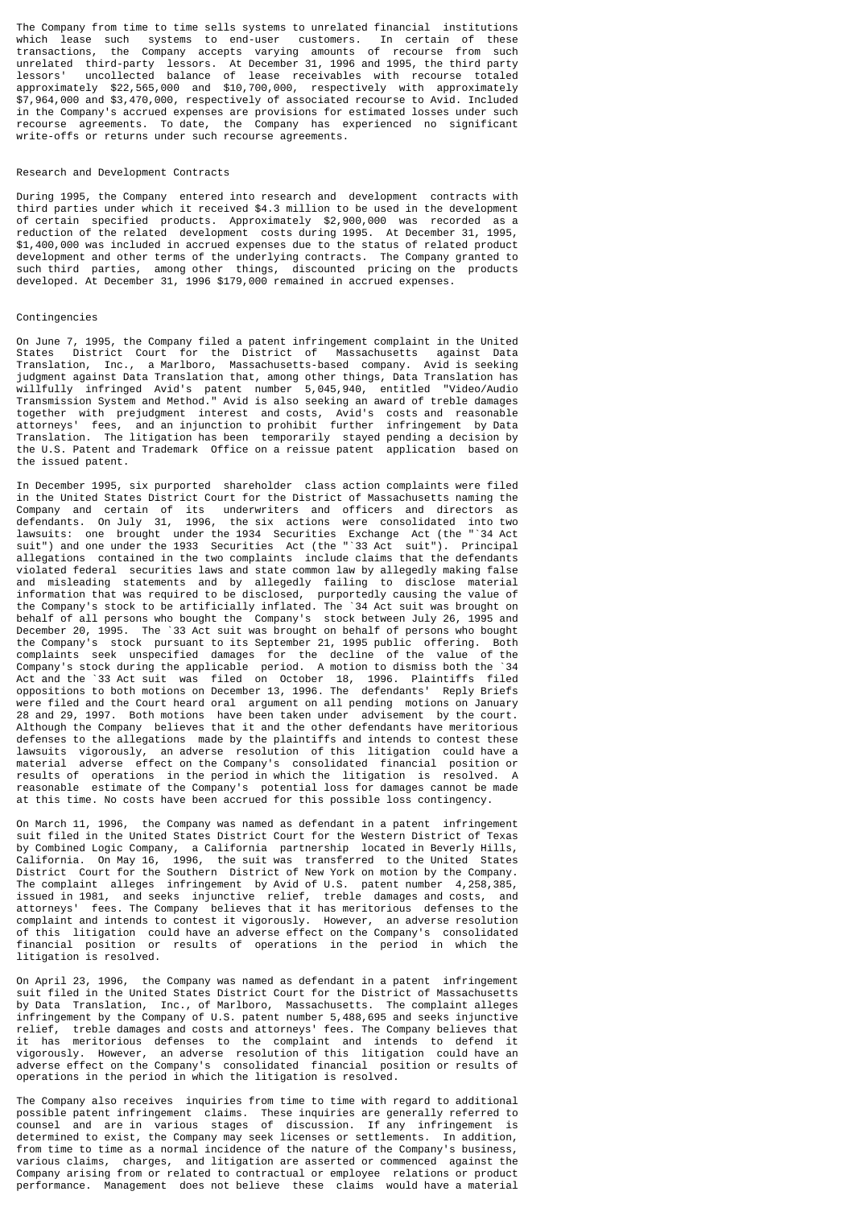The Company from time to time sells systems to unrelated financial institutions which lease such systems to end-user customers. In certain of these transactions, the Company accepts varying amounts of recourse from such unrelated third-party lessors. At December 31, 1996 and 1995, the third party lessors' uncollected balance of lease receivables with recourse totaled approximately $22,565,000 and $10,700,000, respectively with approximately $7,964,000 and $3,470,000, respectively of associated recourse to Avid. Included in the Company's accrued expenses are provisions for estimated losses under such recourse agreements. To date, the Company has experienced no significant write-offs or returns under such recourse agreements.

## Research and Development Contracts

During 1995, the Company entered into research and development contracts with third parties under which it received $4.3 million to be used in the development of certain specified products. Approximately $2,900,000 was recorded as a reduction of the related development costs during 1995. At December 31, 1995, $1,400,000 was included in accrued expenses due to the status of related product development and other terms of the underlying contracts. The Company granted to such third parties, among other things, discounted pricing on the products developed. At December 31, 1996 $179,000 remained in accrued expenses.

## Contingencies

On June 7, 1995, the Company filed a patent infringement complaint in the United States District Court for the District of Massachusetts against Data Translation, Inc., a Marlboro, Massachusetts-based company. Avid is seeking judgment against Data Translation that, among other things, Data Translation has willfully infringed Avid's patent number 5,045,940, entitled "Video/Audio Transmission System and Method." Avid is also seeking an award of treble damages together with prejudgment interest and costs, Avid's costs and reasonable attorneys' fees, and an injunction to prohibit further infringement by Data Translation. The litigation has been temporarily stayed pending a decision by the U.S. Patent and Trademark Office on a reissue patent application based on the issued patent.

In December 1995, six purported shareholder class action complaints were filed in the United States District Court for the District of Massachusetts naming the Company and certain of its underwriters and officers and directors as defendants. On July 31, 1996, the six actions were consolidated into two lawsuits: one brought under the 1934 Securities Exchange Act (the "`34 Act suit") and one under the 1933 Securities Act (the "`33 Act suit"). Principal allegations contained in the two complaints include claims that the defendants violated federal securities laws and state common law by allegedly making false and misleading statements and by allegedly failing to disclose material information that was required to be disclosed, purportedly causing the value of the Company's stock to be artificially inflated. The `34 Act suit was brought on behalf of all persons who bought the Company's stock between July 26, 1995 and December 20, 1995. The `33 Act suit was brought on behalf of persons who bought the Company's stock pursuant to its September 21, 1995 public offering. Both complaints seek unspecified damages for the decline of the value of the Company's stock during the applicable period. A motion to dismiss both the `34 Act and the `33 Act suit was filed on October 18, 1996. Plaintiffs filed oppositions to both motions on December 13, 1996. The defendants' Reply Briefs were filed and the Court heard oral argument on all pending motions on January 28 and 29, 1997. Both motions have been taken under advisement by the court. Although the Company believes that it and the other defendants have meritorious defenses to the allegations made by the plaintiffs and intends to contest these lawsuits vigorously, an adverse resolution of this litigation could have a material adverse effect on the Company's consolidated financial position or results of operations in the period in which the litigation is resolved. A reasonable estimate of the Company's potential loss for damages cannot be made at this time. No costs have been accrued for this possible loss contingency.

On March 11, 1996, the Company was named as defendant in a patent infringement suit filed in the United States District Court for the Western District of Texas by Combined Logic Company, a California partnership located in Beverly Hills, California. On May 16, 1996, the suit was transferred to the United States District Court for the Southern District of New York on motion by the Company. The complaint alleges infringement by Avid of U.S. patent number 4,258,385, issued in 1981, and seeks injunctive relief, treble damages and costs, and attorneys' fees. The Company believes that it has meritorious defenses to the complaint and intends to contest it vigorously. However, an adverse resolution of this litigation could have an adverse effect on the Company's consolidated financial position or results of operations in the period in which the litigation is resolved.

On April 23, 1996, the Company was named as defendant in a patent infringement suit filed in the United States District Court for the District of Massachusetts by Data Translation, Inc., of Marlboro, Massachusetts. The complaint alleges infringement by the Company of U.S. patent number 5,488,695 and seeks injunctive relief, treble damages and costs and attorneys' fees. The Company believes that it has meritorious defenses to the complaint and intends to defend it vigorously. However, an adverse resolution of this litigation could have an adverse effect on the Company's consolidated financial position or results of operations in the period in which the litigation is resolved.

The Company also receives inquiries from time to time with regard to additional possible patent infringement claims. These inquiries are generally referred to counsel and are in various stages of discussion. If any infringement is determined to exist, the Company may seek licenses or settlements. In addition, from time to time as a normal incidence of the nature of the Company's business, various claims, charges, and litigation are asserted or commenced against the Company arising from or related to contractual or employee relations or product performance. Management does not believe these claims would have a material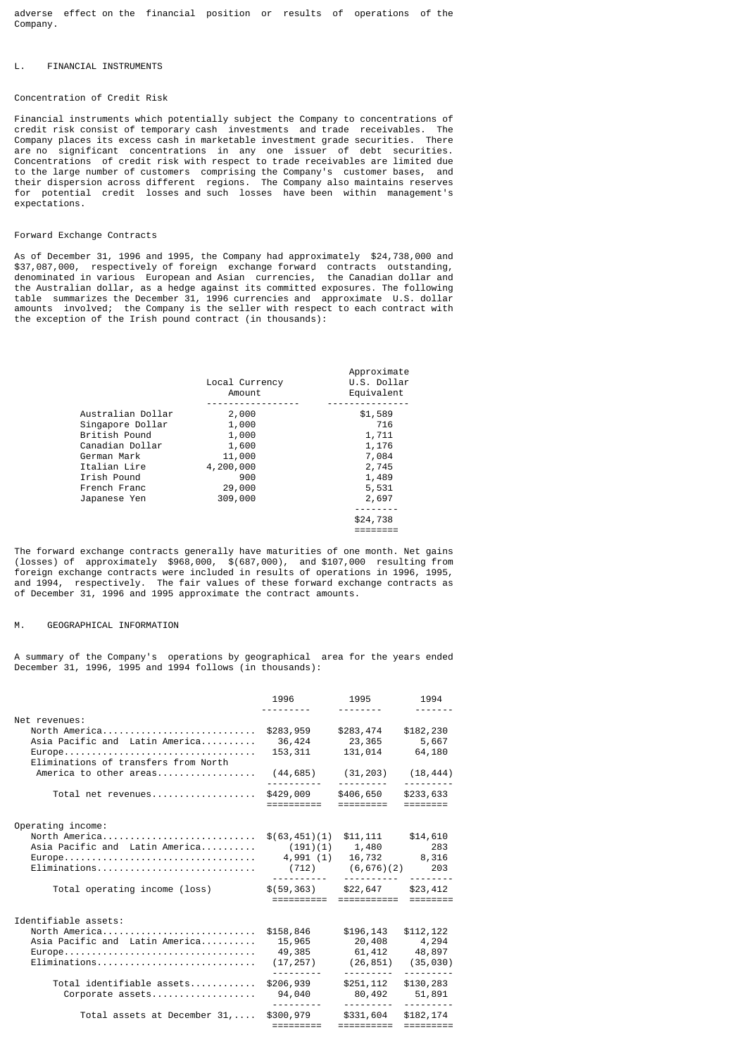adverse effect on the financial position or results of operations of the Company.

## L. FINANCIAL INSTRUMENTS

### Concentration of Credit Risk

Financial instruments which potentially subject the Company to concentrations of credit risk consist of temporary cash investments and trade receivables. The Company places its excess cash in marketable investment grade securities. There are no significant concentrations in any one issuer of debt securities. Concentrations of credit risk with respect to trade receivables are limited due to the large number of customers comprising the Company's customer bases, and their dispersion across different regions. The Company also maintains reserves for potential credit losses and such losses have been within management's expectations.

### Forward Exchange Contracts

As of December 31, 1996 and 1995, the Company had approximately $24,738,000 and $37,087,000, respectively of foreign exchange forward contracts outstanding, denominated in various European and Asian currencies, the Canadian dollar and the Australian dollar, as a hedge against its committed exposures. The following table summarizes the December 31, 1996 currencies and approximate U.S. dollar amounts involved; the Company is the seller with respect to each contract with the exception of the Irish pound contract (in thousands):

| | Local Currency Amount | Approximate U.S. Dollar Equivalent |
|---|---|---|
| Australian Dollar | 2,000 | $1,589 |
| Singapore Dollar | 1,000 | 716 |
| British Pound | 1,000 | 1,711 |
| Canadian Dollar | 1,600 | 1,176 |
| German Mark | 11,000 | 7,084 |
| Italian Lire | 4,200,000 | 2,745 |
| Irish Pound | 900 | 1,489 |
| French Franc | 29,000 | 5,531 |
| Japanese Yen | 309,000 | 2,697 |
| | | $24,738 |

The forward exchange contracts generally have maturities of one month. Net gains (losses) of approximately $968,000, $(687,000), and $107,000 resulting from foreign exchange contracts were included in results of operations in 1996, 1995, and 1994, respectively. The fair values of these forward exchange contracts as of December 31, 1996 and 1995 approximate the contract amounts.

## M. GEOGRAPHICAL INFORMATION

A summary of the Company's operations by geographical area for the years ended December 31, 1996, 1995 and 1994 follows (in thousands):

| | 1996 | 1995 | 1994 |
|---|---|---|---|
| Net revenues: | | | |
| North America | $283,959 | $283,474 | $182,230 |
| Asia Pacific and Latin America | 36,424 | 23,365 | 5,667 |
| Europe | 153,311 | 131,014 | 64,180 |
| Eliminations of transfers from North America to other areas | (44,685) | (31,203) | (18,444) |
| Total net revenues | $429,009 | $406,650 | $233,633 |
| Operating income: | | | |
| North America | $(63,451)(1) | $11,111 | $14,610 |
| Asia Pacific and Latin America | (191)(1) | 1,480 | 283 |
| Europe | 4,991 (1) | 16,732 | 8,316 |
| Eliminations | (712) | (6,676)(2) | 203 |
| Total operating income (loss) | $(59,363) | $22,647 | $23,412 |
| Identifiable assets: | | | |
| North America | $158,846 | $196,143 | $112,122 |
| Asia Pacific and Latin America | 15,965 | 20,408 | 4,294 |
| Europe | 49,385 | 61,412 | 48,897 |
| Eliminations | (17,257) | (26,851) | (35,030) |
| Total identifiable assets | $206,939 | $251,112 | $130,283 |
| Corporate assets | 94,040 | 80,492 | 51,891 |
| Total assets at December 31, | $300,979 | $331,604 | $182,174 |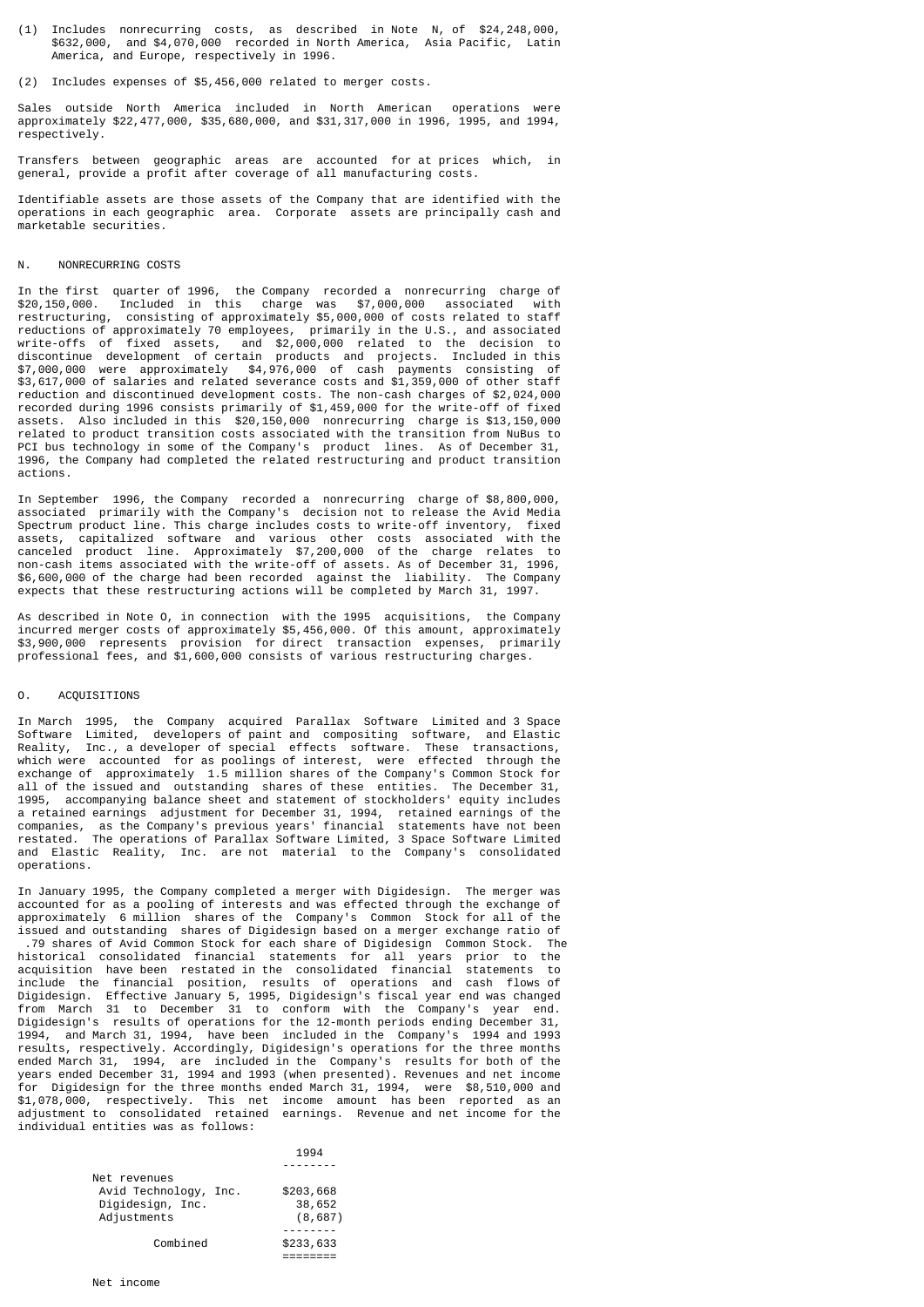(1) Includes nonrecurring costs, as described in Note N, of $24,248,000, $632,000, and $4,070,000 recorded in North America, Asia Pacific, Latin America, and Europe, respectively in 1996.

(2) Includes expenses of $5,456,000 related to merger costs.

Sales outside North America included in North American operations were approximately $22,477,000, $35,680,000, and $31,317,000 in 1996, 1995, and 1994, respectively.

Transfers between geographic areas are accounted for at prices which, in general, provide a profit after coverage of all manufacturing costs.

Identifiable assets are those assets of the Company that are identified with the operations in each geographic area. Corporate assets are principally cash and marketable securities.

## N. NONRECURRING COSTS

In the first quarter of 1996, the Company recorded a nonrecurring charge of $20,150,000. Included in this charge was $7,000,000 associated with restructuring, consisting of approximately $5,000,000 of costs related to staff reductions of approximately 70 employees, primarily in the U.S., and associated write-offs of fixed assets, and $2,000,000 related to the decision to discontinue development of certain products and projects. Included in this $7,000,000 were approximately $4,976,000 of cash payments consisting of $3,617,000 of salaries and related severance costs and $1,359,000 of other staff reduction and discontinued development costs. The non-cash charges of $2,024,000 recorded during 1996 consists primarily of $1,459,000 for the write-off of fixed assets. Also included in this $20,150,000 nonrecurring charge is $13,150,000 related to product transition costs associated with the transition from NuBus to PCI bus technology in some of the Company's product lines. As of December 31, 1996, the Company had completed the related restructuring and product transition actions.

In September 1996, the Company recorded a nonrecurring charge of $8,800,000, associated primarily with the Company's decision not to release the Avid Media Spectrum product line. This charge includes costs to write-off inventory, fixed assets, capitalized software and various other costs associated with the canceled product line. Approximately $7,200,000 of the charge relates to non-cash items associated with the write-off of assets. As of December 31, 1996, $6,600,000 of the charge had been recorded against the liability. The Company expects that these restructuring actions will be completed by March 31, 1997.

As described in Note O, in connection with the 1995 acquisitions, the Company incurred merger costs of approximately $5,456,000. Of this amount, approximately $3,900,000 represents provision for direct transaction expenses, primarily professional fees, and $1,600,000 consists of various restructuring charges.

## O. ACQUISITIONS

In March 1995, the Company acquired Parallax Software Limited and 3 Space Software Limited, developers of paint and compositing software, and Elastic Reality, Inc., a developer of special effects software. These transactions, which were accounted for as poolings of interest, were effected through the exchange of approximately 1.5 million shares of the Company's Common Stock for all of the issued and outstanding shares of these entities. The December 31, 1995, accompanying balance sheet and statement of stockholders' equity includes a retained earnings adjustment for December 31, 1994, retained earnings of the companies, as the Company's previous years' financial statements have not been restated. The operations of Parallax Software Limited, 3 Space Software Limited and Elastic Reality, Inc. are not material to the Company's consolidated operations.

In January 1995, the Company completed a merger with Digidesign. The merger was accounted for as a pooling of interests and was effected through the exchange of approximately 6 million shares of the Company's Common Stock for all of the issued and outstanding shares of Digidesign based on a merger exchange ratio of .79 shares of Avid Common Stock for each share of Digidesign Common Stock. The historical consolidated financial statements for all years prior to the acquisition have been restated in the consolidated financial statements to include the financial position, results of operations and cash flows of Digidesign. Effective January 5, 1995, Digidesign's fiscal year end was changed from March 31 to December 31 to conform with the Company's year end. Digidesign's results of operations for the 12-month periods ending December 31, 1994, and March 31, 1994, have been included in the Company's 1994 and 1993 results, respectively. Accordingly, Digidesign's operations for the three months ended March 31, 1994, are included in the Company's results for both of the years ended December 31, 1994 and 1993 (when presented). Revenues and net income for Digidesign for the three months ended March 31, 1994, were $8,510,000 and $1,078,000, respectively. This net income amount has been reported as an adjustment to consolidated retained earnings. Revenue and net income for the individual entities was as follows:

| | 1994 |
|---|---|
| Net revenues | |
| Avid Technology, Inc. | $203,668 |
| Digidesign, Inc. | 38,652 |
| Adjustments | (8,687) |
| Combined | $233,633 |

Net income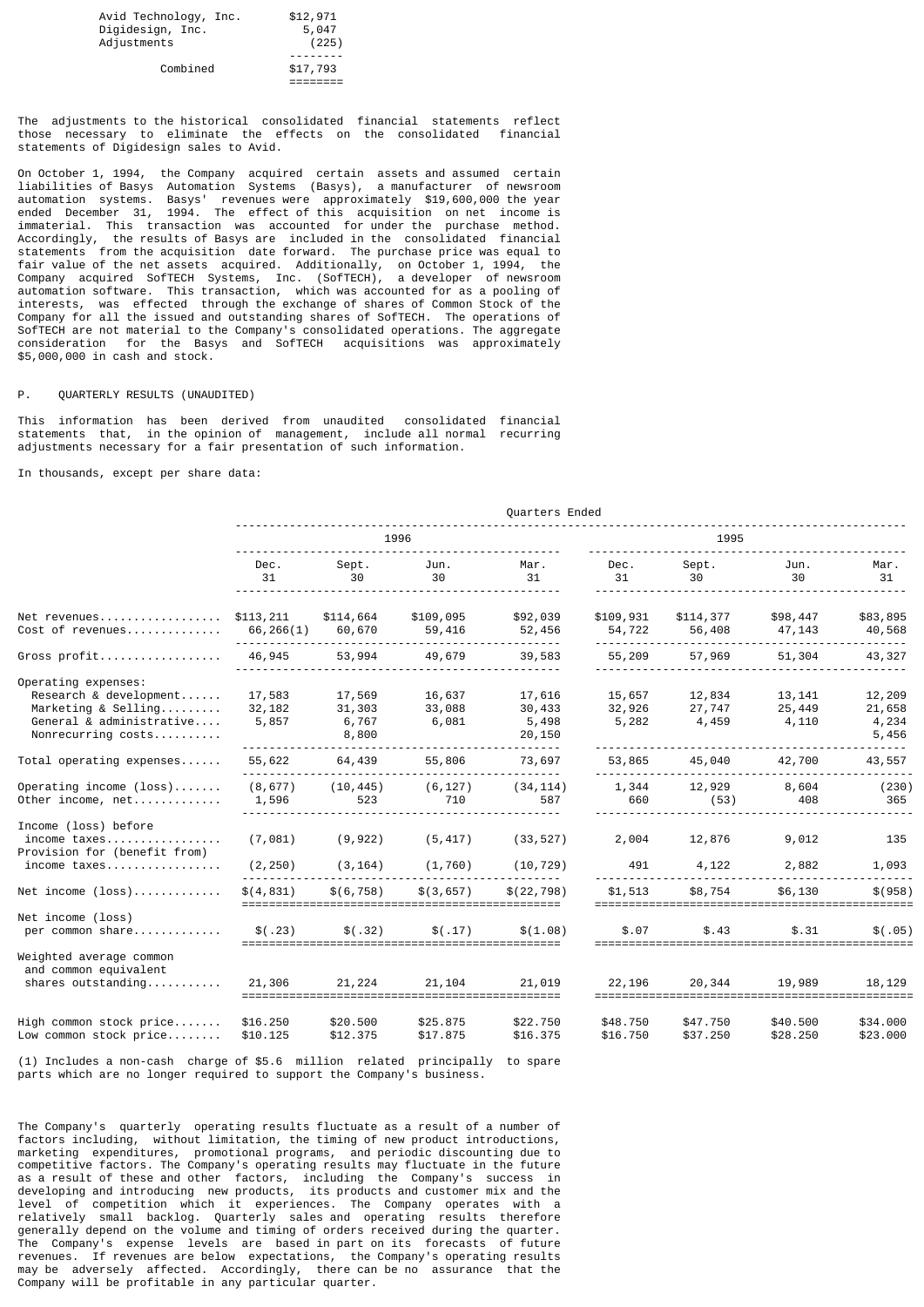| | |
|---|---|
| Avid Technology, Inc. | $12,971 |
| Digidesign, Inc. | 5,047 |
| Adjustments | (225) |
| Combined | $17,793 |

The adjustments to the historical consolidated financial statements reflect those necessary to eliminate the effects on the consolidated financial statements of Digidesign sales to Avid.

On October 1, 1994, the Company acquired certain assets and assumed certain liabilities of Basys Automation Systems (Basys), a manufacturer of newsroom automation systems. Basys' revenues were approximately $19,600,000 the year ended December 31, 1994. The effect of this acquisition on net income is immaterial. This transaction was accounted for under the purchase method. Accordingly, the results of Basys are included in the consolidated financial statements from the acquisition date forward. The purchase price was equal to fair value of the net assets acquired. Additionally, on October 1, 1994, the Company acquired SofTECH Systems, Inc. (SofTECH), a developer of newsroom automation software. This transaction, which was accounted for as a pooling of interests, was effected through the exchange of shares of Common Stock of the Company for all the issued and outstanding shares of SofTECH. The operations of SofTECH are not material to the Company's consolidated operations. The aggregate consideration for the Basys and SofTECH acquisitions was approximately $5,000,000 in cash and stock.

P. QUARTERLY RESULTS (UNAUDITED)

This information has been derived from unaudited consolidated financial statements that, in the opinion of management, include all normal recurring adjustments necessary for a fair presentation of such information.

In thousands, except per share data:

| | Quarters Ended | | | | | | | |
|---|---|---|---|---|---|---|---|---|
| | 1996 | | | | 1995 | | | |
| | Dec. 31 | Sept. 30 | Jun. 30 | Mar. 31 | Dec. 31 | Sept. 30 | Jun. 30 | Mar. 31 |
| Net revenues | $113,211 | $114,664 | $109,095 | $92,039 | $109,931 | $114,377 | $98,447 | $83,895 |
| Cost of revenues | 66,266(1) | 60,670 | 59,416 | 52,456 | 54,722 | 56,408 | 47,143 | 40,568 |
| Gross profit | 46,945 | 53,994 | 49,679 | 39,583 | 55,209 | 57,969 | 51,304 | 43,327 |
| Operating expenses: | | | | | | | | |
| Research & development | 17,583 | 17,569 | 16,637 | 17,616 | 15,657 | 12,834 | 13,141 | 12,209 |
| Marketing & Selling | 32,182 | 31,303 | 33,088 | 30,433 | 32,926 | 27,747 | 25,449 | 21,658 |
| General & administrative | 5,857 | 6,767 | 6,081 | 5,498 | 5,282 | 4,459 | 4,110 | 4,234 |
| Nonrecurring costs | | 8,800 | | 20,150 | | | | 5,456 |
| Total operating expenses | 55,622 | 64,439 | 55,806 | 73,697 | 53,865 | 45,040 | 42,700 | 43,557 |
| Operating income (loss) | (8,677) | (10,445) | (6,127) | (34,114) | 1,344 | 12,929 | 8,604 | (230) |
| Other income, net | 1,596 | 523 | 710 | 587 | 660 | (53) | 408 | 365 |
| Income (loss) before income taxes | (7,081) | (9,922) | (5,417) | (33,527) | 2,004 | 12,876 | 9,012 | 135 |
| Provision for (benefit from) income taxes | (2,250) | (3,164) | (1,760) | (10,729) | 491 | 4,122 | 2,882 | 1,093 |
| Net income (loss) | $(4,831) | $(6,758) | $(3,657) | $(22,798) | $1,513 | $8,754 | $6,130 | $(958) |
| Net income (loss) per common share | $(.23) | $(.32) | $(.17) | $(1.08) | $.07 | $.43 | $.31 | $(.05) |
| Weighted average common and common equivalent shares outstanding | 21,306 | 21,224 | 21,104 | 21,019 | 22,196 | 20,344 | 19,989 | 18,129 |
| High common stock price | $16.250 | $20.500 | $25.875 | $22.750 | $48.750 | $47.750 | $40.500 | $34.000 |
| Low common stock price | $10.125 | $12.375 | $17.875 | $16.375 | $16.750 | $37.250 | $28.250 | $23.000 |

(1) Includes a non-cash charge of $5.6 million related principally to spare parts which are no longer required to support the Company's business.

The Company's quarterly operating results fluctuate as a result of a number of factors including, without limitation, the timing of new product introductions, marketing expenditures, promotional programs, and periodic discounting due to competitive factors. The Company's operating results may fluctuate in the future as a result of these and other factors, including the Company's success in developing and introducing new products, its products and customer mix and the level of competition which it experiences. The Company operates with a relatively small backlog. Quarterly sales and operating results therefore generally depend on the volume and timing of orders received during the quarter. The Company's expense levels are based in part on its forecasts of future revenues. If revenues are below expectations, the Company's operating results may be adversely affected. Accordingly, there can be no assurance that the Company will be profitable in any particular quarter.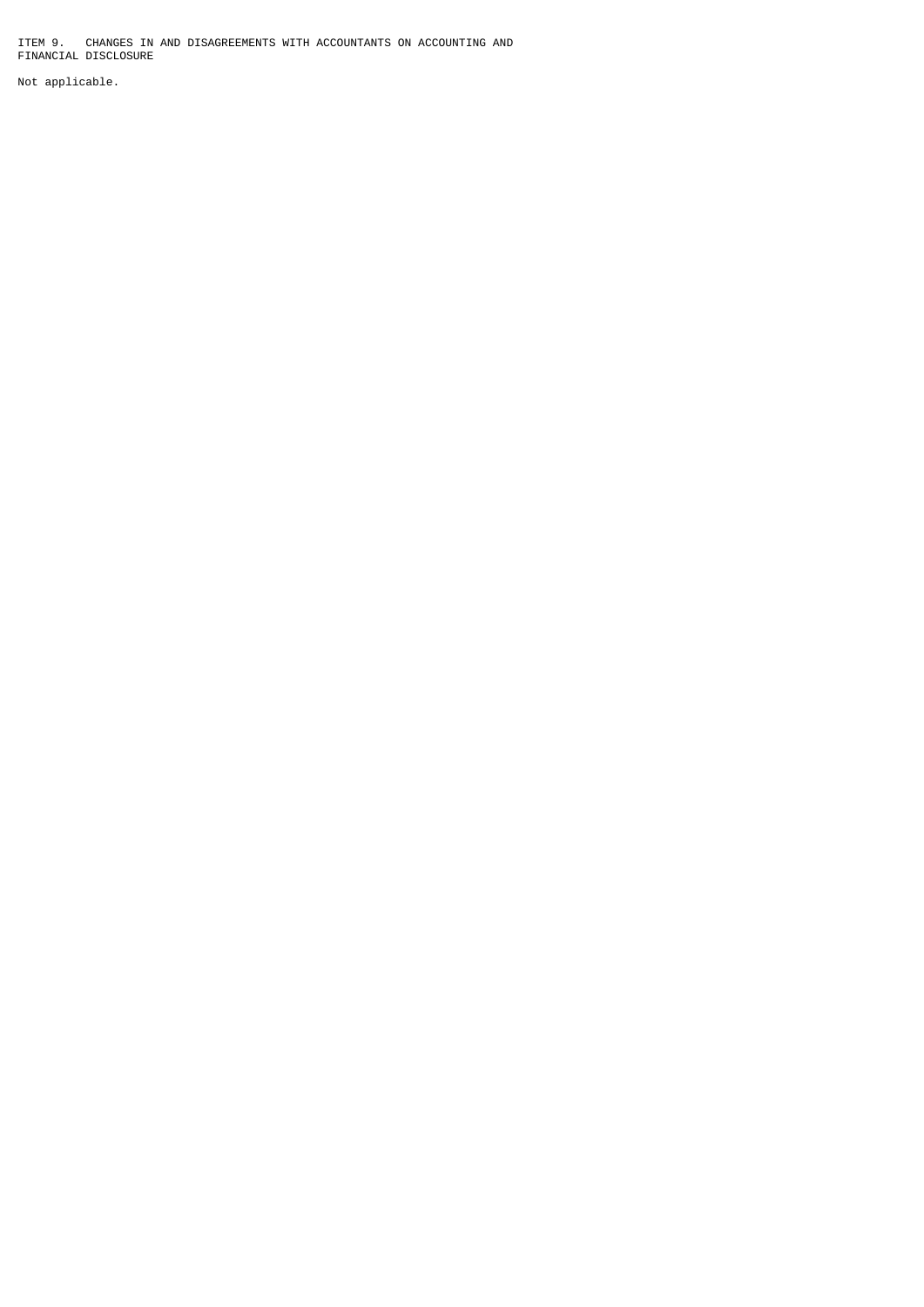## ITEM 9. CHANGES IN AND DISAGREEMENTS WITH ACCOUNTANTS ON ACCOUNTING AND FINANCIAL DISCLOSURE

Not applicable.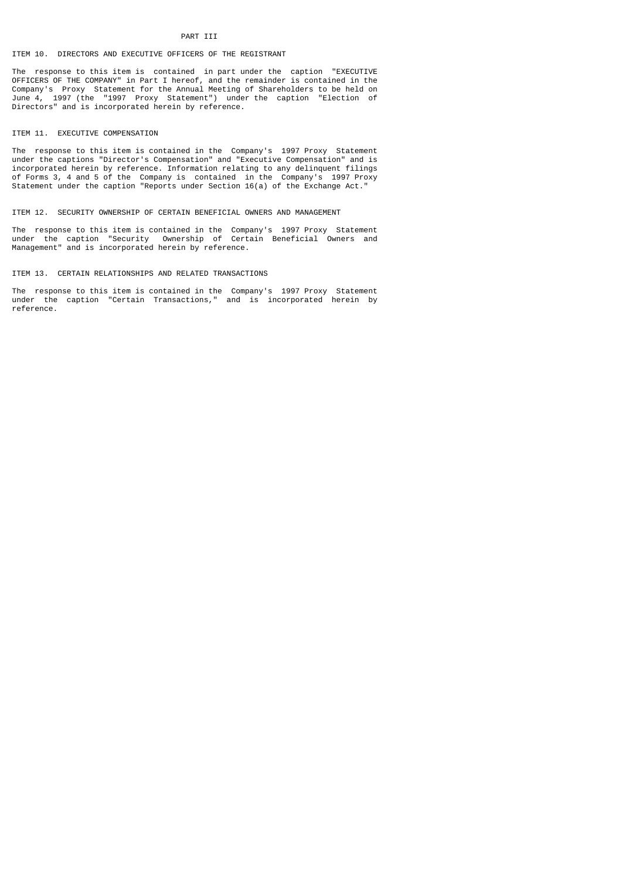# PART III

## ITEM 10. DIRECTORS AND EXECUTIVE OFFICERS OF THE REGISTRANT

The response to this item is contained in part under the caption "EXECUTIVE OFFICERS OF THE COMPANY" in Part I hereof, and the remainder is contained in the Company's Proxy Statement for the Annual Meeting of Shareholders to be held on June 4, 1997 (the "1997 Proxy Statement") under the caption "Election of Directors" and is incorporated herein by reference.

## ITEM 11. EXECUTIVE COMPENSATION

The response to this item is contained in the Company's 1997 Proxy Statement under the captions "Director's Compensation" and "Executive Compensation" and is incorporated herein by reference. Information relating to any delinquent filings of Forms 3, 4 and 5 of the Company is contained in the Company's 1997 Proxy Statement under the caption "Reports under Section 16(a) of the Exchange Act."

## ITEM 12. SECURITY OWNERSHIP OF CERTAIN BENEFICIAL OWNERS AND MANAGEMENT

The response to this item is contained in the Company's 1997 Proxy Statement under the caption "Security Ownership of Certain Beneficial Owners and Management" and is incorporated herein by reference.

## ITEM 13. CERTAIN RELATIONSHIPS AND RELATED TRANSACTIONS

The response to this item is contained in the Company's 1997 Proxy Statement under the caption "Certain Transactions," and is incorporated herein by reference.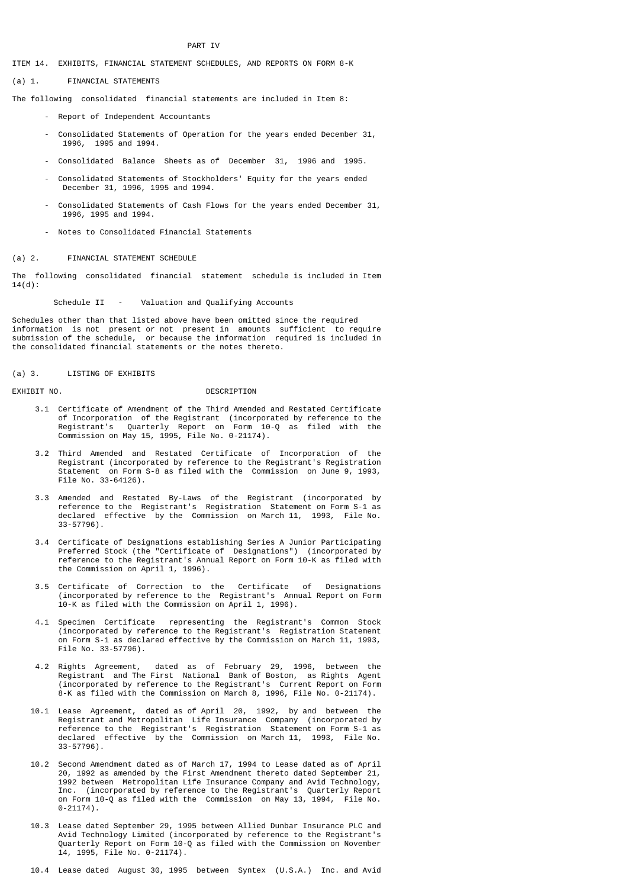PART IV

ITEM 14. EXHIBITS, FINANCIAL STATEMENT SCHEDULES, AND REPORTS ON FORM 8-K

(a) 1. FINANCIAL STATEMENTS

The following consolidated financial statements are included in Item 8:

- Report of Independent Accountants
- Consolidated Statements of Operation for the years ended December 31, 1996, 1995 and 1994.
- Consolidated Balance Sheets as of December 31, 1996 and 1995.
- Consolidated Statements of Stockholders' Equity for the years ended December 31, 1996, 1995 and 1994.
- Consolidated Statements of Cash Flows for the years ended December 31, 1996, 1995 and 1994.
- Notes to Consolidated Financial Statements

(a) 2. FINANCIAL STATEMENT SCHEDULE

The following consolidated financial statement schedule is included in Item 14(d):

Schedule II - Valuation and Qualifying Accounts

Schedules other than that listed above have been omitted since the required information is not present or not present in amounts sufficient to require submission of the schedule, or because the information required is included in the consolidated financial statements or the notes thereto.

(a) 3. LISTING OF EXHIBITS

| EXHIBIT NO. | DESCRIPTION |
|---|---|
| 3.1 | Certificate of Amendment of the Third Amended and Restated Certificate of Incorporation of the Registrant (incorporated by reference to the Registrant's Quarterly Report on Form 10-Q as filed with the Commission on May 15, 1995, File No. 0-21174). |
| 3.2 | Third Amended and Restated Certificate of Incorporation of the Registrant (incorporated by reference to the Registrant's Registration Statement on Form S-8 as filed with the Commission on June 9, 1993, File No. 33-64126). |
| 3.3 | Amended and Restated By-Laws of the Registrant (incorporated by reference to the Registrant's Registration Statement on Form S-1 as declared effective by the Commission on March 11, 1993, File No. 33-57796). |
| 3.4 | Certificate of Designations establishing Series A Junior Participating Preferred Stock (the "Certificate of Designations") (incorporated by reference to the Registrant's Annual Report on Form 10-K as filed with the Commission on April 1, 1996). |
| 3.5 | Certificate of Correction to the Certificate of Designations (incorporated by reference to the Registrant's Annual Report on Form 10-K as filed with the Commission on April 1, 1996). |
| 4.1 | Specimen Certificate representing the Registrant's Common Stock (incorporated by reference to the Registrant's Registration Statement on Form S-1 as declared effective by the Commission on March 11, 1993, File No. 33-57796). |
| 4.2 | Rights Agreement, dated as of February 29, 1996, between the Registrant and The First National Bank of Boston, as Rights Agent (incorporated by reference to the Registrant's Current Report on Form 8-K as filed with the Commission on March 8, 1996, File No. 0-21174). |
| 10.1 | Lease Agreement, dated as of April 20, 1992, by and between the Registrant and Metropolitan Life Insurance Company (incorporated by reference to the Registrant's Registration Statement on Form S-1 as declared effective by the Commission on March 11, 1993, File No. 33-57796). |
| 10.2 | Second Amendment dated as of March 17, 1994 to Lease dated as of April 20, 1992 as amended by the First Amendment thereto dated September 21, 1992 between Metropolitan Life Insurance Company and Avid Technology, Inc. (incorporated by reference to the Registrant's Quarterly Report on Form 10-Q as filed with the Commission on May 13, 1994, File No. 0-21174). |
| 10.3 | Lease dated September 29, 1995 between Allied Dunbar Insurance PLC and Avid Technology Limited (incorporated by reference to the Registrant's Quarterly Report on Form 10-Q as filed with the Commission on November 14, 1995, File No. 0-21174). |
| 10.4 | Lease dated August 30, 1995 between Syntex (U.S.A.) Inc. and Avid |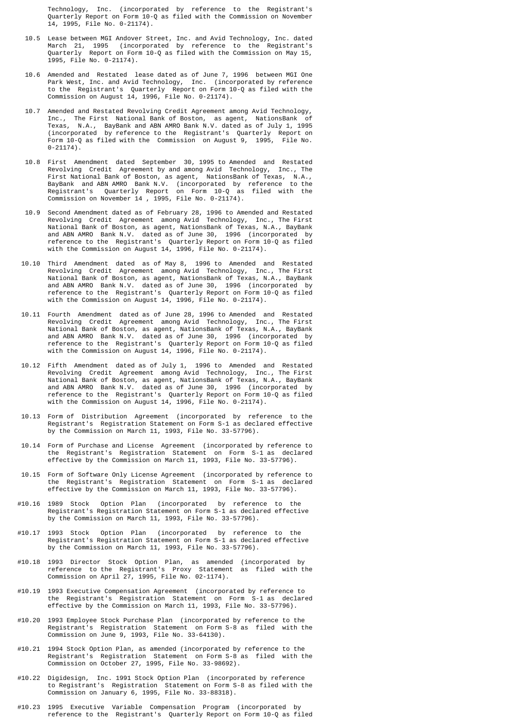Technology, Inc. (incorporated by reference to the Registrant's Quarterly Report on Form 10-Q as filed with the Commission on November 14, 1995, File No. 0-21174).

10.5 Lease between MGI Andover Street, Inc. and Avid Technology, Inc. dated March 21, 1995 (incorporated by reference to the Registrant's Quarterly Report on Form 10-Q as filed with the Commission on May 15, 1995, File No. 0-21174).

10.6 Amended and Restated lease dated as of June 7, 1996 between MGI One Park West, Inc. and Avid Technology, Inc. (incorporated by reference to the Registrant's Quarterly Report on Form 10-Q as filed with the Commission on August 14, 1996, File No. 0-21174).

10.7 Amended and Restated Revolving Credit Agreement among Avid Technology, Inc., The First National Bank of Boston, as agent, NationsBank of Texas, N.A., BayBank and ABN AMRO Bank N.V. dated as of July 1, 1995 (incorporated by reference to the Registrant's Quarterly Report on Form 10-Q as filed with the Commission on August 9, 1995, File No. 0-21174).

10.8 First Amendment dated September 30, 1995 to Amended and Restated Revolving Credit Agreement by and among Avid Technology, Inc., The First National Bank of Boston, as agent, NationsBank of Texas, N.A., BayBank and ABN AMRO Bank N.V. (incorporated by reference to the Registrant's Quarterly Report on Form 10-Q as filed with the Commission on November 14 , 1995, File No. 0-21174).

10.9 Second Amendment dated as of February 28, 1996 to Amended and Restated Revolving Credit Agreement among Avid Technology, Inc., The First National Bank of Boston, as agent, NationsBank of Texas, N.A., BayBank and ABN AMRO Bank N.V. dated as of June 30, 1996 (incorporated by reference to the Registrant's Quarterly Report on Form 10-Q as filed with the Commission on August 14, 1996, File No. 0-21174).

10.10 Third Amendment dated as of May 8, 1996 to Amended and Restated Revolving Credit Agreement among Avid Technology, Inc., The First National Bank of Boston, as agent, NationsBank of Texas, N.A., BayBank and ABN AMRO Bank N.V. dated as of June 30, 1996 (incorporated by reference to the Registrant's Quarterly Report on Form 10-Q as filed with the Commission on August 14, 1996, File No. 0-21174).

10.11 Fourth Amendment dated as of June 28, 1996 to Amended and Restated Revolving Credit Agreement among Avid Technology, Inc., The First National Bank of Boston, as agent, NationsBank of Texas, N.A., BayBank and ABN AMRO Bank N.V. dated as of June 30, 1996 (incorporated by reference to the Registrant's Quarterly Report on Form 10-Q as filed with the Commission on August 14, 1996, File No. 0-21174).

10.12 Fifth Amendment dated as of July 1, 1996 to Amended and Restated Revolving Credit Agreement among Avid Technology, Inc., The First National Bank of Boston, as agent, NationsBank of Texas, N.A., BayBank and ABN AMRO Bank N.V. dated as of June 30, 1996 (incorporated by reference to the Registrant's Quarterly Report on Form 10-Q as filed with the Commission on August 14, 1996, File No. 0-21174).

10.13 Form of Distribution Agreement (incorporated by reference to the Registrant's Registration Statement on Form S-1 as declared effective by the Commission on March 11, 1993, File No. 33-57796).

10.14 Form of Purchase and License Agreement (incorporated by reference to the Registrant's Registration Statement on Form S-1 as declared effective by the Commission on March 11, 1993, File No. 33-57796).

10.15 Form of Software Only License Agreement (incorporated by reference to the Registrant's Registration Statement on Form S-1 as declared effective by the Commission on March 11, 1993, File No. 33-57796).

#10.16 1989 Stock Option Plan (incorporated by reference to the Registrant's Registration Statement on Form S-1 as declared effective by the Commission on March 11, 1993, File No. 33-57796).

#10.17 1993 Stock Option Plan (incorporated by reference to the Registrant's Registration Statement on Form S-1 as declared effective by the Commission on March 11, 1993, File No. 33-57796).

#10.18 1993 Director Stock Option Plan, as amended (incorporated by reference to the Registrant's Proxy Statement as filed with the Commission on April 27, 1995, File No. 02-1174).

#10.19 1993 Executive Compensation Agreement (incorporated by reference to the Registrant's Registration Statement on Form S-1 as declared effective by the Commission on March 11, 1993, File No. 33-57796).

#10.20 1993 Employee Stock Purchase Plan (incorporated by reference to the Registrant's Registration Statement on Form S-8 as filed with the Commission on June 9, 1993, File No. 33-64130).

#10.21 1994 Stock Option Plan, as amended (incorporated by reference to the Registrant's Registration Statement on Form S-8 as filed with the Commission on October 27, 1995, File No. 33-98692).

#10.22 Digidesign, Inc. 1991 Stock Option Plan (incorporated by reference to Registrant's Registration Statement on Form S-8 as filed with the Commission on January 6, 1995, File No. 33-88318).

#10.23 1995 Executive Variable Compensation Program (incorporated by reference to the Registrant's Quarterly Report on Form 10-Q as filed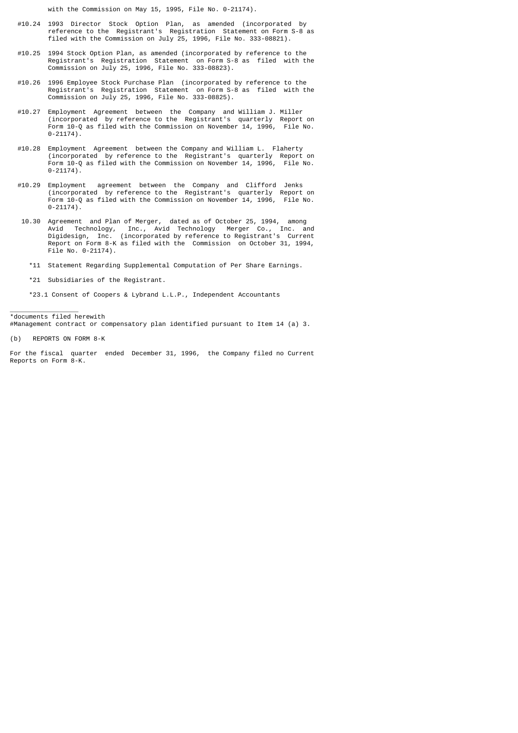with the Commission on May 15, 1995, File No. 0-21174).

#10.24 1993 Director Stock Option Plan, as amended (incorporated by reference to the Registrant's Registration Statement on Form S-8 as filed with the Commission on July 25, 1996, File No. 333-08821).

#10.25 1994 Stock Option Plan, as amended (incorporated by reference to the Registrant's Registration Statement on Form S-8 as filed with the Commission on July 25, 1996, File No. 333-08823).

#10.26 1996 Employee Stock Purchase Plan (incorporated by reference to the Registrant's Registration Statement on Form S-8 as filed with the Commission on July 25, 1996, File No. 333-08825).

#10.27 Employment Agreement between the Company and William J. Miller (incorporated by reference to the Registrant's quarterly Report on Form 10-Q as filed with the Commission on November 14, 1996, File No. 0-21174).

#10.28 Employment Agreement between the Company and William L. Flaherty (incorporated by reference to the Registrant's quarterly Report on Form 10-Q as filed with the Commission on November 14, 1996, File No. 0-21174).

#10.29 Employment agreement between the Company and Clifford Jenks (incorporated by reference to the Registrant's quarterly Report on Form 10-Q as filed with the Commission on November 14, 1996, File No. 0-21174).

10.30 Agreement and Plan of Merger, dated as of October 25, 1994, among Avid Technology, Inc., Avid Technology Merger Co., Inc. and Digidesign, Inc. (incorporated by reference to Registrant's Current Report on Form 8-K as filed with the Commission on October 31, 1994, File No. 0-21174).

*11 Statement Regarding Supplemental Computation of Per Share Earnings.

*21 Subsidiaries of the Registrant.

*23.1 Consent of Coopers & Lybrand L.L.P., Independent Accountants

_________________

*documents filed herewith
#Management contract or compensatory plan identified pursuant to Item 14 (a) 3.

(b) REPORTS ON FORM 8-K

For the fiscal quarter ended December 31, 1996, the Company filed no Current Reports on Form 8-K.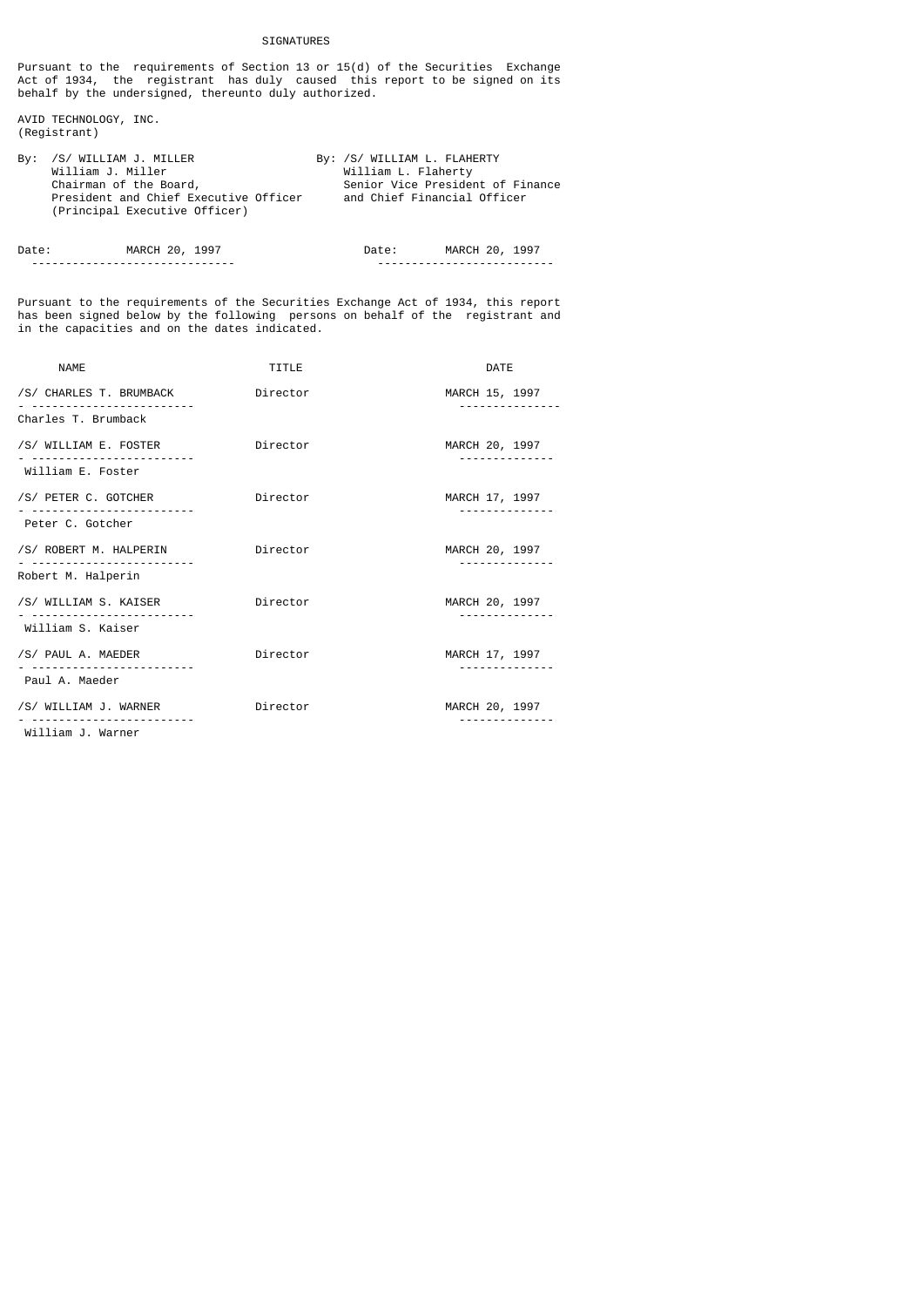# SIGNATURES

Pursuant to the requirements of Section 13 or 15(d) of the Securities Exchange Act of 1934, the registrant has duly caused this report to be signed on its behalf by the undersigned, thereunto duly authorized.

AVID TECHNOLOGY, INC.
(Registrant)

| | |
|---|---|
| By: /S/ WILLIAM J. MILLER<br>William J. Miller<br>Chairman of the Board,<br>President and Chief Executive Officer<br>(Principal Executive Officer) | By: /S/ WILLIAM L. FLAHERTY<br>William L. Flaherty<br>Senior Vice President of Finance<br>and Chief Financial Officer |
| Date: MARCH 20, 1997 | Date: MARCH 20, 1997 |

Pursuant to the requirements of the Securities Exchange Act of 1934, this report has been signed below by the following persons on behalf of the registrant and in the capacities and on the dates indicated.

| NAME | TITLE | DATE |
|---|---|---|
| /S/ CHARLES T. BRUMBACK<br>Charles T. Brumback | Director | MARCH 15, 1997 |
| /S/ WILLIAM E. FOSTER<br>William E. Foster | Director | MARCH 20, 1997 |
| /S/ PETER C. GOTCHER<br>Peter C. Gotcher | Director | MARCH 17, 1997 |
| /S/ ROBERT M. HALPERIN<br>Robert M. Halperin | Director | MARCH 20, 1997 |
| /S/ WILLIAM S. KAISER<br>William S. Kaiser | Director | MARCH 20, 1997 |
| /S/ PAUL A. MAEDER<br>Paul A. Maeder | Director | MARCH 17, 1997 |
| /S/ WILLIAM J. WARNER<br>William J. Warner | Director | MARCH 20, 1997 |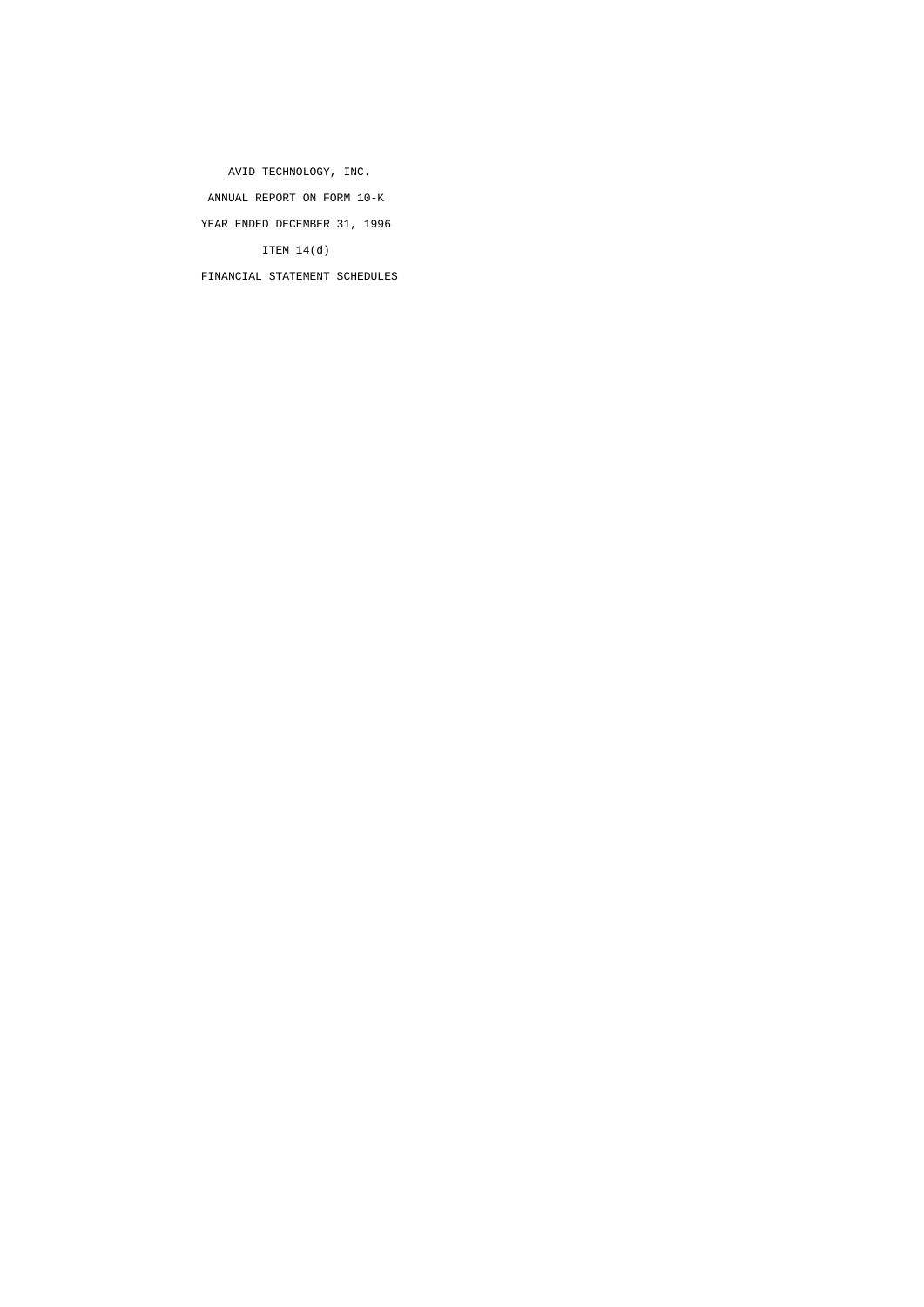AVID TECHNOLOGY, INC.

ANNUAL REPORT ON FORM 10-K

YEAR ENDED DECEMBER 31, 1996

ITEM 14(d)

FINANCIAL STATEMENT SCHEDULES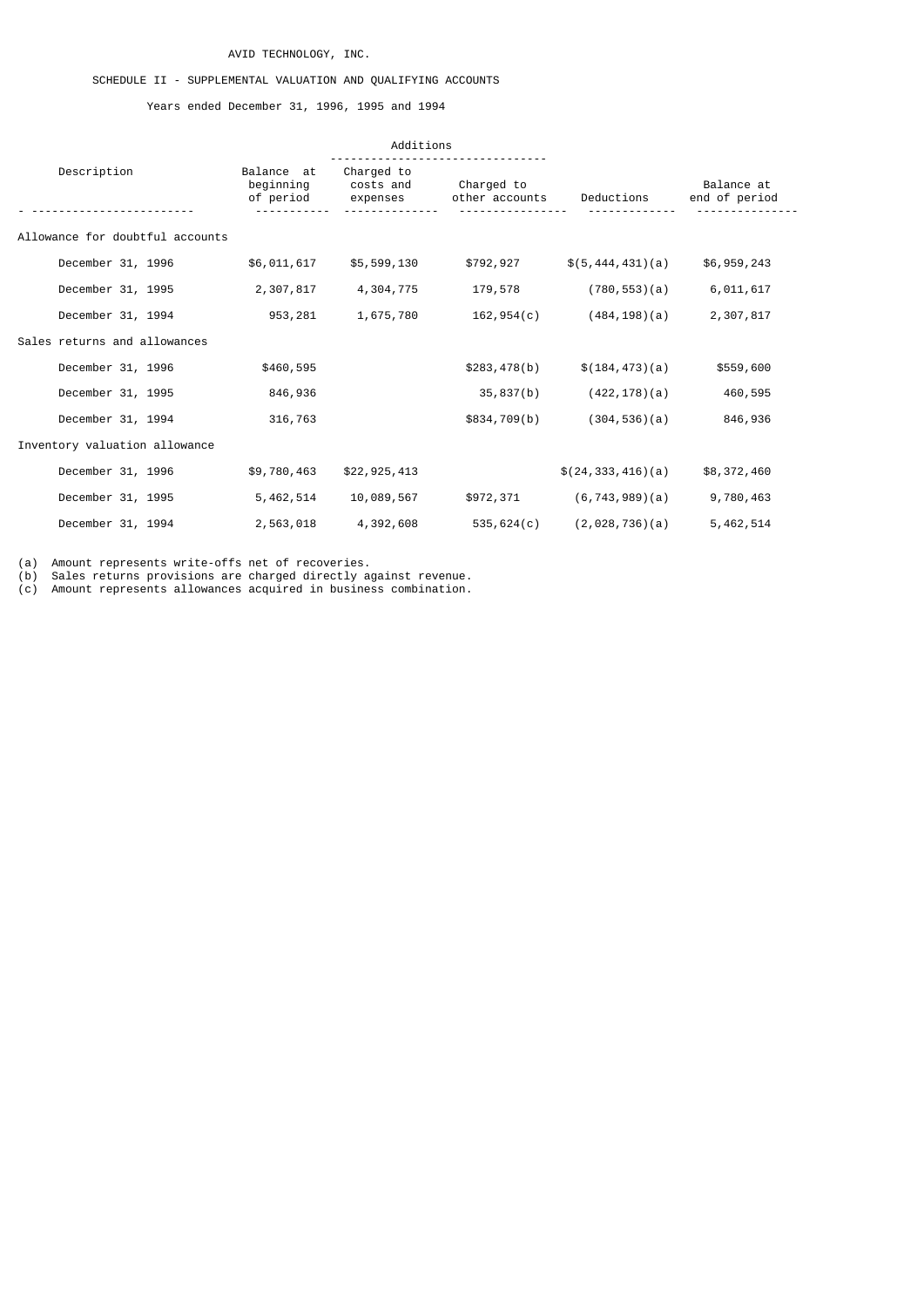AVID TECHNOLOGY, INC.

SCHEDULE II - SUPPLEMENTAL VALUATION AND QUALIFYING ACCOUNTS

Years ended December 31, 1996, 1995 and 1994

| Description | Balance at beginning of period | Additions | | Deductions | Balance at end of period |
|---|---|---|---|---|---|
| | | Charged to costs and expenses | Charged to other accounts | | |
| Allowance for doubtful accounts | | | | | |
| December 31, 1996 | $6,011,617 | $5,599,130 | $792,927 | $(5,444,431)(a) | $6,959,243 |
| December 31, 1995 | 2,307,817 | 4,304,775 | 179,578 | (780,553)(a) | 6,011,617 |
| December 31, 1994 | 953,281 | 1,675,780 | 162,954(c) | (484,198)(a) | 2,307,817 |
| Sales returns and allowances | | | | | |
| December 31, 1996 | $460,595 | | $283,478(b) | $(184,473)(a) | $559,600 |
| December 31, 1995 | 846,936 | | 35,837(b) | (422,178)(a) | 460,595 |
| December 31, 1994 | 316,763 | | $834,709(b) | (304,536)(a) | 846,936 |
| Inventory valuation allowance | | | | | |
| December 31, 1996 | $9,780,463 | $22,925,413 | | $(24,333,416)(a) | $8,372,460 |
| December 31, 1995 | 5,462,514 | 10,089,567 | $972,371 | (6,743,989)(a) | 9,780,463 |
| December 31, 1994 | 2,563,018 | 4,392,608 | 535,624(c) | (2,028,736)(a) | 5,462,514 |

(a) Amount represents write-offs net of recoveries.
(b) Sales returns provisions are charged directly against revenue.
(c) Amount represents allowances acquired in business combination.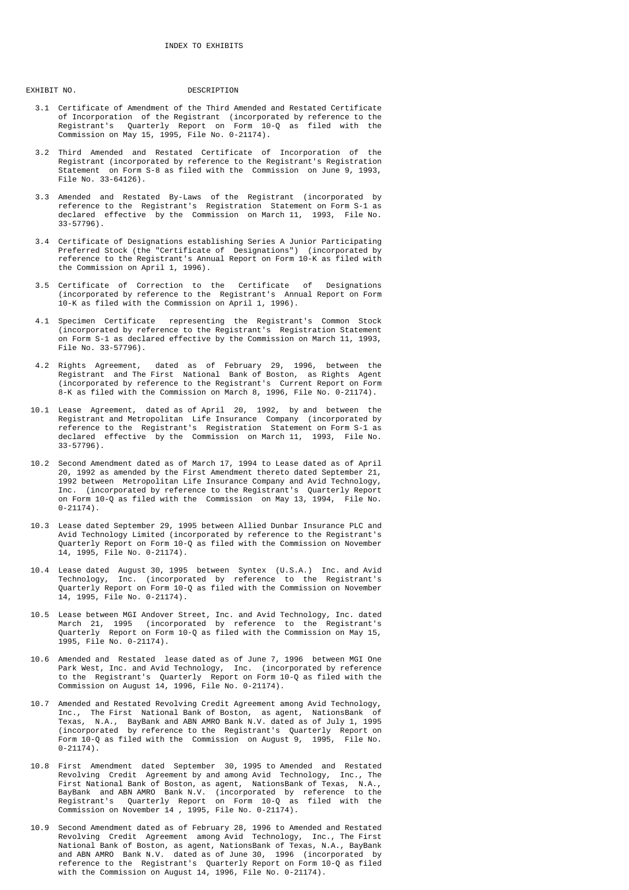# INDEX TO EXHIBITS

| EXHIBIT NO. | DESCRIPTION |
|---|---|
| 3.1 | Certificate of Amendment of the Third Amended and Restated Certificate of Incorporation of the Registrant (incorporated by reference to the Registrant's Quarterly Report on Form 10-Q as filed with the Commission on May 15, 1995, File No. 0-21174). |
| 3.2 | Third Amended and Restated Certificate of Incorporation of the Registrant (incorporated by reference to the Registrant's Registration Statement on Form S-8 as filed with the Commission on June 9, 1993, File No. 33-64126). |
| 3.3 | Amended and Restated By-Laws of the Registrant (incorporated by reference to the Registrant's Registration Statement on Form S-1 as declared effective by the Commission on March 11, 1993, File No. 33-57796). |
| 3.4 | Certificate of Designations establishing Series A Junior Participating Preferred Stock (the "Certificate of Designations") (incorporated by reference to the Registrant's Annual Report on Form 10-K as filed with the Commission on April 1, 1996). |
| 3.5 | Certificate of Correction to the Certificate of Designations (incorporated by reference to the Registrant's Annual Report on Form 10-K as filed with the Commission on April 1, 1996). |
| 4.1 | Specimen Certificate representing the Registrant's Common Stock (incorporated by reference to the Registrant's Registration Statement on Form S-1 as declared effective by the Commission on March 11, 1993, File No. 33-57796). |
| 4.2 | Rights Agreement, dated as of February 29, 1996, between the Registrant and The First National Bank of Boston, as Rights Agent (incorporated by reference to the Registrant's Current Report on Form 8-K as filed with the Commission on March 8, 1996, File No. 0-21174). |
| 10.1 | Lease Agreement, dated as of April 20, 1992, by and between the Registrant and Metropolitan Life Insurance Company (incorporated by reference to the Registrant's Registration Statement on Form S-1 as declared effective by the Commission on March 11, 1993, File No. 33-57796). |
| 10.2 | Second Amendment dated as of March 17, 1994 to Lease dated as of April 20, 1992 as amended by the First Amendment thereto dated September 21, 1992 between Metropolitan Life Insurance Company and Avid Technology, Inc. (incorporated by reference to the Registrant's Quarterly Report on Form 10-Q as filed with the Commission on May 13, 1994, File No. 0-21174). |
| 10.3 | Lease dated September 29, 1995 between Allied Dunbar Insurance PLC and Avid Technology Limited (incorporated by reference to the Registrant's Quarterly Report on Form 10-Q as filed with the Commission on November 14, 1995, File No. 0-21174). |
| 10.4 | Lease dated August 30, 1995 between Syntex (U.S.A.) Inc. and Avid Technology, Inc. (incorporated by reference to the Registrant's Quarterly Report on Form 10-Q as filed with the Commission on November 14, 1995, File No. 0-21174). |
| 10.5 | Lease between MGI Andover Street, Inc. and Avid Technology, Inc. dated March 21, 1995 (incorporated by reference to the Registrant's Quarterly Report on Form 10-Q as filed with the Commission on May 15, 1995, File No. 0-21174). |
| 10.6 | Amended and Restated lease dated as of June 7, 1996 between MGI One Park West, Inc. and Avid Technology, Inc. (incorporated by reference to the Registrant's Quarterly Report on Form 10-Q as filed with the Commission on August 14, 1996, File No. 0-21174). |
| 10.7 | Amended and Restated Revolving Credit Agreement among Avid Technology, Inc., The First National Bank of Boston, as agent, NationsBank of Texas, N.A., BayBank and ABN AMRO Bank N.V. dated as of July 1, 1995 (incorporated by reference to the Registrant's Quarterly Report on Form 10-Q as filed with the Commission on August 9, 1995, File No. 0-21174). |
| 10.8 | First Amendment dated September 30, 1995 to Amended and Restated Revolving Credit Agreement by and among Avid Technology, Inc., The First National Bank of Boston, as agent, NationsBank of Texas, N.A., BayBank and ABN AMRO Bank N.V. (incorporated by reference to the Registrant's Quarterly Report on Form 10-Q as filed with the Commission on November 14 , 1995, File No. 0-21174). |
| 10.9 | Second Amendment dated as of February 28, 1996 to Amended and Restated Revolving Credit Agreement among Avid Technology, Inc., The First National Bank of Boston, as agent, NationsBank of Texas, N.A., BayBank and ABN AMRO Bank N.V. dated as of June 30, 1996 (incorporated by reference to the Registrant's Quarterly Report on Form 10-Q as filed with the Commission on August 14, 1996, File No. 0-21174). |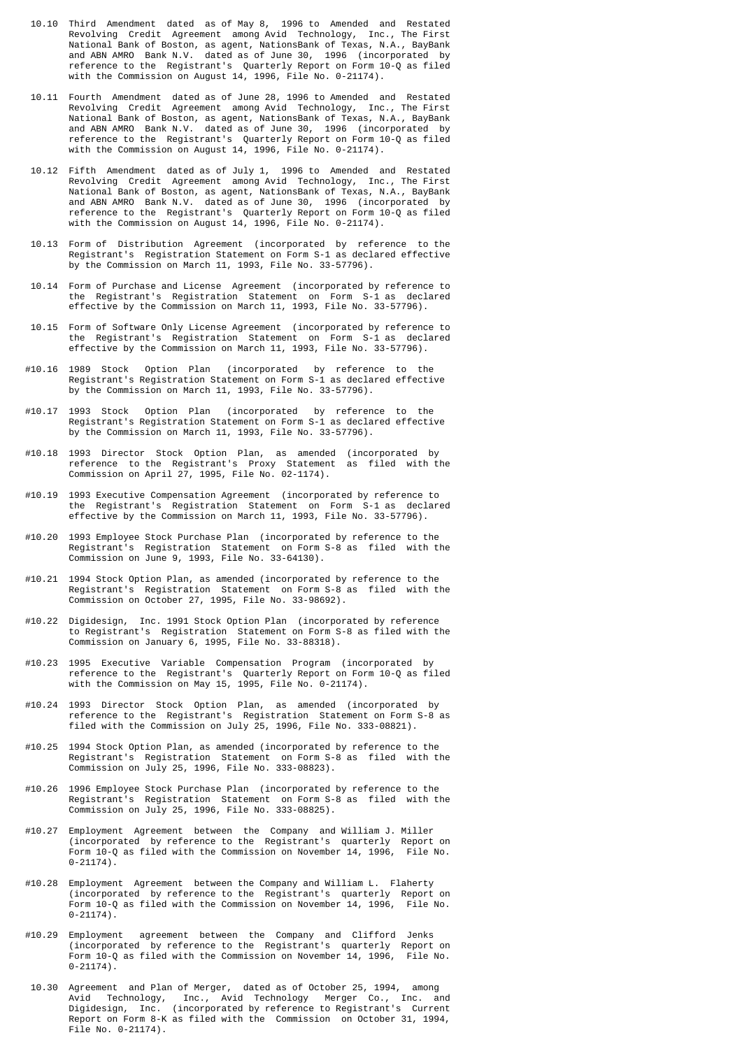10.10 Third Amendment dated as of May 8, 1996 to Amended and Restated Revolving Credit Agreement among Avid Technology, Inc., The First National Bank of Boston, as agent, NationsBank of Texas, N.A., BayBank and ABN AMRO Bank N.V. dated as of June 30, 1996 (incorporated by reference to the Registrant's Quarterly Report on Form 10-Q as filed with the Commission on August 14, 1996, File No. 0-21174).

10.11 Fourth Amendment dated as of June 28, 1996 to Amended and Restated Revolving Credit Agreement among Avid Technology, Inc., The First National Bank of Boston, as agent, NationsBank of Texas, N.A., BayBank and ABN AMRO Bank N.V. dated as of June 30, 1996 (incorporated by reference to the Registrant's Quarterly Report on Form 10-Q as filed with the Commission on August 14, 1996, File No. 0-21174).

10.12 Fifth Amendment dated as of July 1, 1996 to Amended and Restated Revolving Credit Agreement among Avid Technology, Inc., The First National Bank of Boston, as agent, NationsBank of Texas, N.A., BayBank and ABN AMRO Bank N.V. dated as of June 30, 1996 (incorporated by reference to the Registrant's Quarterly Report on Form 10-Q as filed with the Commission on August 14, 1996, File No. 0-21174).

10.13 Form of Distribution Agreement (incorporated by reference to the Registrant's Registration Statement on Form S-1 as declared effective by the Commission on March 11, 1993, File No. 33-57796).

10.14 Form of Purchase and License Agreement (incorporated by reference to the Registrant's Registration Statement on Form S-1 as declared effective by the Commission on March 11, 1993, File No. 33-57796).

10.15 Form of Software Only License Agreement (incorporated by reference to the Registrant's Registration Statement on Form S-1 as declared effective by the Commission on March 11, 1993, File No. 33-57796).

#10.16 1989 Stock Option Plan (incorporated by reference to the Registrant's Registration Statement on Form S-1 as declared effective by the Commission on March 11, 1993, File No. 33-57796).

#10.17 1993 Stock Option Plan (incorporated by reference to the Registrant's Registration Statement on Form S-1 as declared effective by the Commission on March 11, 1993, File No. 33-57796).

#10.18 1993 Director Stock Option Plan, as amended (incorporated by reference to the Registrant's Proxy Statement as filed with the Commission on April 27, 1995, File No. 02-1174).

#10.19 1993 Executive Compensation Agreement (incorporated by reference to the Registrant's Registration Statement on Form S-1 as declared effective by the Commission on March 11, 1993, File No. 33-57796).

#10.20 1993 Employee Stock Purchase Plan (incorporated by reference to the Registrant's Registration Statement on Form S-8 as filed with the Commission on June 9, 1993, File No. 33-64130).

#10.21 1994 Stock Option Plan, as amended (incorporated by reference to the Registrant's Registration Statement on Form S-8 as filed with the Commission on October 27, 1995, File No. 33-98692).

#10.22 Digidesign, Inc. 1991 Stock Option Plan (incorporated by reference to Registrant's Registration Statement on Form S-8 as filed with the Commission on January 6, 1995, File No. 33-88318).

#10.23 1995 Executive Variable Compensation Program (incorporated by reference to the Registrant's Quarterly Report on Form 10-Q as filed with the Commission on May 15, 1995, File No. 0-21174).

#10.24 1993 Director Stock Option Plan, as amended (incorporated by reference to the Registrant's Registration Statement on Form S-8 as filed with the Commission on July 25, 1996, File No. 333-08821).

#10.25 1994 Stock Option Plan, as amended (incorporated by reference to the Registrant's Registration Statement on Form S-8 as filed with the Commission on July 25, 1996, File No. 333-08823).

#10.26 1996 Employee Stock Purchase Plan (incorporated by reference to the Registrant's Registration Statement on Form S-8 as filed with the Commission on July 25, 1996, File No. 333-08825).

#10.27 Employment Agreement between the Company and William J. Miller (incorporated by reference to the Registrant's quarterly Report on Form 10-Q as filed with the Commission on November 14, 1996, File No. 0-21174).

#10.28 Employment Agreement between the Company and William L. Flaherty (incorporated by reference to the Registrant's quarterly Report on Form 10-Q as filed with the Commission on November 14, 1996, File No. 0-21174).

#10.29 Employment agreement between the Company and Clifford Jenks (incorporated by reference to the Registrant's quarterly Report on Form 10-Q as filed with the Commission on November 14, 1996, File No. 0-21174).

10.30 Agreement and Plan of Merger, dated as of October 25, 1994, among Avid Technology, Inc., Avid Technology Merger Co., Inc. and Digidesign, Inc. (incorporated by reference to Registrant's Current Report on Form 8-K as filed with the Commission on October 31, 1994, File No. 0-21174).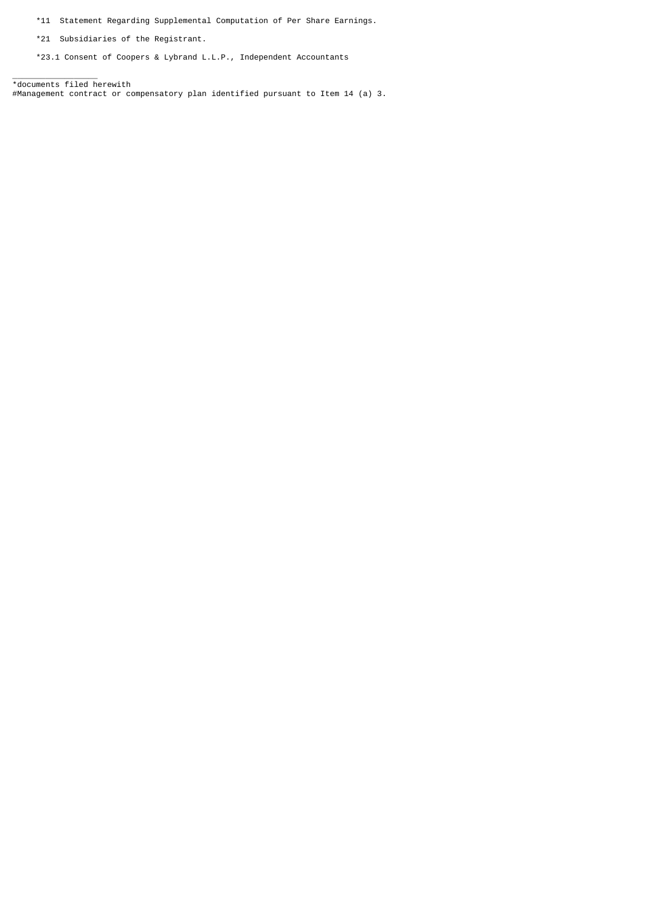*11 Statement Regarding Supplemental Computation of Per Share Earnings.

*21 Subsidiaries of the Registrant.

*23.1 Consent of Coopers & Lybrand L.L.P., Independent Accountants

_________________

*documents filed herewith

#Management contract or compensatory plan identified pursuant to Item 14 (a) 3.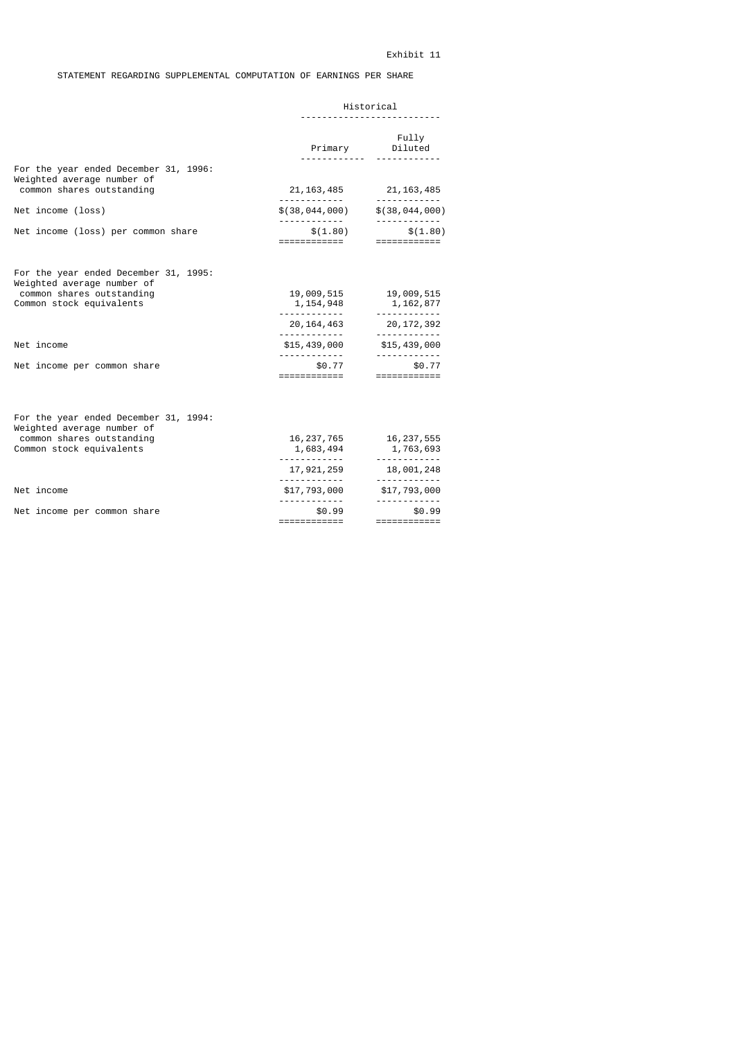Exhibit 11

STATEMENT REGARDING SUPPLEMENTAL COMPUTATION OF EARNINGS PER SHARE

| | Historical | |
|---|---|---|
| | Primary | Fully Diluted |
| For the year ended December 31, 1996: | | |
| Weighted average number of common shares outstanding | 21,163,485 | 21,163,485 |
| Net income (loss) | $(38,044,000) | $(38,044,000) |
| Net income (loss) per common share | $(1.80) | $(1.80) |
| | | |
| For the year ended December 31, 1995: | | |
| Weighted average number of common shares outstanding | 19,009,515 | 19,009,515 |
| Common stock equivalents | 1,154,948 | 1,162,877 |
| | 20,164,463 | 20,172,392 |
| Net income | $15,439,000 | $15,439,000 |
| Net income per common share | $0.77 | $0.77 |
| | | |
| For the year ended December 31, 1994: | | |
| Weighted average number of common shares outstanding | 16,237,765 | 16,237,555 |
| Common stock equivalents | 1,683,494 | 1,763,693 |
| | 17,921,259 | 18,001,248 |
| Net income | $17,793,000 | $17,793,000 |
| Net income per common share | $0.99 | $0.99 |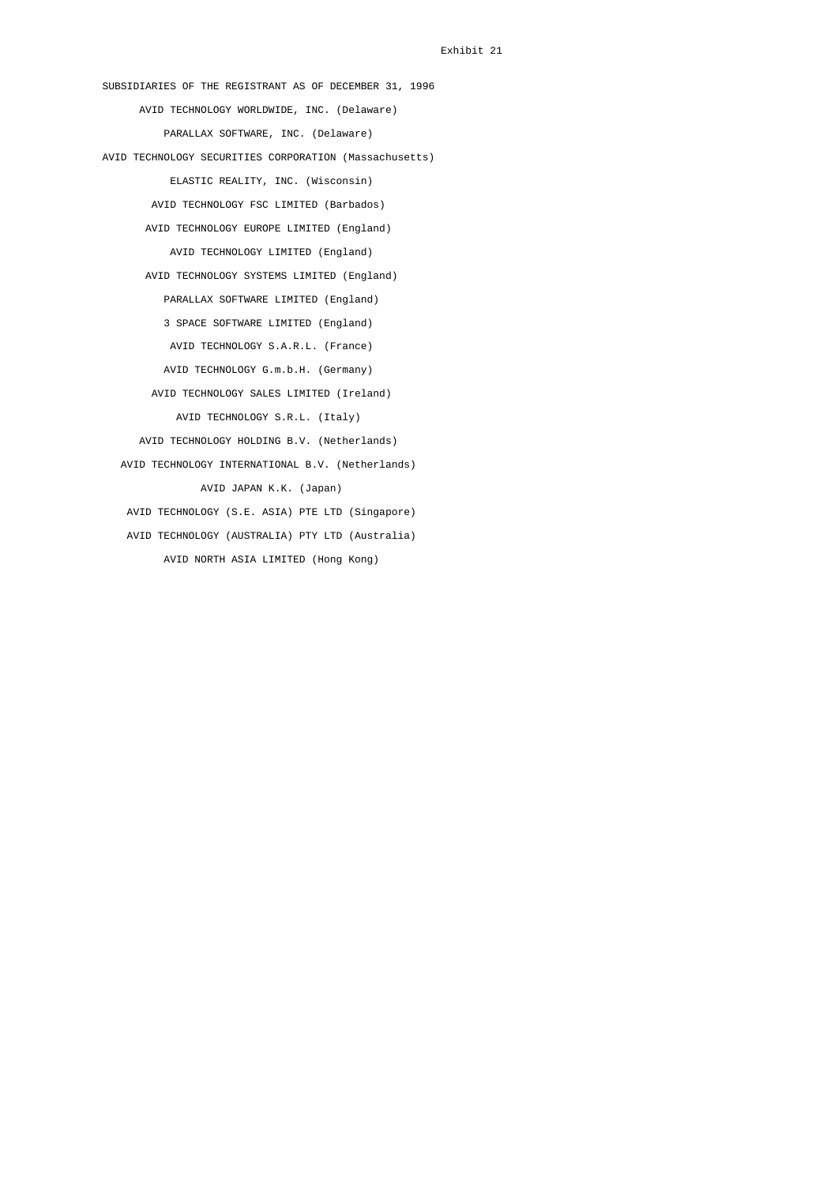Exhibit 21

SUBSIDIARIES OF THE REGISTRANT AS OF DECEMBER 31, 1996

AVID TECHNOLOGY WORLDWIDE, INC. (Delaware)

PARALLAX SOFTWARE, INC. (Delaware)

AVID TECHNOLOGY SECURITIES CORPORATION (Massachusetts)

ELASTIC REALITY, INC. (Wisconsin)

AVID TECHNOLOGY FSC LIMITED (Barbados)

AVID TECHNOLOGY EUROPE LIMITED (England)

AVID TECHNOLOGY LIMITED (England)

AVID TECHNOLOGY SYSTEMS LIMITED (England)

PARALLAX SOFTWARE LIMITED (England)

3 SPACE SOFTWARE LIMITED (England)

AVID TECHNOLOGY S.A.R.L. (France)

AVID TECHNOLOGY G.m.b.H. (Germany)

AVID TECHNOLOGY SALES LIMITED (Ireland)

AVID TECHNOLOGY S.R.L. (Italy)

AVID TECHNOLOGY HOLDING B.V. (Netherlands)

AVID TECHNOLOGY INTERNATIONAL B.V. (Netherlands)

AVID JAPAN K.K. (Japan)

AVID TECHNOLOGY (S.E. ASIA) PTE LTD (Singapore)

AVID TECHNOLOGY (AUSTRALIA) PTY LTD (Australia)

AVID NORTH ASIA LIMITED (Hong Kong)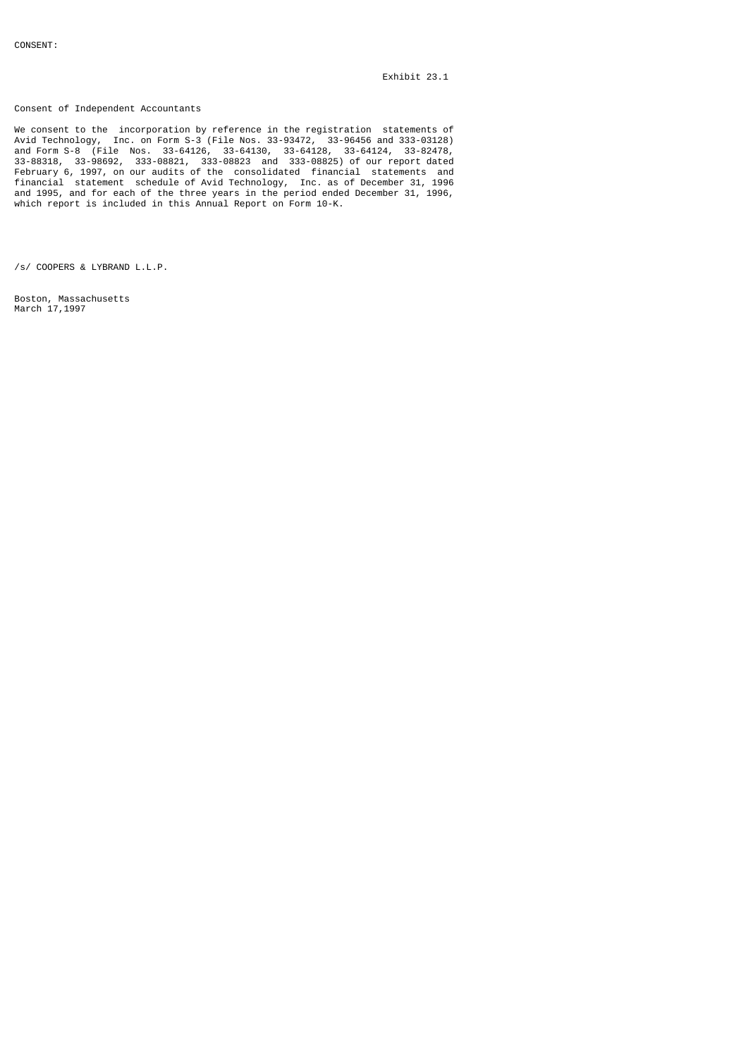CONSENT:

Exhibit 23.1

Consent of Independent Accountants

We consent to the incorporation by reference in the registration statements of Avid Technology, Inc. on Form S-3 (File Nos. 33-93472, 33-96456 and 333-03128) and Form S-8 (File Nos. 33-64126, 33-64130, 33-64128, 33-64124, 33-82478, 33-88318, 33-98692, 333-08821, 333-08823 and 333-08825) of our report dated February 6, 1997, on our audits of the consolidated financial statements and financial statement schedule of Avid Technology, Inc. as of December 31, 1996 and 1995, and for each of the three years in the period ended December 31, 1996, which report is included in this Annual Report on Form 10-K.

/s/ COOPERS & LYBRAND L.L.P.

Boston, Massachusetts
March 17,1997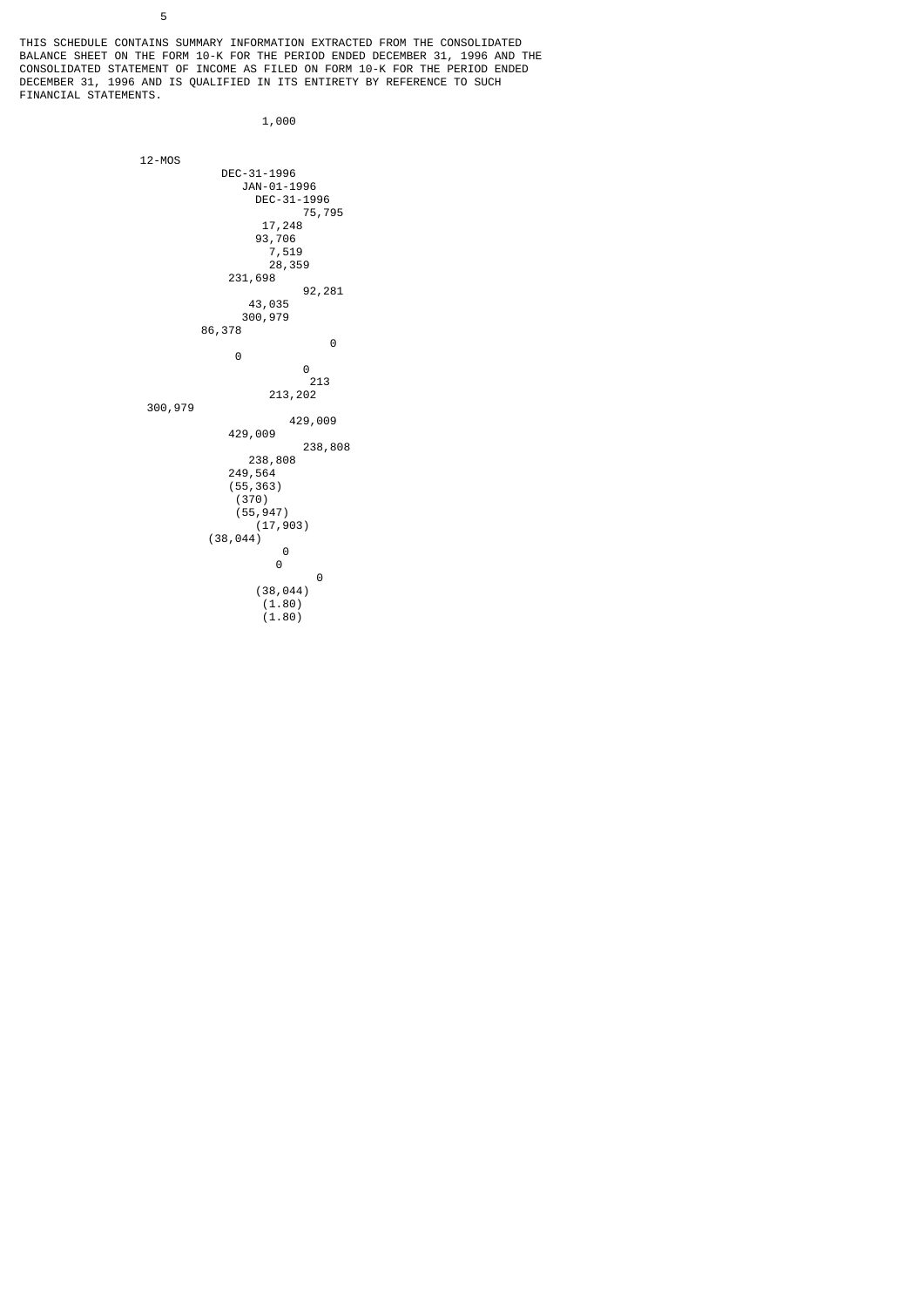THIS SCHEDULE CONTAINS SUMMARY INFORMATION EXTRACTED FROM THE CONSOLIDATED BALANCE SHEET ON THE FORM 10-K FOR THE PERIOD ENDED DECEMBER 31, 1996 AND THE CONSOLIDATED STATEMENT OF INCOME AS FILED ON FORM 10-K FOR THE PERIOD ENDED DECEMBER 31, 1996 AND IS QUALIFIED IN ITS ENTIRETY BY REFERENCE TO SUCH FINANCIAL STATEMENTS.

1,000

12-MOS
DEC-31-1996
JAN-01-1996
DEC-31-1996
75,795
17,248
93,706
7,519
28,359
231,698
92,281
43,035
300,979
86,378
0
0
0
213
213,202
300,979
429,009
429,009
238,808
238,808
249,564
(55,363)
(370)
(55,947)
(17,903)
(38,044)
0
0
0
(38,044)
(1.80)
(1.80)